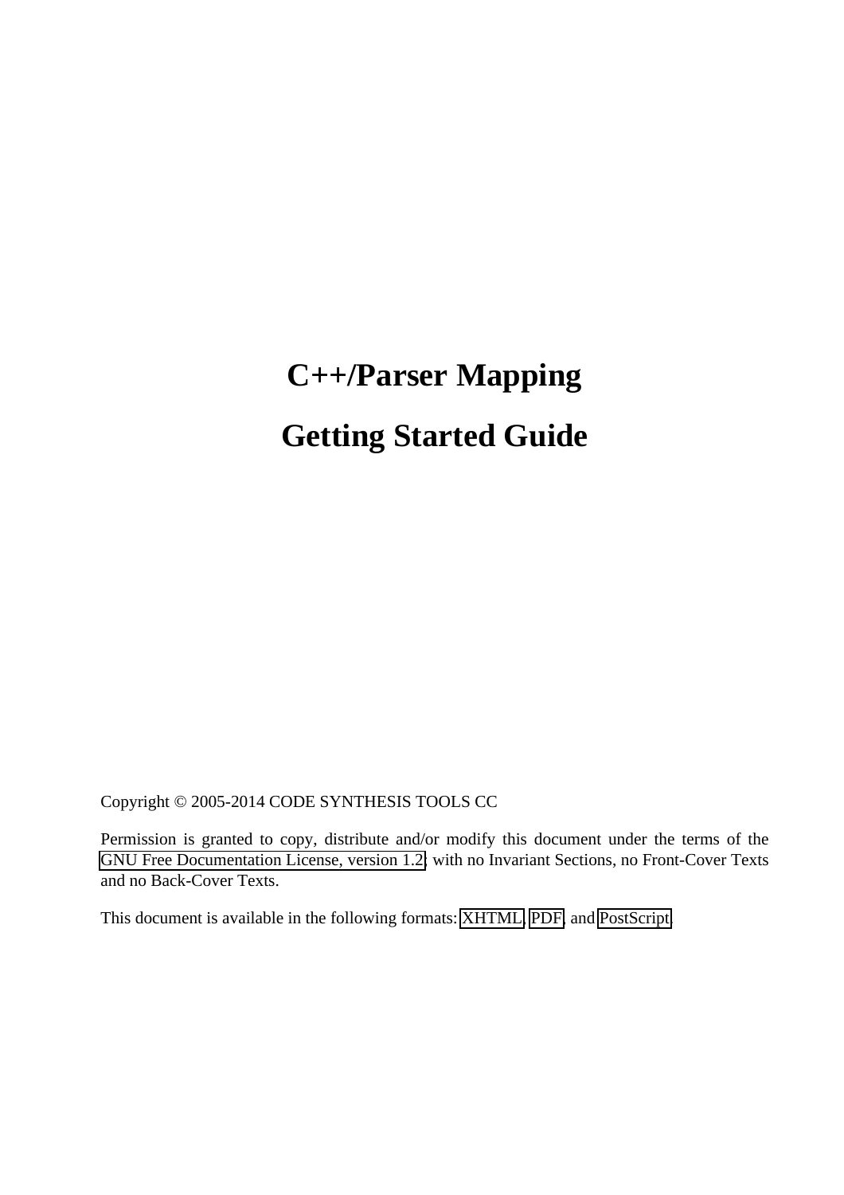# C++/Parser Mapping

# Getting Started Guide

Copyright © 2005-2014 CODE SYNTHESIS TOOLS CC

Permission is granted to copy, distribute and/or modify this document under the terms of the GNU Free Documentation License, version 1.2; with no Invariant Sections, no Front-Cover Texts and no Back-Cover Texts.

This document is available in the following formats: XHTML, PDF, and PostScript.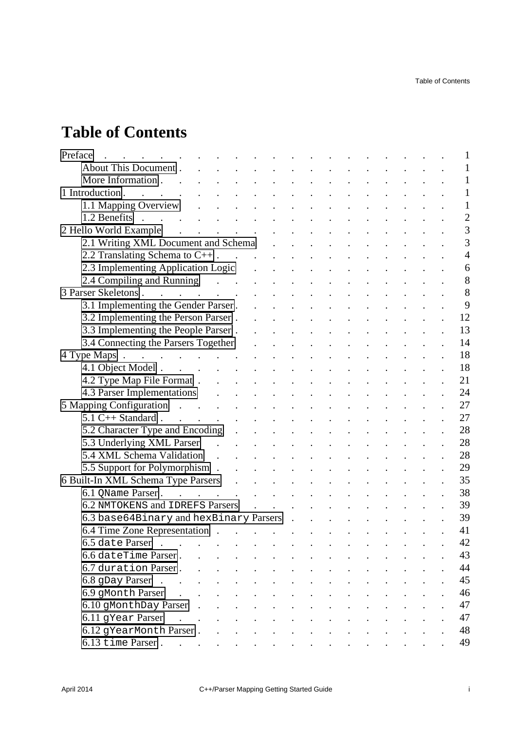# Table of Contents

- Preface . . . 1
  - About This Document . . . 1
  - More Information . . . 1
- 1 Introduction . . . 1
  - 1.1 Mapping Overview . . . 1
  - 1.2 Benefits . . . 2
- 2 Hello World Example . . . 3
  - 2.1 Writing XML Document and Schema . . . 3
  - 2.2 Translating Schema to C++ . . . 4
  - 2.3 Implementing Application Logic . . . 6
  - 2.4 Compiling and Running . . . 8
- 3 Parser Skeletons . . . 8
  - 3.1 Implementing the Gender Parser . . . 9
  - 3.2 Implementing the Person Parser . . . 12
  - 3.3 Implementing the People Parser . . . 13
  - 3.4 Connecting the Parsers Together . . . 14
- 4 Type Maps . . . 18
  - 4.1 Object Model . . . 18
  - 4.2 Type Map File Format . . . 21
  - 4.3 Parser Implementations . . . 24
- 5 Mapping Configuration . . . 27
  - 5.1 C++ Standard . . . 27
  - 5.2 Character Type and Encoding . . . 28
  - 5.3 Underlying XML Parser . . . 28
  - 5.4 XML Schema Validation . . . 28
  - 5.5 Support for Polymorphism . . . 29
- 6 Built-In XML Schema Type Parsers . . . 35
  - 6.1 `QName` Parser . . . 38
  - 6.2 `NMTOKENS` and `IDREFS` Parsers . . . 39
  - 6.3 `base64Binary` and `hexBinary` Parsers . . . 39
  - 6.4 Time Zone Representation . . . 41
  - 6.5 `date` Parser . . . 42
  - 6.6 `dateTime` Parser . . . 43
  - 6.7 `duration` Parser . . . 44
  - 6.8 `gDay` Parser . . . 45
  - 6.9 `gMonth` Parser . . . 46
  - 6.10 `gMonthDay` Parser . . . 47
  - 6.11 `gYear` Parser . . . 47
  - 6.12 `gYearMonth` Parser . . . 48
  - 6.13 `time` Parser . . . 49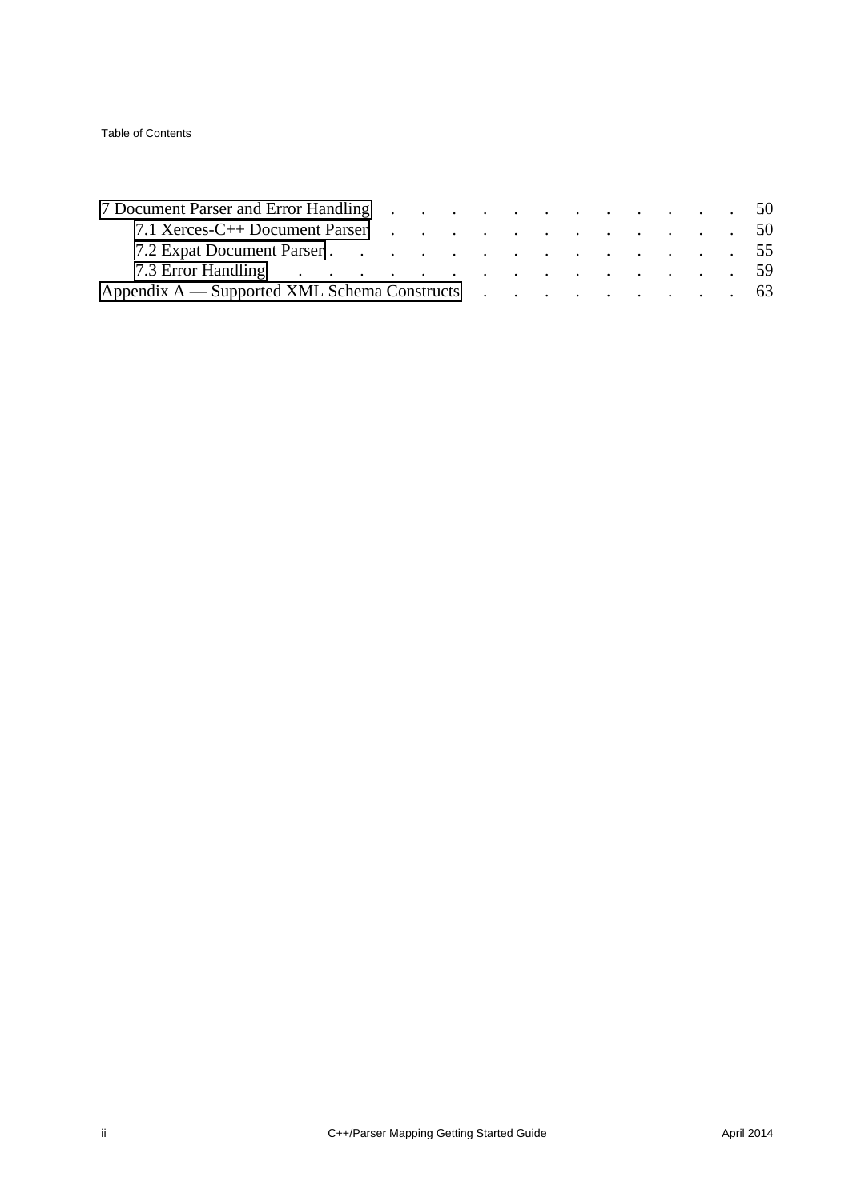- 7 Document Parser and Error Handling . . . . . . . . . . . . . 50
  - 7.1 Xerces-C++ Document Parser . . . . . . . . . . . . . 50
  - 7.2 Expat Document Parser . . . . . . . . . . . . . . 55
  - 7.3 Error Handling . . . . . . . . . . . . . . 59
- Appendix A — Supported XML Schema Constructs . . . . . . . . . 63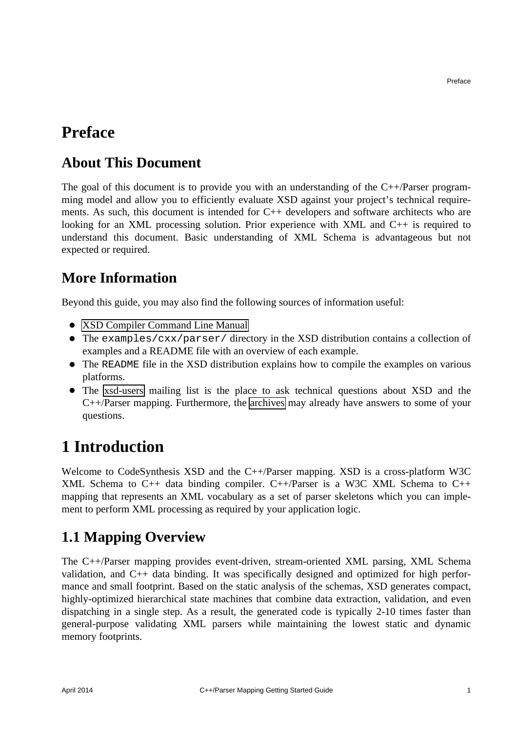# Preface

## About This Document

The goal of this document is to provide you with an understanding of the C++/Parser programming model and allow you to efficiently evaluate XSD against your project's technical requirements. As such, this document is intended for C++ developers and software architects who are looking for an XML processing solution. Prior experience with XML and C++ is required to understand this document. Basic understanding of XML Schema is advantageous but not expected or required.

## More Information

Beyond this guide, you may also find the following sources of information useful:

- XSD Compiler Command Line Manual
- The `examples/cxx/parser/` directory in the XSD distribution contains a collection of examples and a README file with an overview of each example.
- The `README` file in the XSD distribution explains how to compile the examples on various platforms.
- The xsd-users mailing list is the place to ask technical questions about XSD and the C++/Parser mapping. Furthermore, the archives may already have answers to some of your questions.

# 1 Introduction

Welcome to CodeSynthesis XSD and the C++/Parser mapping. XSD is a cross-platform W3C XML Schema to C++ data binding compiler. C++/Parser is a W3C XML Schema to C++ mapping that represents an XML vocabulary as a set of parser skeletons which you can implement to perform XML processing as required by your application logic.

## 1.1 Mapping Overview

The C++/Parser mapping provides event-driven, stream-oriented XML parsing, XML Schema validation, and C++ data binding. It was specifically designed and optimized for high performance and small footprint. Based on the static analysis of the schemas, XSD generates compact, highly-optimized hierarchical state machines that combine data extraction, validation, and even dispatching in a single step. As a result, the generated code is typically 2-10 times faster than general-purpose validating XML parsers while maintaining the lowest static and dynamic memory footprints.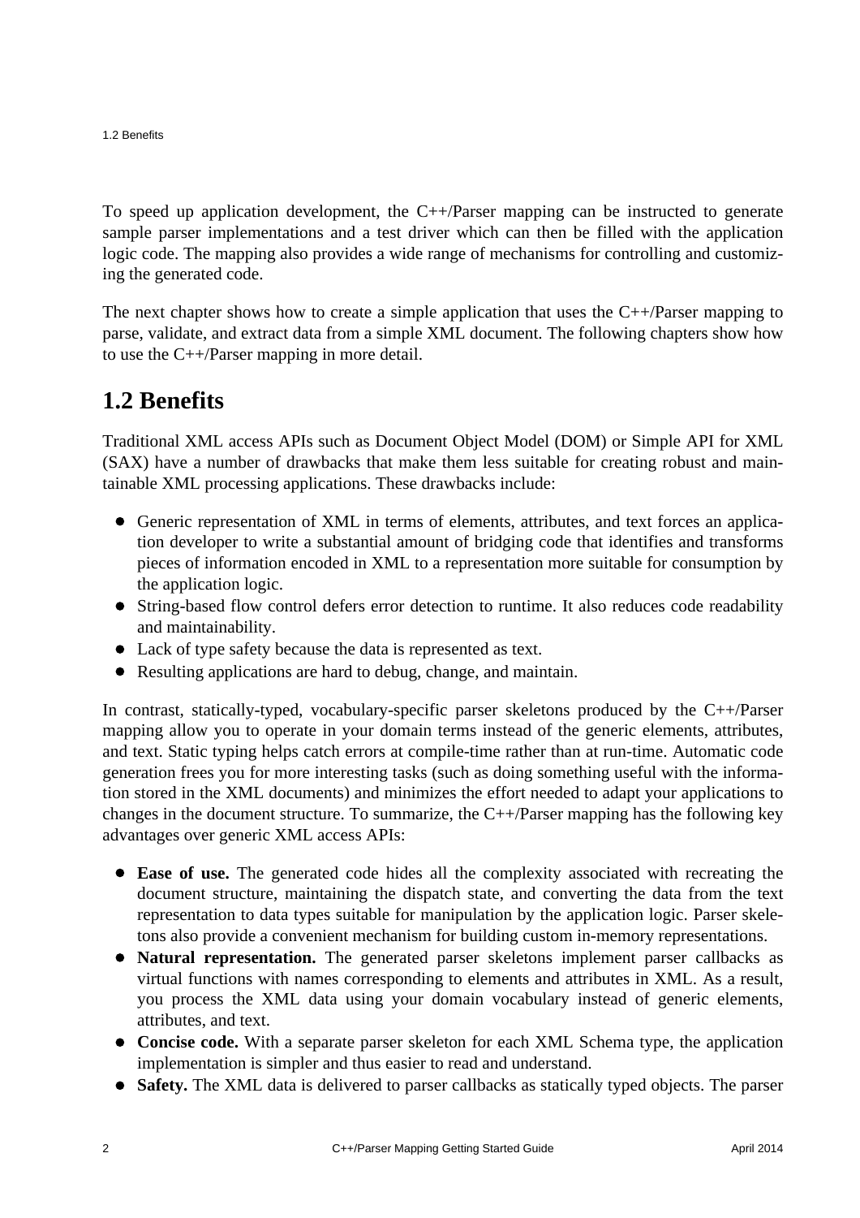To speed up application development, the C++/Parser mapping can be instructed to generate sample parser implementations and a test driver which can then be filled with the application logic code. The mapping also provides a wide range of mechanisms for controlling and customizing the generated code.

The next chapter shows how to create a simple application that uses the C++/Parser mapping to parse, validate, and extract data from a simple XML document. The following chapters show how to use the C++/Parser mapping in more detail.

## 1.2 Benefits

Traditional XML access APIs such as Document Object Model (DOM) or Simple API for XML (SAX) have a number of drawbacks that make them less suitable for creating robust and maintainable XML processing applications. These drawbacks include:

- Generic representation of XML in terms of elements, attributes, and text forces an application developer to write a substantial amount of bridging code that identifies and transforms pieces of information encoded in XML to a representation more suitable for consumption by the application logic.
- String-based flow control defers error detection to runtime. It also reduces code readability and maintainability.
- Lack of type safety because the data is represented as text.
- Resulting applications are hard to debug, change, and maintain.

In contrast, statically-typed, vocabulary-specific parser skeletons produced by the C++/Parser mapping allow you to operate in your domain terms instead of the generic elements, attributes, and text. Static typing helps catch errors at compile-time rather than at run-time. Automatic code generation frees you for more interesting tasks (such as doing something useful with the information stored in the XML documents) and minimizes the effort needed to adapt your applications to changes in the document structure. To summarize, the C++/Parser mapping has the following key advantages over generic XML access APIs:

- **Ease of use.** The generated code hides all the complexity associated with recreating the document structure, maintaining the dispatch state, and converting the data from the text representation to data types suitable for manipulation by the application logic. Parser skeletons also provide a convenient mechanism for building custom in-memory representations.
- **Natural representation.** The generated parser skeletons implement parser callbacks as virtual functions with names corresponding to elements and attributes in XML. As a result, you process the XML data using your domain vocabulary instead of generic elements, attributes, and text.
- **Concise code.** With a separate parser skeleton for each XML Schema type, the application implementation is simpler and thus easier to read and understand.
- **Safety.** The XML data is delivered to parser callbacks as statically typed objects. The parser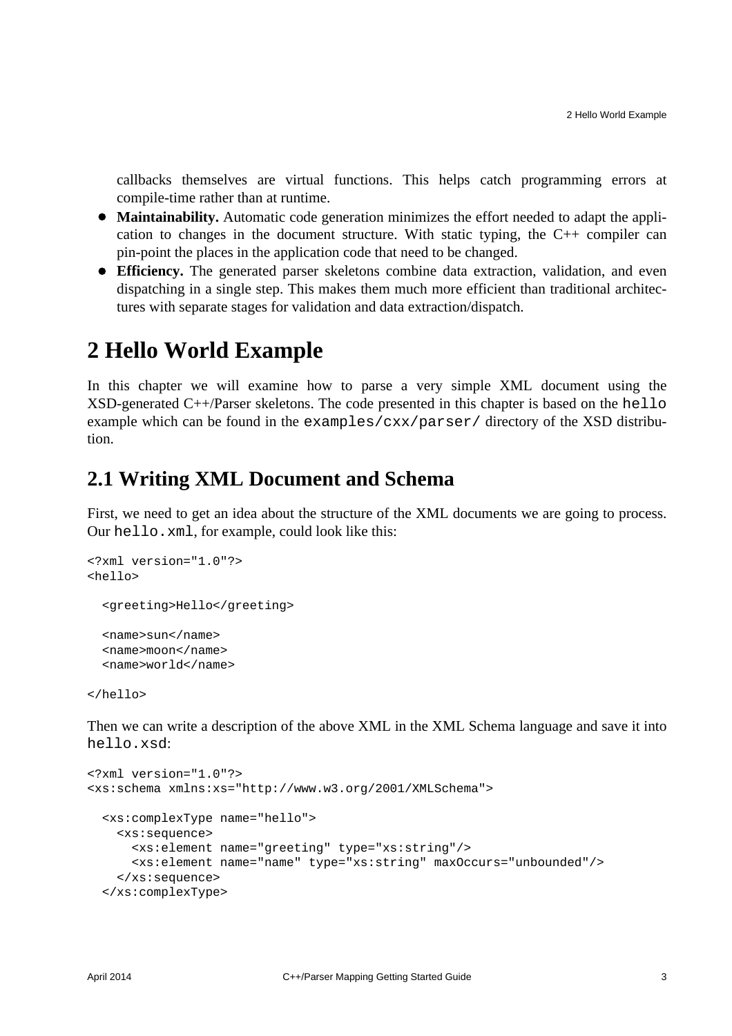callbacks themselves are virtual functions. This helps catch programming errors at compile-time rather than at runtime.

- **Maintainability.** Automatic code generation minimizes the effort needed to adapt the application to changes in the document structure. With static typing, the C++ compiler can pin-point the places in the application code that need to be changed.
- **Efficiency.** The generated parser skeletons combine data extraction, validation, and even dispatching in a single step. This makes them much more efficient than traditional architectures with separate stages for validation and data extraction/dispatch.

# 2 Hello World Example

In this chapter we will examine how to parse a very simple XML document using the XSD-generated C++/Parser skeletons. The code presented in this chapter is based on the `hello` example which can be found in the `examples/cxx/parser/` directory of the XSD distribution.

## 2.1 Writing XML Document and Schema

First, we need to get an idea about the structure of the XML documents we are going to process. Our `hello.xml`, for example, could look like this:

```
<?xml version="1.0"?>
<hello>

  <greeting>Hello</greeting>

  <name>sun</name>
  <name>moon</name>
  <name>world</name>

</hello>
```

Then we can write a description of the above XML in the XML Schema language and save it into `hello.xsd`:

```
<?xml version="1.0"?>
<xs:schema xmlns:xs="http://www.w3.org/2001/XMLSchema">

  <xs:complexType name="hello">
    <xs:sequence>
      <xs:element name="greeting" type="xs:string"/>
      <xs:element name="name" type="xs:string" maxOccurs="unbounded"/>
    </xs:sequence>
  </xs:complexType>
```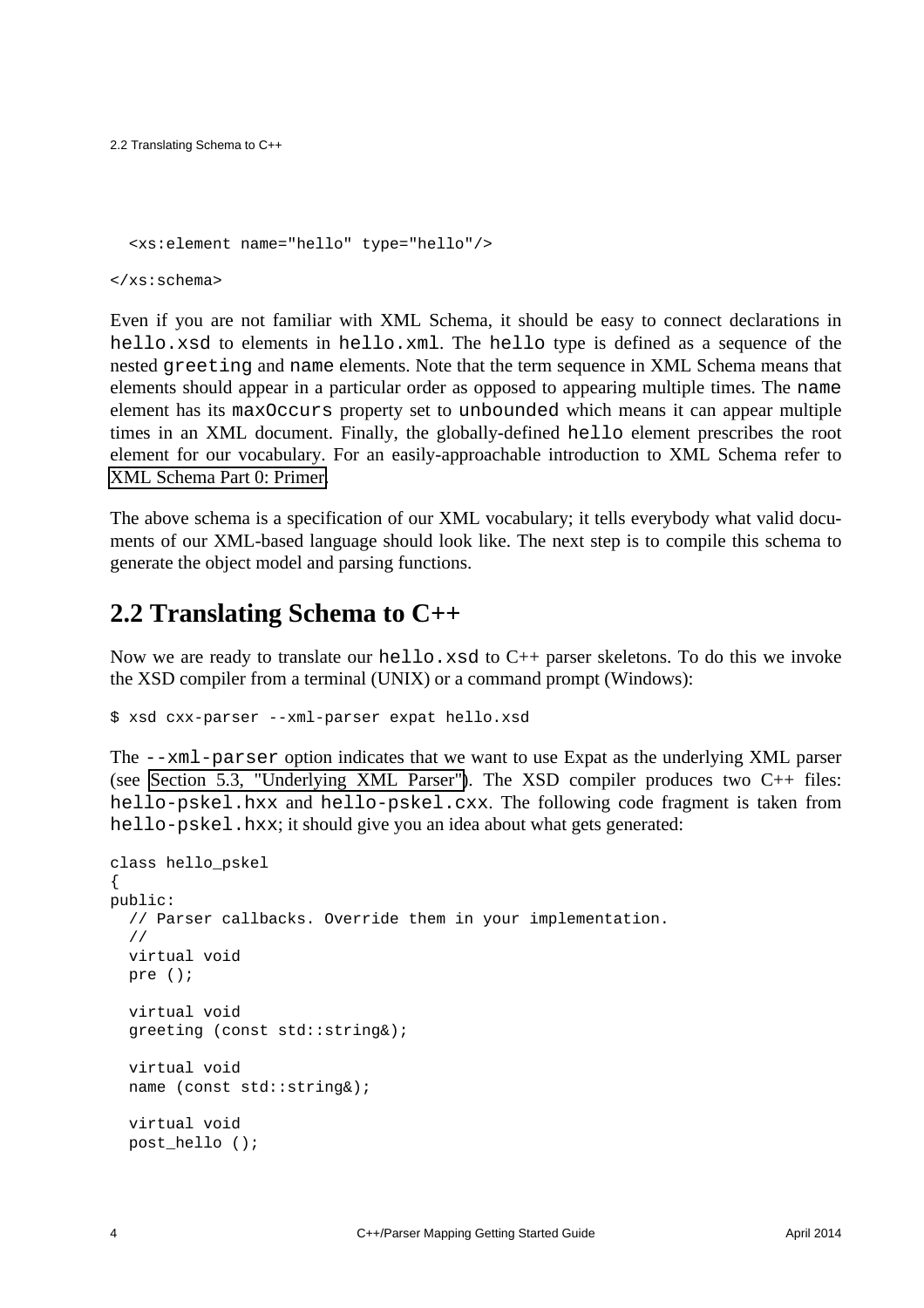```
  <xs:element name="hello" type="hello"/>

</xs:schema>
```

Even if you are not familiar with XML Schema, it should be easy to connect declarations in `hello.xsd` to elements in `hello.xml`. The `hello` type is defined as a sequence of the nested `greeting` and `name` elements. Note that the term sequence in XML Schema means that elements should appear in a particular order as opposed to appearing multiple times. The `name` element has its `maxOccurs` property set to `unbounded` which means it can appear multiple times in an XML document. Finally, the globally-defined `hello` element prescribes the root element for our vocabulary. For an easily-approachable introduction to XML Schema refer to XML Schema Part 0: Primer.

The above schema is a specification of our XML vocabulary; it tells everybody what valid documents of our XML-based language should look like. The next step is to compile this schema to generate the object model and parsing functions.

## 2.2 Translating Schema to C++

Now we are ready to translate our `hello.xsd` to C++ parser skeletons. To do this we invoke the XSD compiler from a terminal (UNIX) or a command prompt (Windows):

```
$ xsd cxx-parser --xml-parser expat hello.xsd
```

The `--xml-parser` option indicates that we want to use Expat as the underlying XML parser (see Section 5.3, "Underlying XML Parser"). The XSD compiler produces two C++ files: `hello-pskel.hxx` and `hello-pskel.cxx`. The following code fragment is taken from `hello-pskel.hxx`; it should give you an idea about what gets generated:

```
class hello_pskel
{
public:
  // Parser callbacks. Override them in your implementation.
  //
  virtual void
  pre ();

  virtual void
  greeting (const std::string&);

  virtual void
  name (const std::string&);

  virtual void
  post_hello ();
```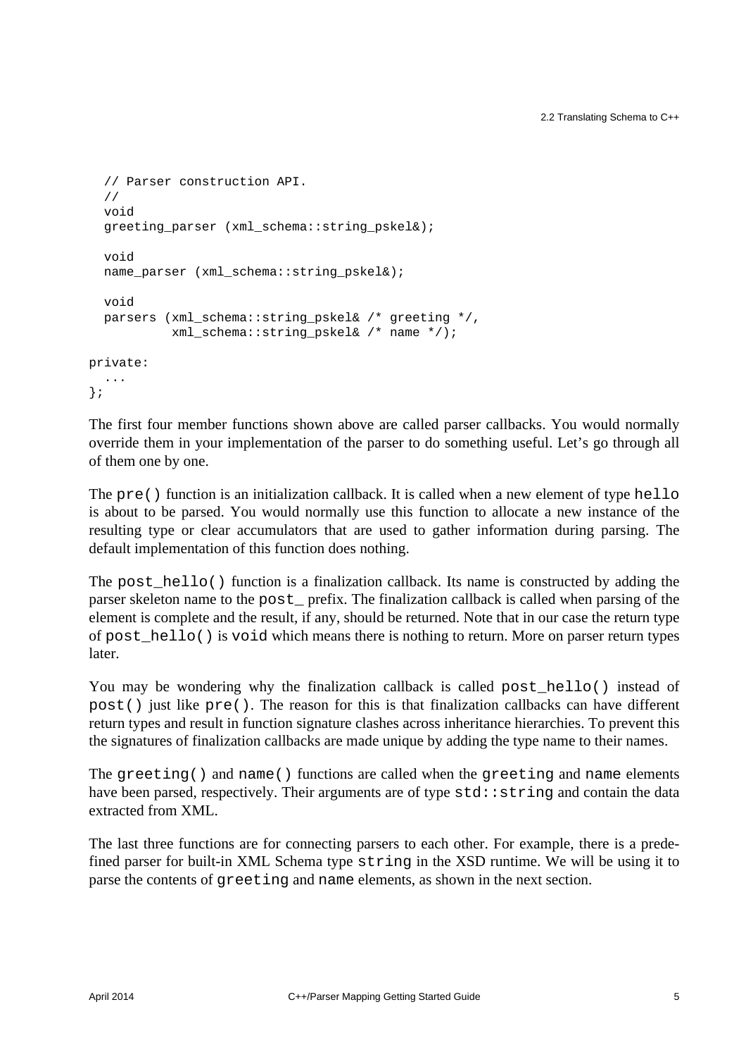```
  // Parser construction API.
  //
  void
  greeting_parser (xml_schema::string_pskel&);

  void
  name_parser (xml_schema::string_pskel&);

  void
  parsers (xml_schema::string_pskel& /* greeting */,
           xml_schema::string_pskel& /* name */);

private:
  ...
};
```

The first four member functions shown above are called parser callbacks. You would normally override them in your implementation of the parser to do something useful. Let's go through all of them one by one.

The `pre()` function is an initialization callback. It is called when a new element of type `hello` is about to be parsed. You would normally use this function to allocate a new instance of the resulting type or clear accumulators that are used to gather information during parsing. The default implementation of this function does nothing.

The `post_hello()` function is a finalization callback. Its name is constructed by adding the parser skeleton name to the `post_` prefix. The finalization callback is called when parsing of the element is complete and the result, if any, should be returned. Note that in our case the return type of `post_hello()` is `void` which means there is nothing to return. More on parser return types later.

You may be wondering why the finalization callback is called `post_hello()` instead of `post()` just like `pre()`. The reason for this is that finalization callbacks can have different return types and result in function signature clashes across inheritance hierarchies. To prevent this the signatures of finalization callbacks are made unique by adding the type name to their names.

The `greeting()` and `name()` functions are called when the `greeting` and `name` elements have been parsed, respectively. Their arguments are of type `std::string` and contain the data extracted from XML.

The last three functions are for connecting parsers to each other. For example, there is a predefined parser for built-in XML Schema type `string` in the XSD runtime. We will be using it to parse the contents of `greeting` and `name` elements, as shown in the next section.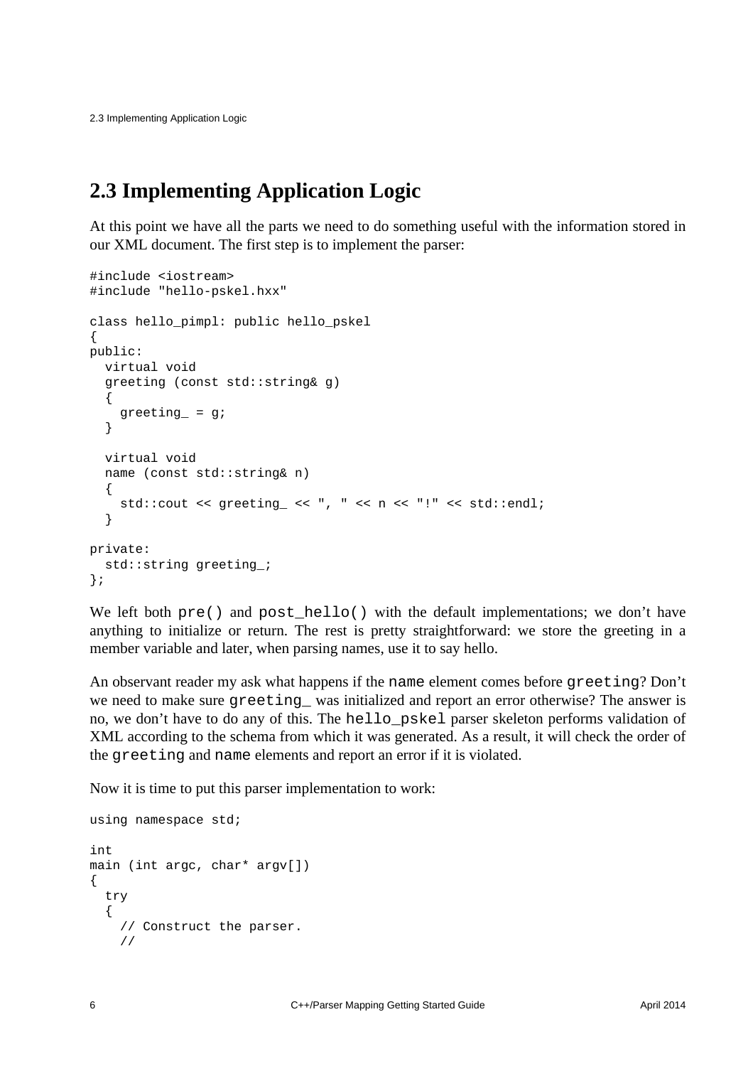## 2.3 Implementing Application Logic

At this point we have all the parts we need to do something useful with the information stored in our XML document. The first step is to implement the parser:

```
#include <iostream>
#include "hello-pskel.hxx"

class hello_pimpl: public hello_pskel
{
public:
  virtual void
  greeting (const std::string& g)
  {
    greeting_ = g;
  }

  virtual void
  name (const std::string& n)
  {
    std::cout << greeting_ << ", " << n << "!" << std::endl;
  }

private:
  std::string greeting_;
};
```

We left both `pre()` and `post_hello()` with the default implementations; we don't have anything to initialize or return. The rest is pretty straightforward: we store the greeting in a member variable and later, when parsing names, use it to say hello.

An observant reader my ask what happens if the `name` element comes before `greeting`? Don't we need to make sure `greeting_` was initialized and report an error otherwise? The answer is no, we don't have to do any of this. The `hello_pskel` parser skeleton performs validation of XML according to the schema from which it was generated. As a result, it will check the order of the `greeting` and `name` elements and report an error if it is violated.

Now it is time to put this parser implementation to work:

```
using namespace std;

int
main (int argc, char* argv[])
{
  try
  {
    // Construct the parser.
    //
```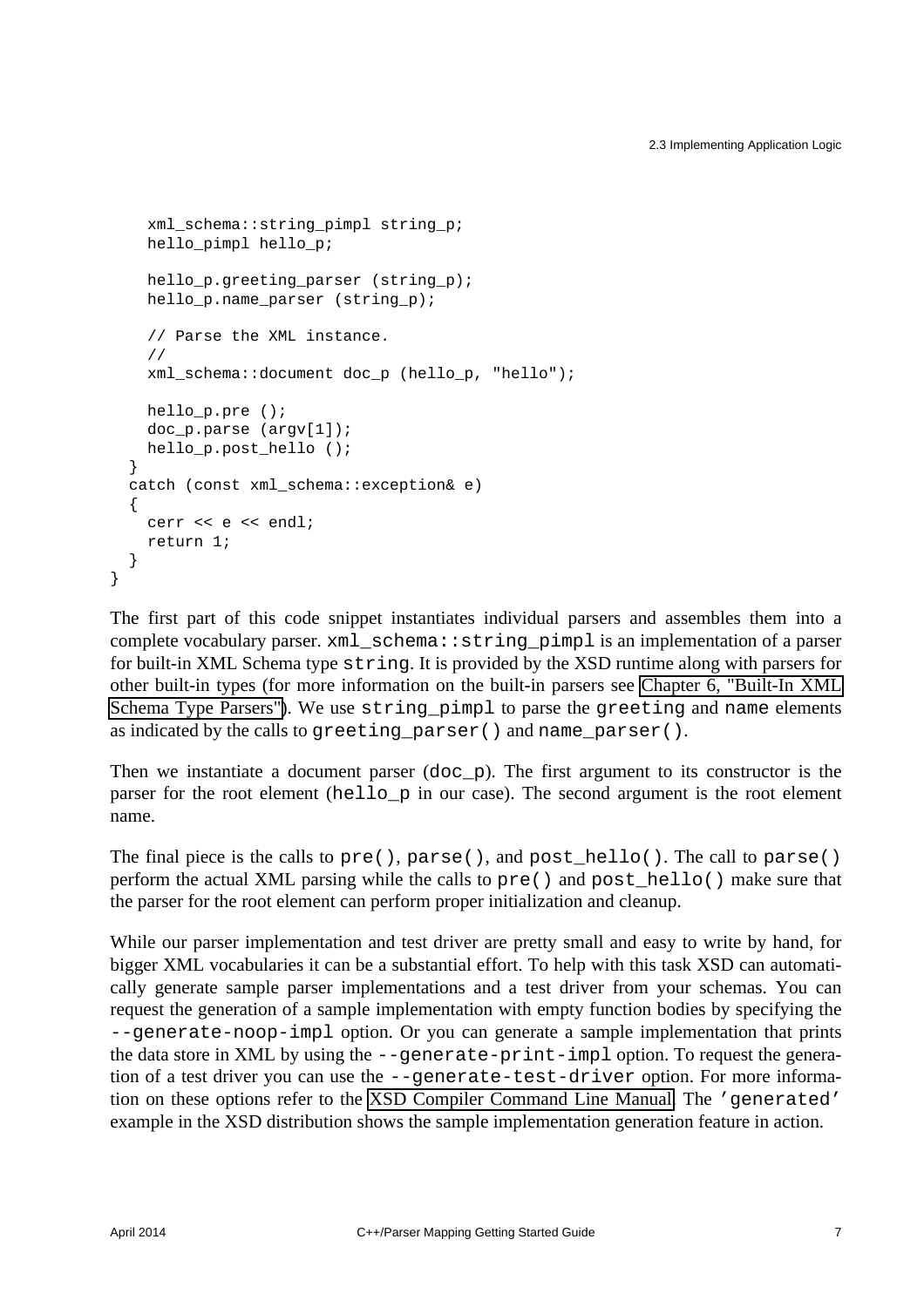```
    xml_schema::string_pimpl string_p;
    hello_pimpl hello_p;

    hello_p.greeting_parser (string_p);
    hello_p.name_parser (string_p);

    // Parse the XML instance.
    //
    xml_schema::document doc_p (hello_p, "hello");

    hello_p.pre ();
    doc_p.parse (argv[1]);
    hello_p.post_hello ();
  }
  catch (const xml_schema::exception& e)
  {
    cerr << e << endl;
    return 1;
  }
}
```

The first part of this code snippet instantiates individual parsers and assembles them into a complete vocabulary parser. `xml_schema::string_pimpl` is an implementation of a parser for built-in XML Schema type `string`. It is provided by the XSD runtime along with parsers for other built-in types (for more information on the built-in parsers see Chapter 6, "Built-In XML Schema Type Parsers"). We use `string_pimpl` to parse the `greeting` and `name` elements as indicated by the calls to `greeting_parser()` and `name_parser()`.

Then we instantiate a document parser (`doc_p`). The first argument to its constructor is the parser for the root element (`hello_p` in our case). The second argument is the root element name.

The final piece is the calls to `pre()`, `parse()`, and `post_hello()`. The call to `parse()` perform the actual XML parsing while the calls to `pre()` and `post_hello()` make sure that the parser for the root element can perform proper initialization and cleanup.

While our parser implementation and test driver are pretty small and easy to write by hand, for bigger XML vocabularies it can be a substantial effort. To help with this task XSD can automatically generate sample parser implementations and a test driver from your schemas. You can request the generation of a sample implementation with empty function bodies by specifying the `--generate-noop-impl` option. Or you can generate a sample implementation that prints the data store in XML by using the `--generate-print-impl` option. To request the generation of a test driver you can use the `--generate-test-driver` option. For more information on these options refer to the XSD Compiler Command Line Manual. The `'generated'` example in the XSD distribution shows the sample implementation generation feature in action.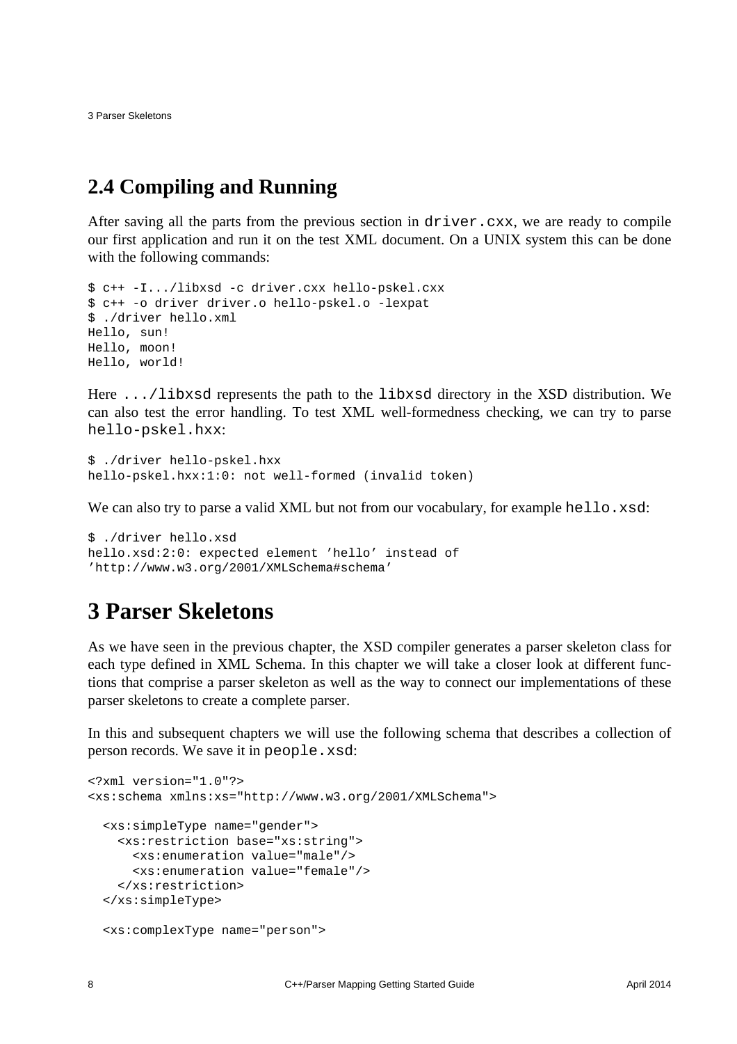## 2.4 Compiling and Running

After saving all the parts from the previous section in `driver.cxx`, we are ready to compile our first application and run it on the test XML document. On a UNIX system this can be done with the following commands:

```
$ c++ -I.../libxsd -c driver.cxx hello-pskel.cxx
$ c++ -o driver driver.o hello-pskel.o -lexpat
$ ./driver hello.xml
Hello, sun!
Hello, moon!
Hello, world!
```

Here `.../libxsd` represents the path to the `libxsd` directory in the XSD distribution. We can also test the error handling. To test XML well-formedness checking, we can try to parse `hello-pskel.hxx`:

```
$ ./driver hello-pskel.hxx
hello-pskel.hxx:1:0: not well-formed (invalid token)
```

We can also try to parse a valid XML but not from our vocabulary, for example `hello.xsd`:

```
$ ./driver hello.xsd
hello.xsd:2:0: expected element 'hello' instead of
'http://www.w3.org/2001/XMLSchema#schema'
```

# 3 Parser Skeletons

As we have seen in the previous chapter, the XSD compiler generates a parser skeleton class for each type defined in XML Schema. In this chapter we will take a closer look at different functions that comprise a parser skeleton as well as the way to connect our implementations of these parser skeletons to create a complete parser.

In this and subsequent chapters we will use the following schema that describes a collection of person records. We save it in `people.xsd`:

```
<?xml version="1.0"?>
<xs:schema xmlns:xs="http://www.w3.org/2001/XMLSchema">

  <xs:simpleType name="gender">
    <xs:restriction base="xs:string">
      <xs:enumeration value="male"/>
      <xs:enumeration value="female"/>
    </xs:restriction>
  </xs:simpleType>

  <xs:complexType name="person">
```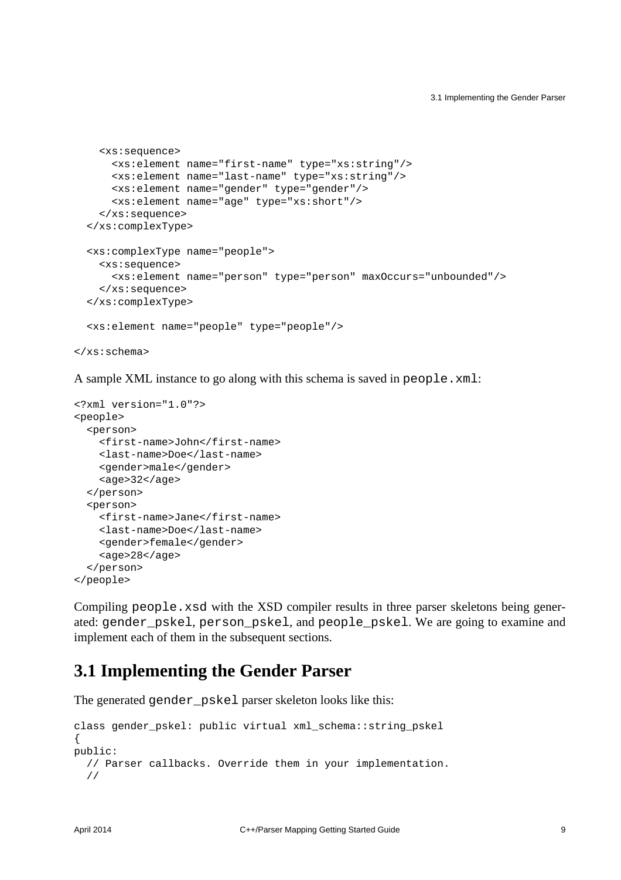```
    <xs:sequence>
      <xs:element name="first-name" type="xs:string"/>
      <xs:element name="last-name" type="xs:string"/>
      <xs:element name="gender" type="gender"/>
      <xs:element name="age" type="xs:short"/>
    </xs:sequence>
  </xs:complexType>

  <xs:complexType name="people">
    <xs:sequence>
      <xs:element name="person" type="person" maxOccurs="unbounded"/>
    </xs:sequence>
  </xs:complexType>

  <xs:element name="people" type="people"/>

</xs:schema>
```

A sample XML instance to go along with this schema is saved in `people.xml`:

```
<?xml version="1.0"?>
<people>
  <person>
    <first-name>John</first-name>
    <last-name>Doe</last-name>
    <gender>male</gender>
    <age>32</age>
  </person>
  <person>
    <first-name>Jane</first-name>
    <last-name>Doe</last-name>
    <gender>female</gender>
    <age>28</age>
  </person>
</people>
```

Compiling `people.xsd` with the XSD compiler results in three parser skeletons being generated: `gender_pskel`, `person_pskel`, and `people_pskel`. We are going to examine and implement each of them in the subsequent sections.

## 3.1 Implementing the Gender Parser

The generated `gender_pskel` parser skeleton looks like this:

```
class gender_pskel: public virtual xml_schema::string_pskel
{
public:
  // Parser callbacks. Override them in your implementation.
  //
```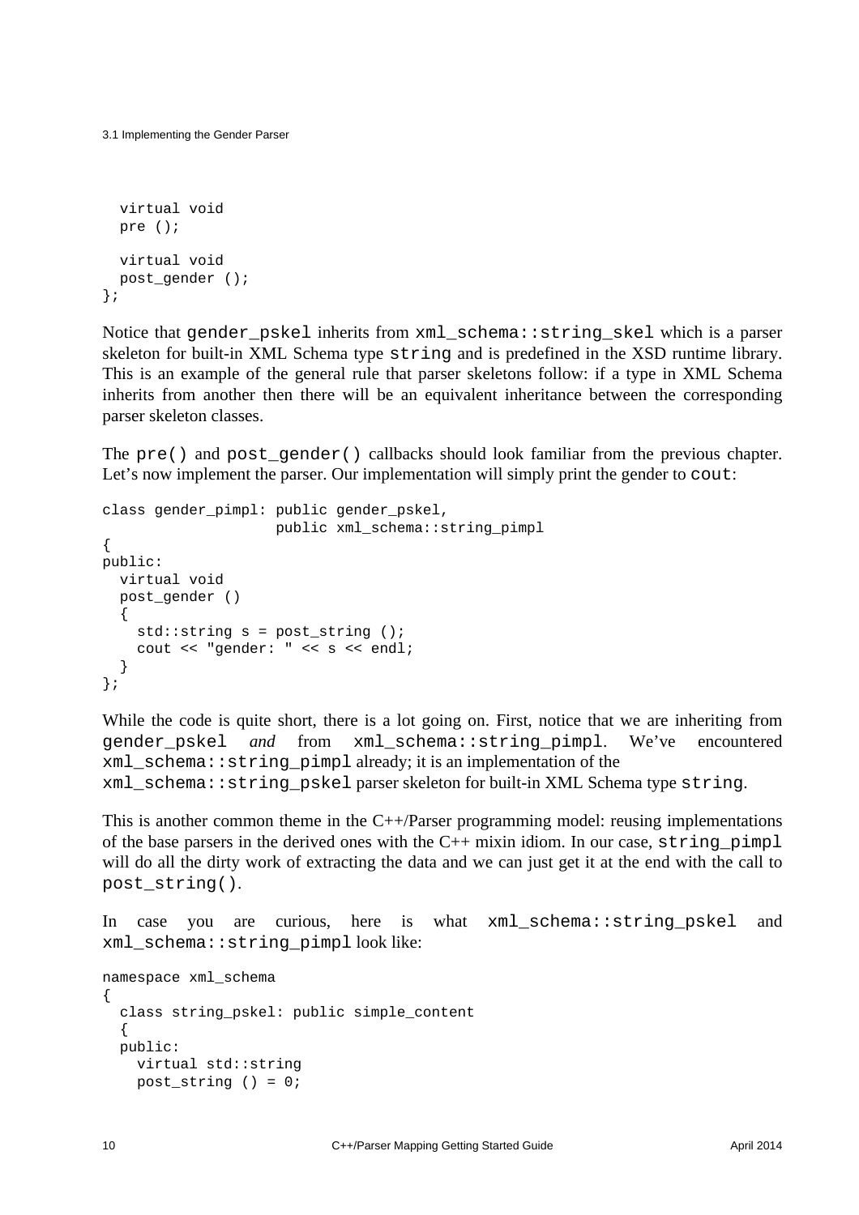```
  virtual void
  pre ();

  virtual void
  post_gender ();
};
```

Notice that `gender_pskel` inherits from `xml_schema::string_skel` which is a parser skeleton for built-in XML Schema type `string` and is predefined in the XSD runtime library. This is an example of the general rule that parser skeletons follow: if a type in XML Schema inherits from another then there will be an equivalent inheritance between the corresponding parser skeleton classes.

The `pre()` and `post_gender()` callbacks should look familiar from the previous chapter. Let's now implement the parser. Our implementation will simply print the gender to `cout`:

```
class gender_pimpl: public gender_pskel,
                    public xml_schema::string_pimpl
{
public:
  virtual void
  post_gender ()
  {
    std::string s = post_string ();
    cout << "gender: " << s << endl;
  }
};
```

While the code is quite short, there is a lot going on. First, notice that we are inheriting from `gender_pskel` *and* from `xml_schema::string_pimpl`. We've encountered `xml_schema::string_pimpl` already; it is an implementation of the `xml_schema::string_pskel` parser skeleton for built-in XML Schema type `string`.

This is another common theme in the C++/Parser programming model: reusing implementations of the base parsers in the derived ones with the C++ mixin idiom. In our case, `string_pimpl` will do all the dirty work of extracting the data and we can just get it at the end with the call to `post_string()`.

In case you are curious, here is what `xml_schema::string_pskel` and `xml_schema::string_pimpl` look like:

```
namespace xml_schema
{
  class string_pskel: public simple_content
  {
  public:
    virtual std::string
    post_string () = 0;
```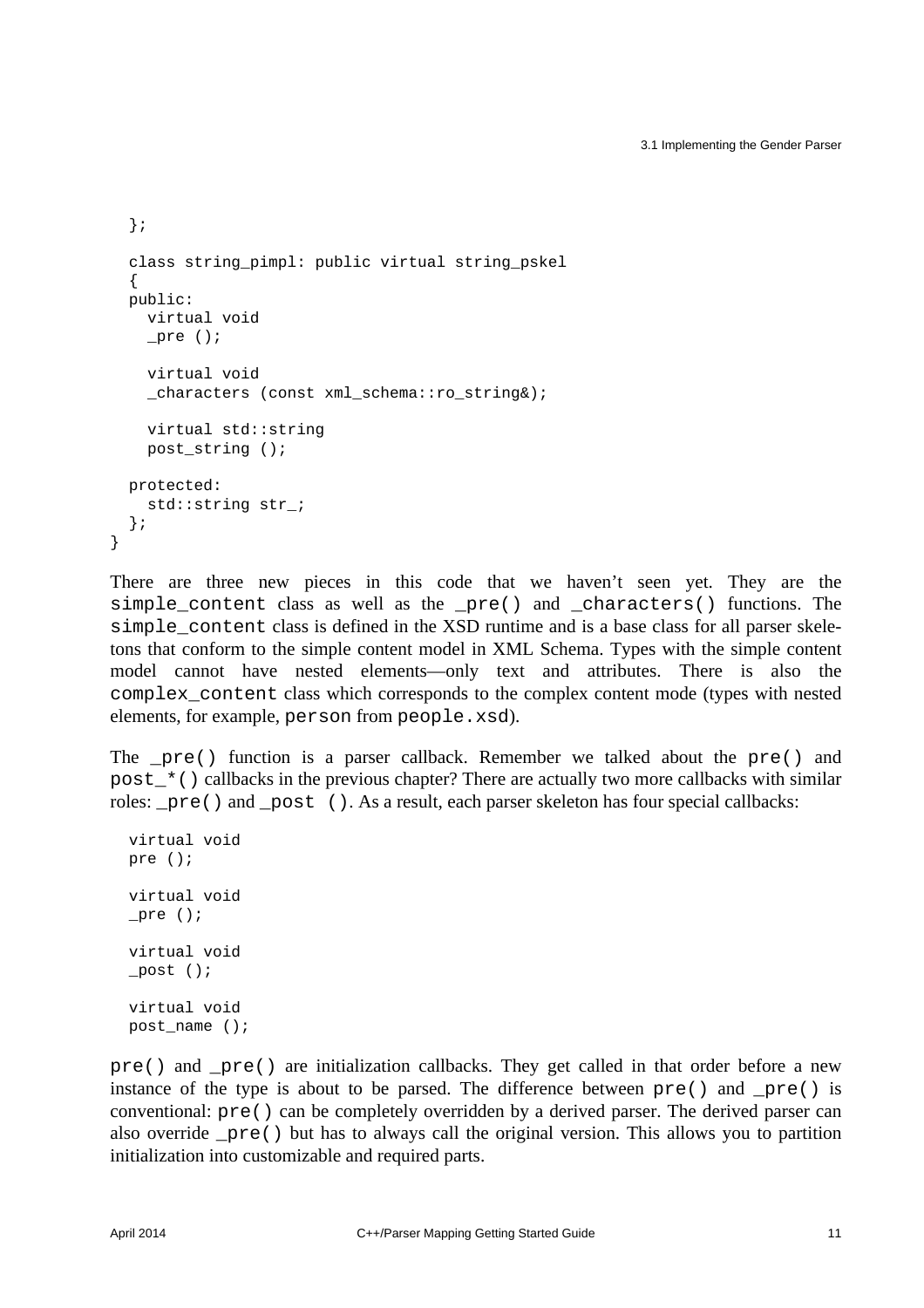```
  };

  class string_pimpl: public virtual string_pskel
  {
  public:
    virtual void
    _pre ();

    virtual void
    _characters (const xml_schema::ro_string&);

    virtual std::string
    post_string ();

  protected:
    std::string str_;
  };
}
```

There are three new pieces in this code that we haven't seen yet. They are the `simple_content` class as well as the `_pre()` and `_characters()` functions. The `simple_content` class is defined in the XSD runtime and is a base class for all parser skeletons that conform to the simple content model in XML Schema. Types with the simple content model cannot have nested elements—only text and attributes. There is also the `complex_content` class which corresponds to the complex content mode (types with nested elements, for example, `person` from `people.xsd`).

The `_pre()` function is a parser callback. Remember we talked about the `pre()` and `post_*()` callbacks in the previous chapter? There are actually two more callbacks with similar roles: `_pre()` and `_post ()`. As a result, each parser skeleton has four special callbacks:

```
  virtual void
  pre ();

  virtual void
  _pre ();

  virtual void
  _post ();

  virtual void
  post_name ();
```

`pre()` and `_pre()` are initialization callbacks. They get called in that order before a new instance of the type is about to be parsed. The difference between `pre()` and `_pre()` is conventional: `pre()` can be completely overridden by a derived parser. The derived parser can also override `_pre()` but has to always call the original version. This allows you to partition initialization into customizable and required parts.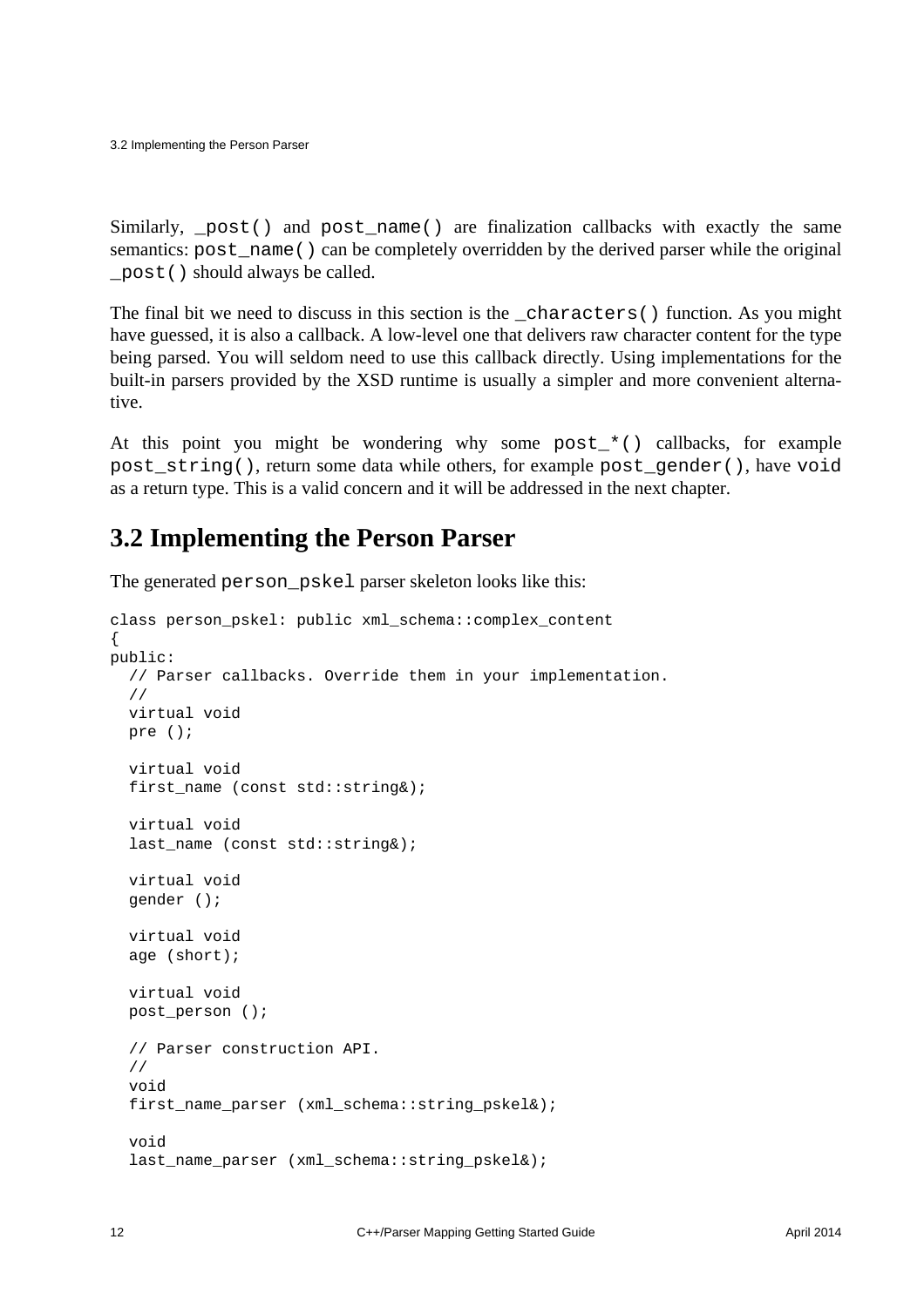Similarly, `_post()` and `post_name()` are finalization callbacks with exactly the same semantics: `post_name()` can be completely overridden by the derived parser while the original `_post()` should always be called.

The final bit we need to discuss in this section is the `_characters()` function. As you might have guessed, it is also a callback. A low-level one that delivers raw character content for the type being parsed. You will seldom need to use this callback directly. Using implementations for the built-in parsers provided by the XSD runtime is usually a simpler and more convenient alternative.

At this point you might be wondering why some `post_*()` callbacks, for example `post_string()`, return some data while others, for example `post_gender()`, have `void` as a return type. This is a valid concern and it will be addressed in the next chapter.

## 3.2 Implementing the Person Parser

The generated `person_pskel` parser skeleton looks like this:

```
class person_pskel: public xml_schema::complex_content
{
public:
  // Parser callbacks. Override them in your implementation.
  //
  virtual void
  pre ();

  virtual void
  first_name (const std::string&);

  virtual void
  last_name (const std::string&);

  virtual void
  gender ();

  virtual void
  age (short);

  virtual void
  post_person ();

  // Parser construction API.
  //
  void
  first_name_parser (xml_schema::string_pskel&);

  void
  last_name_parser (xml_schema::string_pskel&);
```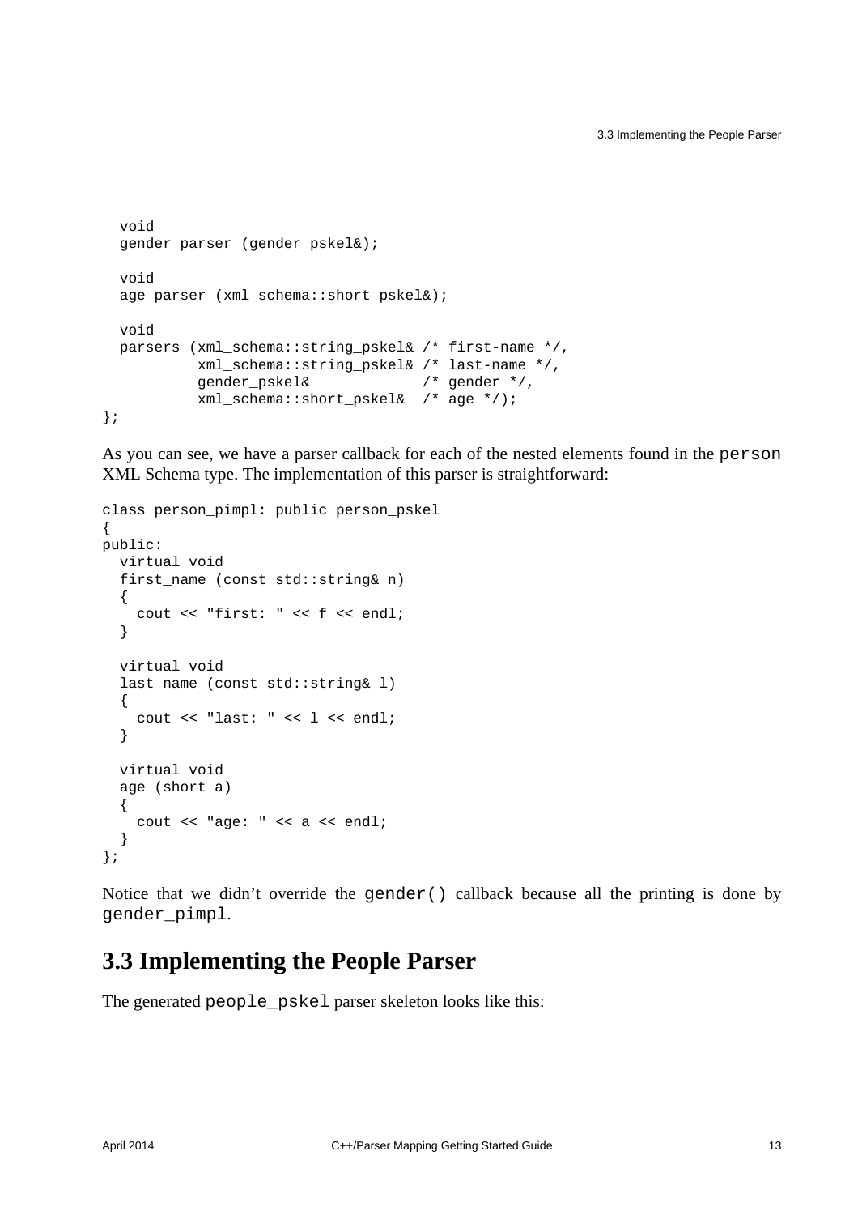```
  void
  gender_parser (gender_pskel&);

  void
  age_parser (xml_schema::short_pskel&);

  void
  parsers (xml_schema::string_pskel& /* first-name */,
           xml_schema::string_pskel& /* last-name */,
           gender_pskel&             /* gender */,
           xml_schema::short_pskel&  /* age */);
};
```

As you can see, we have a parser callback for each of the nested elements found in the `person` XML Schema type. The implementation of this parser is straightforward:

```
class person_pimpl: public person_pskel
{
public:
  virtual void
  first_name (const std::string& n)
  {
    cout << "first: " << f << endl;
  }

  virtual void
  last_name (const std::string& l)
  {
    cout << "last: " << l << endl;
  }

  virtual void
  age (short a)
  {
    cout << "age: " << a << endl;
  }
};
```

Notice that we didn't override the `gender()` callback because all the printing is done by `gender_pimpl`.

## 3.3 Implementing the People Parser

The generated `people_pskel` parser skeleton looks like this: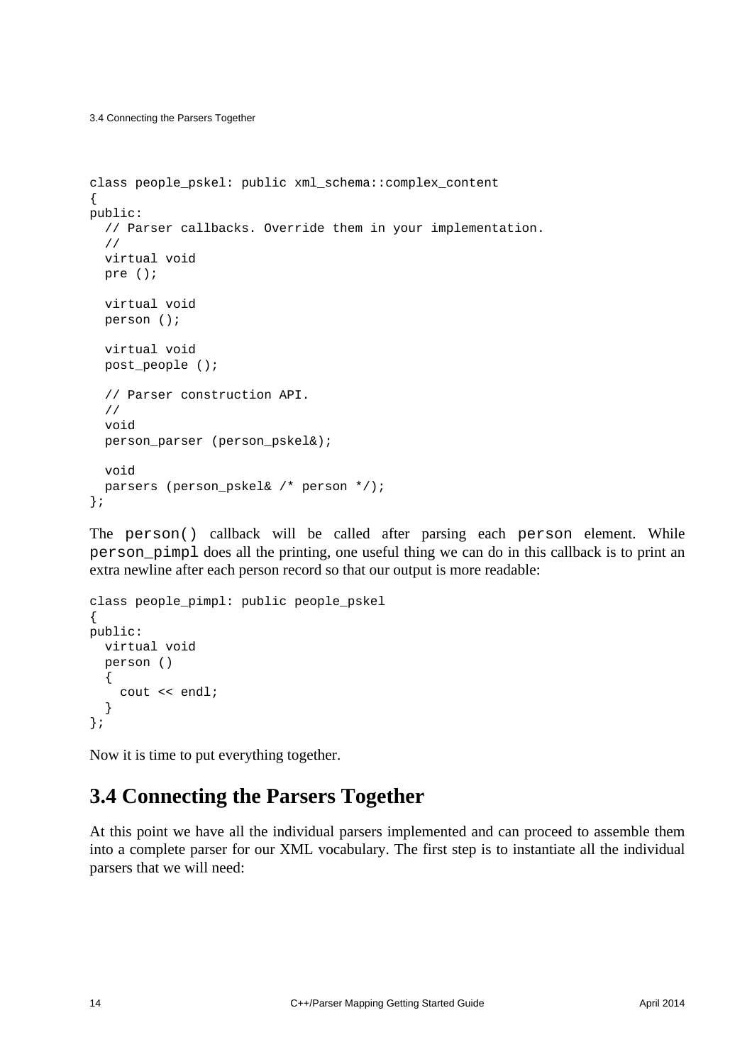```
class people_pskel: public xml_schema::complex_content
{
public:
  // Parser callbacks. Override them in your implementation.
  //
  virtual void
  pre ();

  virtual void
  person ();

  virtual void
  post_people ();

  // Parser construction API.
  //
  void
  person_parser (person_pskel&);

  void
  parsers (person_pskel& /* person */);
};
```

The `person()` callback will be called after parsing each `person` element. While `person_pimpl` does all the printing, one useful thing we can do in this callback is to print an extra newline after each person record so that our output is more readable:

```
class people_pimpl: public people_pskel
{
public:
  virtual void
  person ()
  {
    cout << endl;
  }
};
```

Now it is time to put everything together.

## 3.4 Connecting the Parsers Together

At this point we have all the individual parsers implemented and can proceed to assemble them into a complete parser for our XML vocabulary. The first step is to instantiate all the individual parsers that we will need: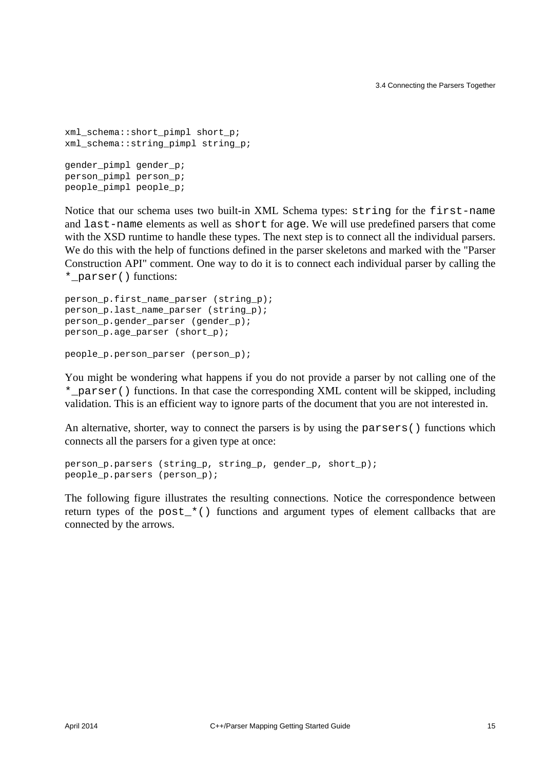```
xml_schema::short_pimpl short_p;
xml_schema::string_pimpl string_p;

gender_pimpl gender_p;
person_pimpl person_p;
people_pimpl people_p;
```

Notice that our schema uses two built-in XML Schema types: `string` for the `first-name` and `last-name` elements as well as `short` for `age`. We will use predefined parsers that come with the XSD runtime to handle these types. The next step is to connect all the individual parsers. We do this with the help of functions defined in the parser skeletons and marked with the "Parser Construction API" comment. One way to do it is to connect each individual parser by calling the `*_parser()` functions:

```
person_p.first_name_parser (string_p);
person_p.last_name_parser (string_p);
person_p.gender_parser (gender_p);
person_p.age_parser (short_p);

people_p.person_parser (person_p);
```

You might be wondering what happens if you do not provide a parser by not calling one of the `*_parser()` functions. In that case the corresponding XML content will be skipped, including validation. This is an efficient way to ignore parts of the document that you are not interested in.

An alternative, shorter, way to connect the parsers is by using the `parsers()` functions which connects all the parsers for a given type at once:

```
person_p.parsers (string_p, string_p, gender_p, short_p);
people_p.parsers (person_p);
```

The following figure illustrates the resulting connections. Notice the correspondence between return types of the `post_*()` functions and argument types of element callbacks that are connected by the arrows.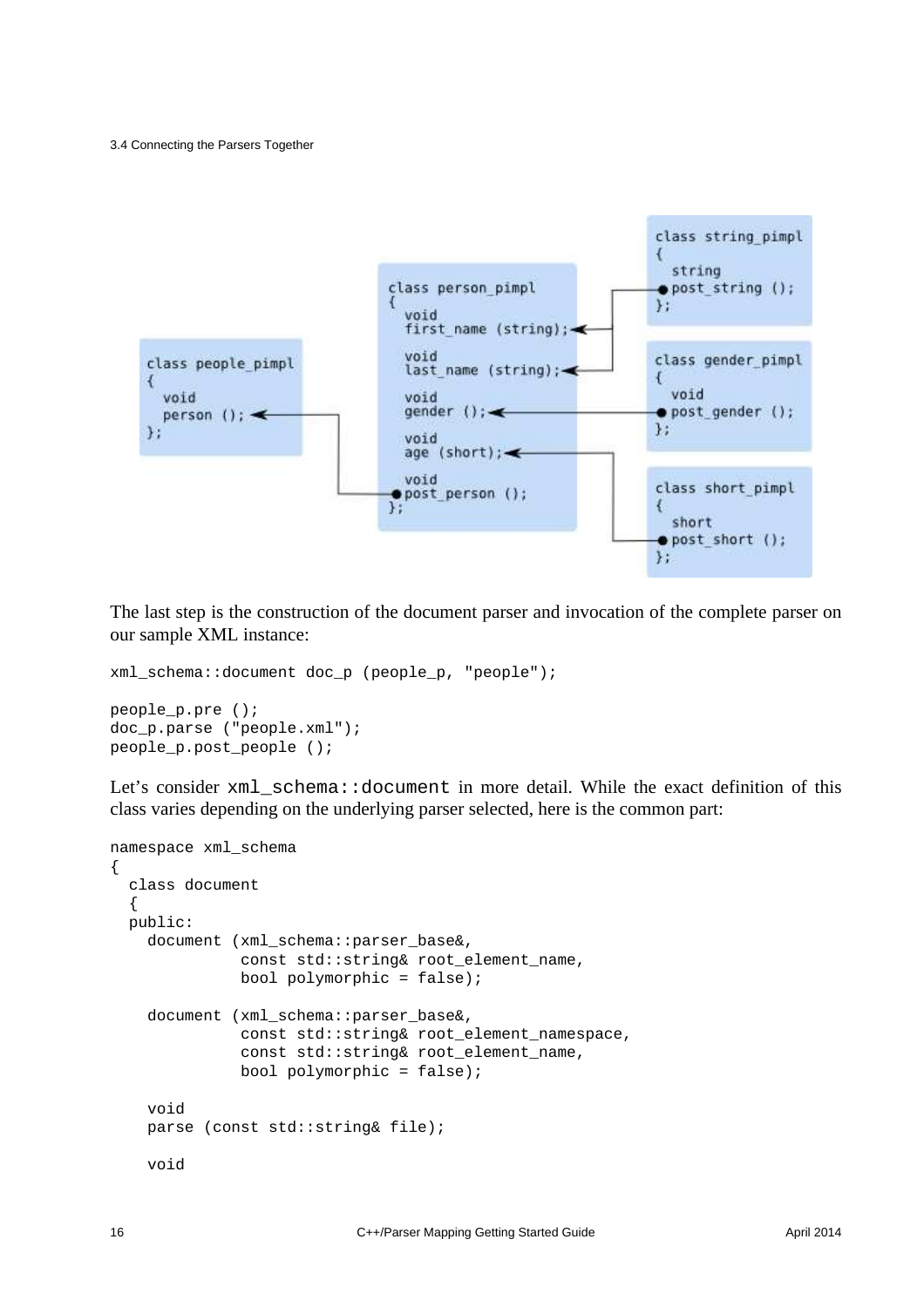```
class people_pimpl
{
  void
  person ();
};
```

```
class person_pimpl
{
  void
  first_name (string);

  void
  last_name (string);

  void
  gender ();

  void
  age (short);

  void
  post_person ();
};
```

```
class string_pimpl
{
  string
  post_string ();
};
```

```
class gender_pimpl
{
  void
  post_gender ();
};
```

```
class short_pimpl
{
  short
  post_short ();
};
```

The last step is the construction of the document parser and invocation of the complete parser on our sample XML instance:

```
xml_schema::document doc_p (people_p, "people");

people_p.pre ();
doc_p.parse ("people.xml");
people_p.post_people ();
```

Let's consider `xml_schema::document` in more detail. While the exact definition of this class varies depending on the underlying parser selected, here is the common part:

```
namespace xml_schema
{
  class document
  {
  public:
    document (xml_schema::parser_base&,
              const std::string& root_element_name,
              bool polymorphic = false);

    document (xml_schema::parser_base&,
              const std::string& root_element_namespace,
              const std::string& root_element_name,
              bool polymorphic = false);

    void
    parse (const std::string& file);

    void
```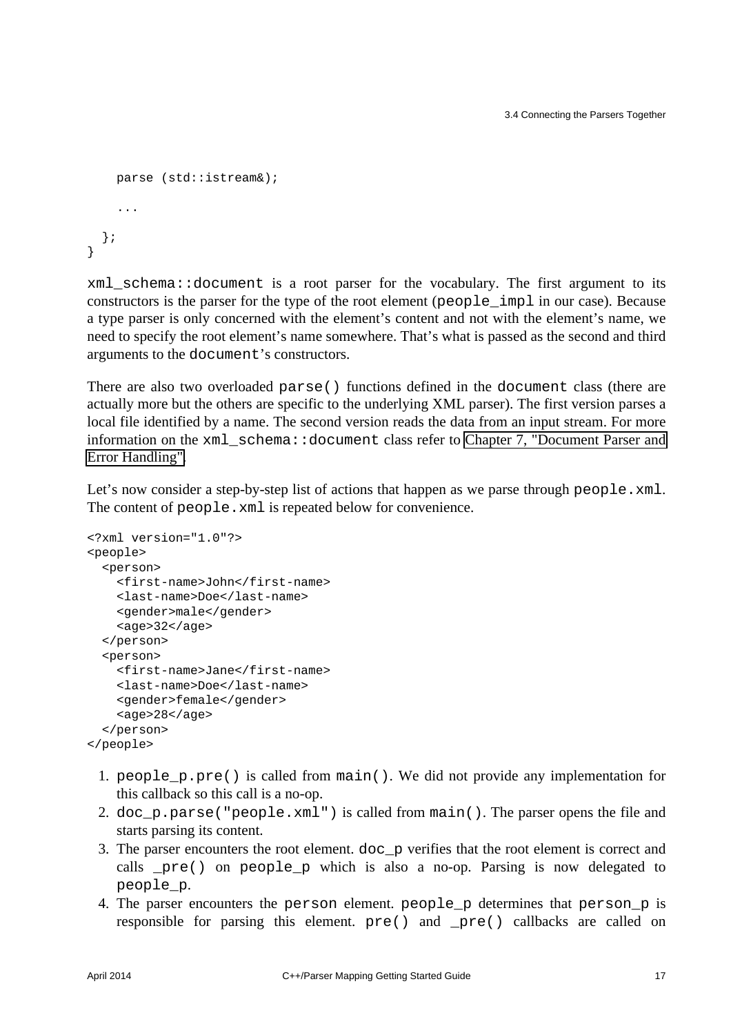```
    parse (std::istream&);

    ...

  };
}
```

`xml_schema::document` is a root parser for the vocabulary. The first argument to its constructors is the parser for the type of the root element (`people_impl` in our case). Because a type parser is only concerned with the element's content and not with the element's name, we need to specify the root element's name somewhere. That's what is passed as the second and third arguments to the `document`'s constructors.

There are also two overloaded `parse()` functions defined in the `document` class (there are actually more but the others are specific to the underlying XML parser). The first version parses a local file identified by a name. The second version reads the data from an input stream. For more information on the `xml_schema::document` class refer to Chapter 7, "Document Parser and Error Handling".

Let's now consider a step-by-step list of actions that happen as we parse through `people.xml`. The content of `people.xml` is repeated below for convenience.

```
<?xml version="1.0"?>
<people>
  <person>
    <first-name>John</first-name>
    <last-name>Doe</last-name>
    <gender>male</gender>
    <age>32</age>
  </person>
  <person>
    <first-name>Jane</first-name>
    <last-name>Doe</last-name>
    <gender>female</gender>
    <age>28</age>
  </person>
</people>
```

1. `people_p.pre()` is called from `main()`. We did not provide any implementation for this callback so this call is a no-op.
2. `doc_p.parse("people.xml")` is called from `main()`. The parser opens the file and starts parsing its content.
3. The parser encounters the root element. `doc_p` verifies that the root element is correct and calls `_pre()` on `people_p` which is also a no-op. Parsing is now delegated to `people_p`.
4. The parser encounters the `person` element. `people_p` determines that `person_p` is responsible for parsing this element. `pre()` and `_pre()` callbacks are called on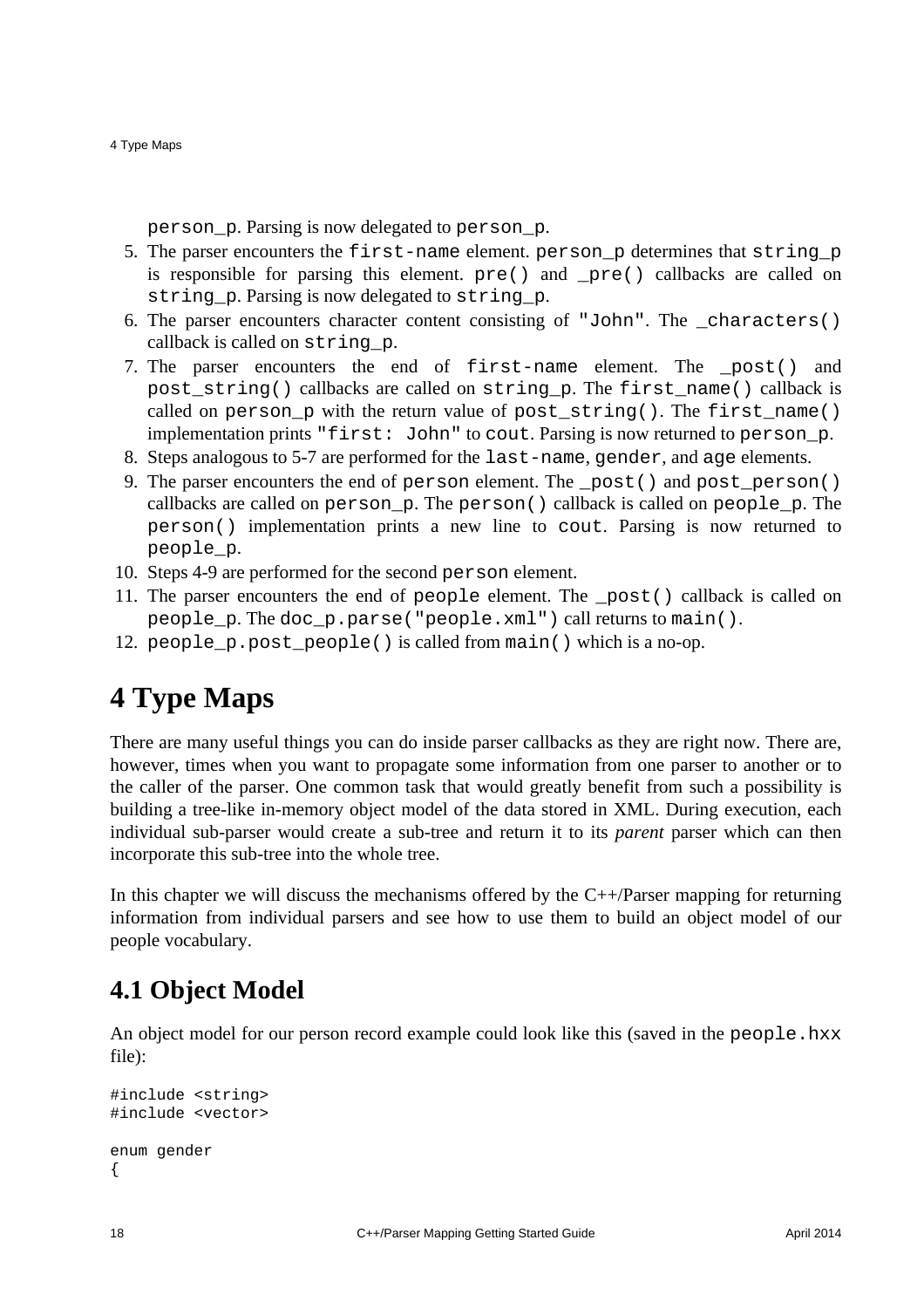person_p. Parsing is now delegated to person_p.

5. The parser encounters the first-name element. person_p determines that string_p is responsible for parsing this element. pre() and _pre() callbacks are called on string_p. Parsing is now delegated to string_p.
6. The parser encounters character content consisting of "John". The _characters() callback is called on string_p.
7. The parser encounters the end of first-name element. The _post() and post_string() callbacks are called on string_p. The first_name() callback is called on person_p with the return value of post_string(). The first_name() implementation prints "first: John" to cout. Parsing is now returned to person_p.
8. Steps analogous to 5-7 are performed for the last-name, gender, and age elements.
9. The parser encounters the end of person element. The _post() and post_person() callbacks are called on person_p. The person() callback is called on people_p. The person() implementation prints a new line to cout. Parsing is now returned to people_p.
10. Steps 4-9 are performed for the second person element.
11. The parser encounters the end of people element. The _post() callback is called on people_p. The doc_p.parse("people.xml") call returns to main().
12. people_p.post_people() is called from main() which is a no-op.

# 4 Type Maps

There are many useful things you can do inside parser callbacks as they are right now. There are, however, times when you want to propagate some information from one parser to another or to the caller of the parser. One common task that would greatly benefit from such a possibility is building a tree-like in-memory object model of the data stored in XML. During execution, each individual sub-parser would create a sub-tree and return it to its *parent* parser which can then incorporate this sub-tree into the whole tree.

In this chapter we will discuss the mechanisms offered by the C++/Parser mapping for returning information from individual parsers and see how to use them to build an object model of our people vocabulary.

## 4.1 Object Model

An object model for our person record example could look like this (saved in the people.hxx file):

```
#include <string>
#include <vector>

enum gender
{
```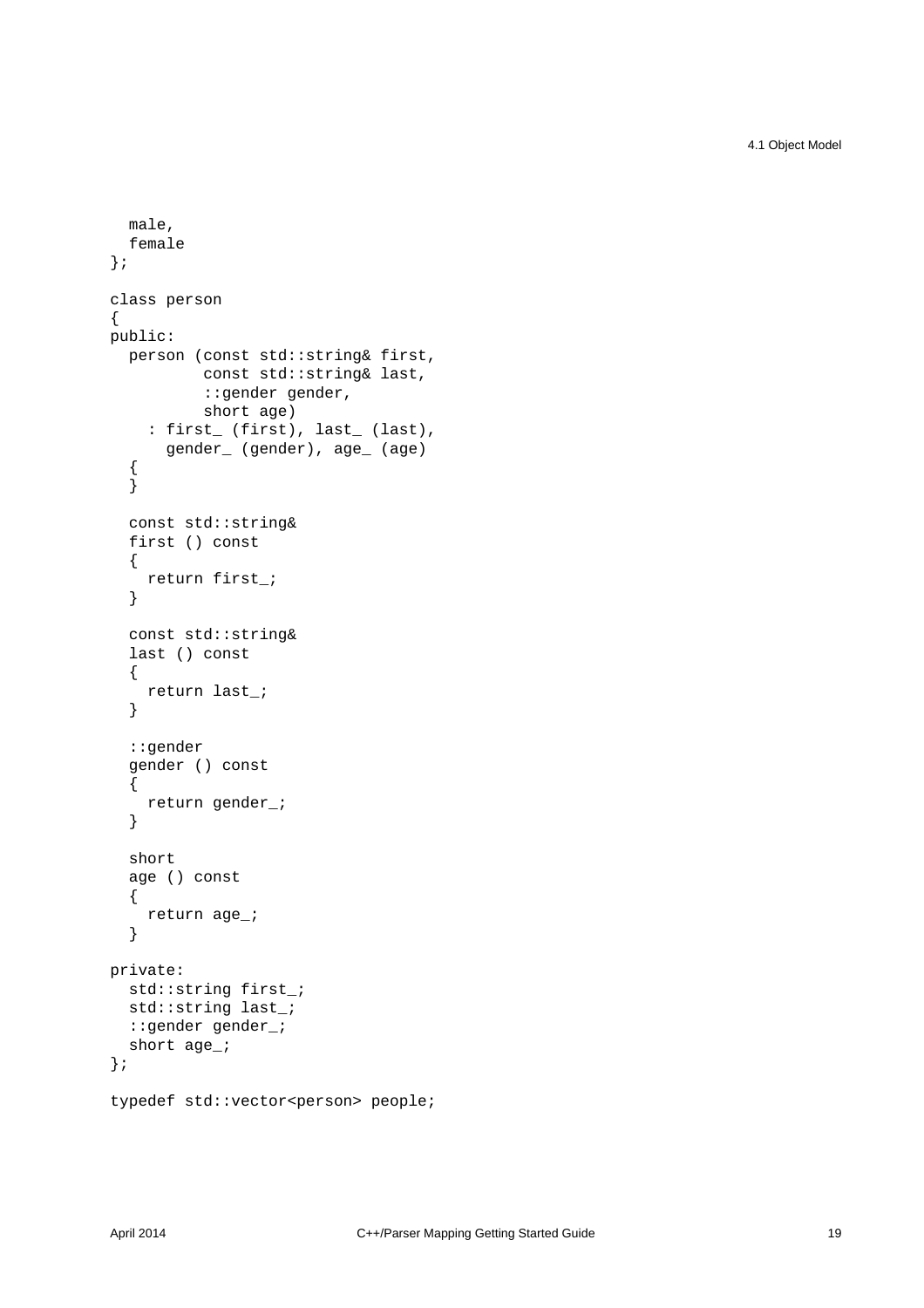```
  male,
  female
};

class person
{
public:
  person (const std::string& first,
          const std::string& last,
          ::gender gender,
          short age)
    : first_ (first), last_ (last),
      gender_ (gender), age_ (age)
  {
  }

  const std::string&
  first () const
  {
    return first_;
  }

  const std::string&
  last () const
  {
    return last_;
  }

  ::gender
  gender () const
  {
    return gender_;
  }

  short
  age () const
  {
    return age_;
  }

private:
  std::string first_;
  std::string last_;
  ::gender gender_;
  short age_;
};

typedef std::vector<person> people;
```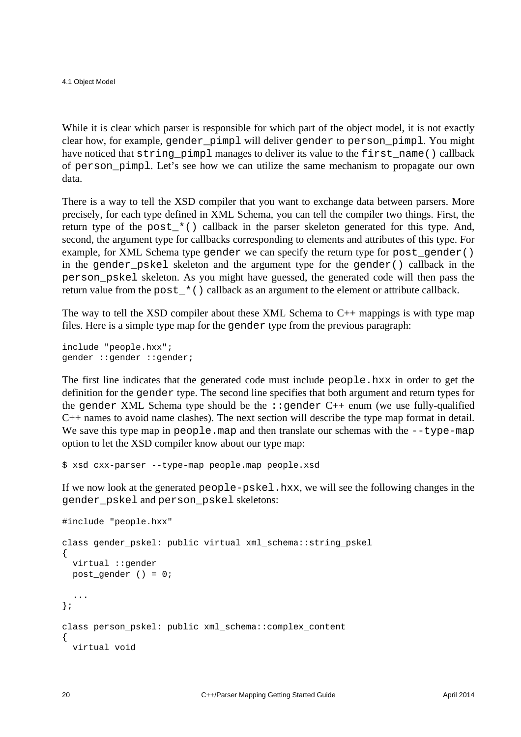While it is clear which parser is responsible for which part of the object model, it is not exactly clear how, for example, `gender_pimpl` will deliver `gender` to `person_pimpl`. You might have noticed that `string_pimpl` manages to deliver its value to the `first_name()` callback of `person_pimpl`. Let's see how we can utilize the same mechanism to propagate our own data.

There is a way to tell the XSD compiler that you want to exchange data between parsers. More precisely, for each type defined in XML Schema, you can tell the compiler two things. First, the return type of the `post_*()` callback in the parser skeleton generated for this type. And, second, the argument type for callbacks corresponding to elements and attributes of this type. For example, for XML Schema type `gender` we can specify the return type for `post_gender()` in the `gender_pskel` skeleton and the argument type for the `gender()` callback in the `person_pskel` skeleton. As you might have guessed, the generated code will then pass the return value from the `post_*()` callback as an argument to the element or attribute callback.

The way to tell the XSD compiler about these XML Schema to C++ mappings is with type map files. Here is a simple type map for the `gender` type from the previous paragraph:

```
include "people.hxx";
gender ::gender ::gender;
```

The first line indicates that the generated code must include `people.hxx` in order to get the definition for the `gender` type. The second line specifies that both argument and return types for the `gender` XML Schema type should be the `::gender` C++ enum (we use fully-qualified C++ names to avoid name clashes). The next section will describe the type map format in detail. We save this type map in `people.map` and then translate our schemas with the `--type-map` option to let the XSD compiler know about our type map:

```
$ xsd cxx-parser --type-map people.map people.xsd
```

If we now look at the generated `people-pskel.hxx`, we will see the following changes in the `gender_pskel` and `person_pskel` skeletons:

```
#include "people.hxx"

class gender_pskel: public virtual xml_schema::string_pskel
{
  virtual ::gender
  post_gender () = 0;

  ...
};

class person_pskel: public xml_schema::complex_content
{
  virtual void
```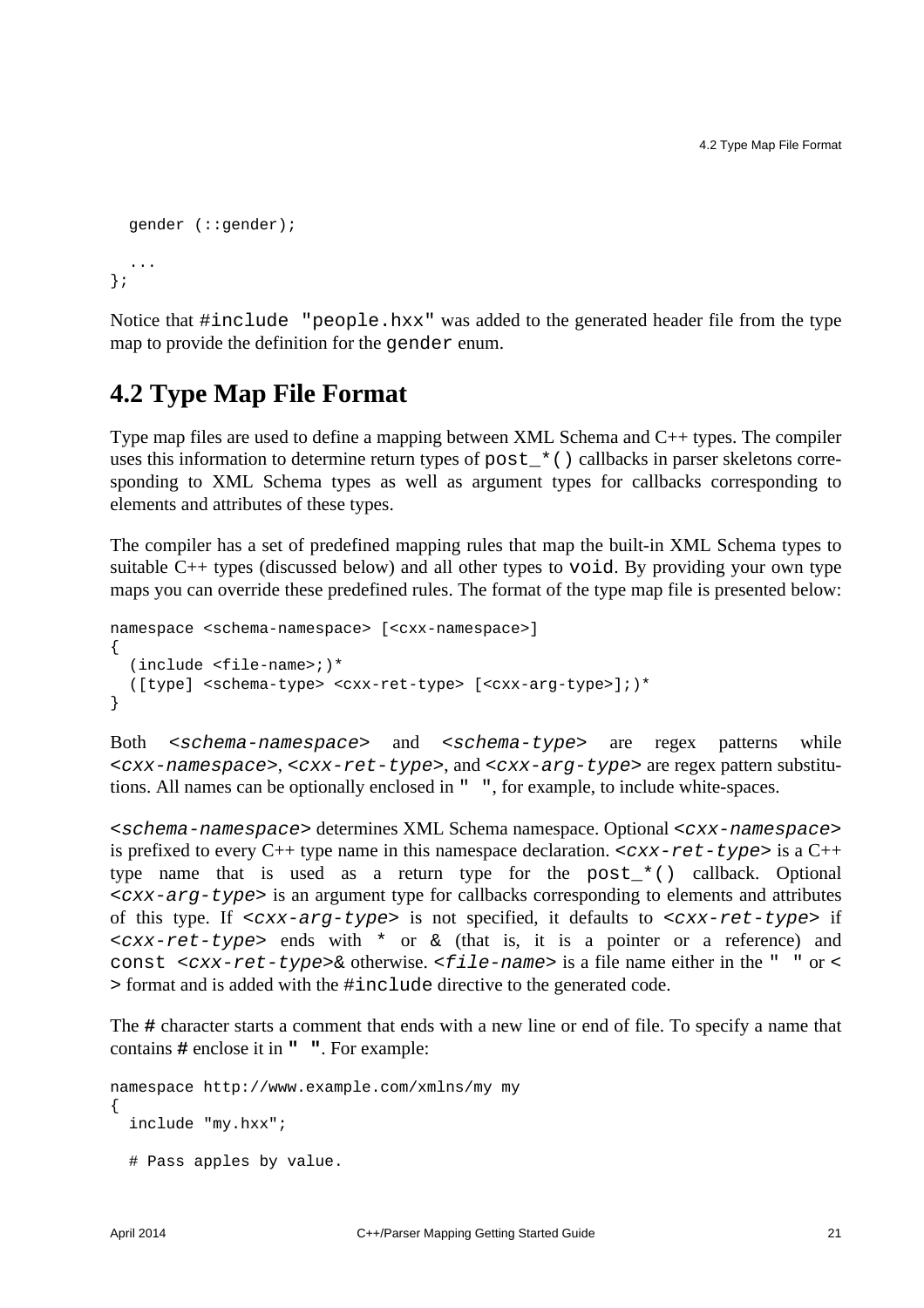```
  gender (::gender);

  ...
};
```

Notice that `#include "people.hxx"` was added to the generated header file from the type map to provide the definition for the `gender` enum.

## 4.2 Type Map File Format

Type map files are used to define a mapping between XML Schema and C++ types. The compiler uses this information to determine return types of `post_*()` callbacks in parser skeletons corresponding to XML Schema types as well as argument types for callbacks corresponding to elements and attributes of these types.

The compiler has a set of predefined mapping rules that map the built-in XML Schema types to suitable C++ types (discussed below) and all other types to `void`. By providing your own type maps you can override these predefined rules. The format of the type map file is presented below:

```
namespace <schema-namespace> [<cxx-namespace>]
{
  (include <file-name>;)*
  ([type] <schema-type> <cxx-ret-type> [<cxx-arg-type>];)*
}
```

Both *`<schema-namespace>`* and *`<schema-type>`* are regex patterns while *`<cxx-namespace>`*, *`<cxx-ret-type>`*, and *`<cxx-arg-type>`* are regex pattern substitutions. All names can be optionally enclosed in `" "`, for example, to include white-spaces.

*`<schema-namespace>`* determines XML Schema namespace. Optional *`<cxx-namespace>`* is prefixed to every C++ type name in this namespace declaration. *`<cxx-ret-type>`* is a C++ type name that is used as a return type for the `post_*()` callback. Optional *`<cxx-arg-type>`* is an argument type for callbacks corresponding to elements and attributes of this type. If *`<cxx-arg-type>`* is not specified, it defaults to *`<cxx-ret-type>`* if *`<cxx-ret-type>`* ends with `*` or `&` (that is, it is a pointer or a reference) and `const` *`<cxx-ret-type>`*`&` otherwise. *`<file-name>`* is a file name either in the `" "` or `< >` format and is added with the `#include` directive to the generated code.

The **#** character starts a comment that ends with a new line or end of file. To specify a name that contains **#** enclose it in **" "**. For example:

```
namespace http://www.example.com/xmlns/my my
{
  include "my.hxx";

  # Pass apples by value.
```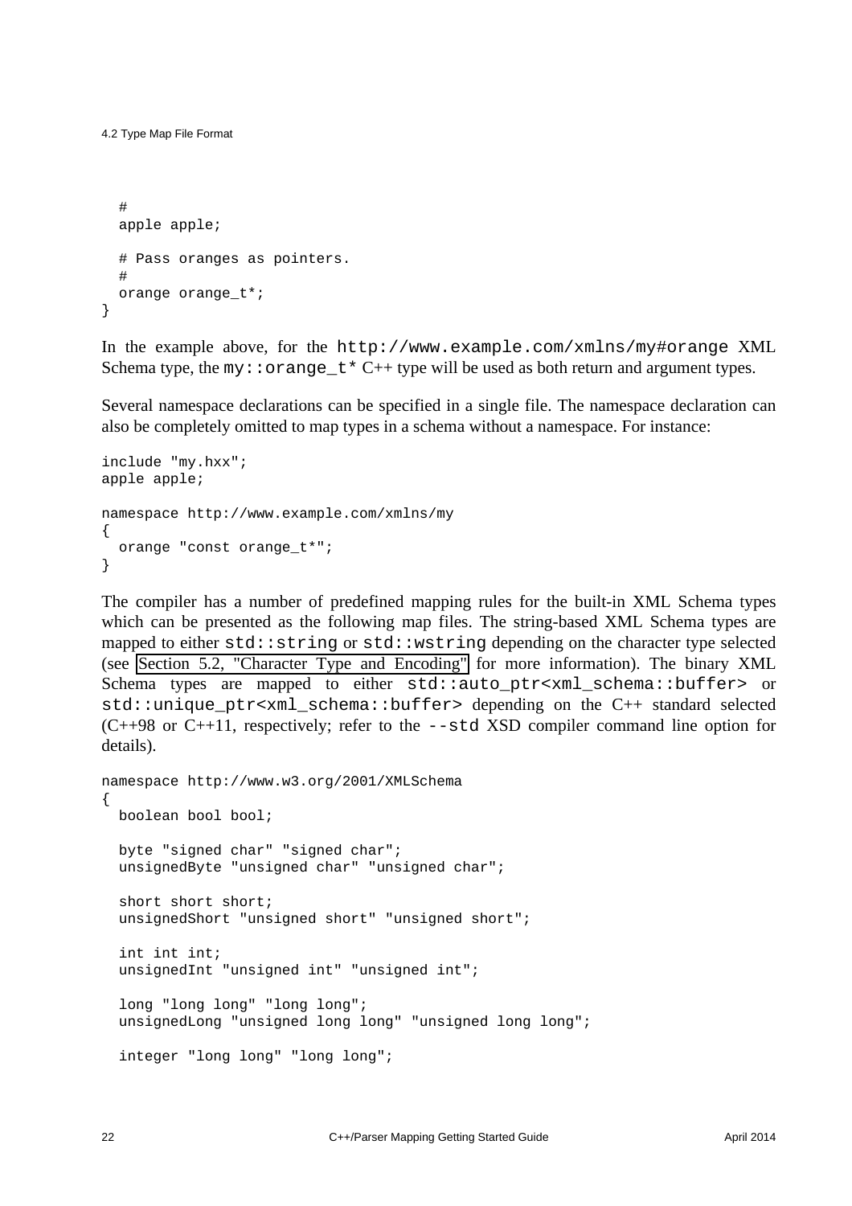```
  #
  apple apple;

  # Pass oranges as pointers.
  #
  orange orange_t*;
}
```

In the example above, for the `http://www.example.com/xmlns/my#orange` XML Schema type, the `my::orange_t*` C++ type will be used as both return and argument types.

Several namespace declarations can be specified in a single file. The namespace declaration can also be completely omitted to map types in a schema without a namespace. For instance:

```
include "my.hxx";
apple apple;

namespace http://www.example.com/xmlns/my
{
  orange "const orange_t*";
}
```

The compiler has a number of predefined mapping rules for the built-in XML Schema types which can be presented as the following map files. The string-based XML Schema types are mapped to either `std::string` or `std::wstring` depending on the character type selected (see Section 5.2, "Character Type and Encoding" for more information). The binary XML Schema types are mapped to either `std::auto_ptr<xml_schema::buffer>` or `std::unique_ptr<xml_schema::buffer>` depending on the C++ standard selected (C++98 or C++11, respectively; refer to the `--std` XSD compiler command line option for details).

```
namespace http://www.w3.org/2001/XMLSchema
{
  boolean bool bool;

  byte "signed char" "signed char";
  unsignedByte "unsigned char" "unsigned char";

  short short short;
  unsignedShort "unsigned short" "unsigned short";

  int int int;
  unsignedInt "unsigned int" "unsigned int";

  long "long long" "long long";
  unsignedLong "unsigned long long" "unsigned long long";

  integer "long long" "long long";
```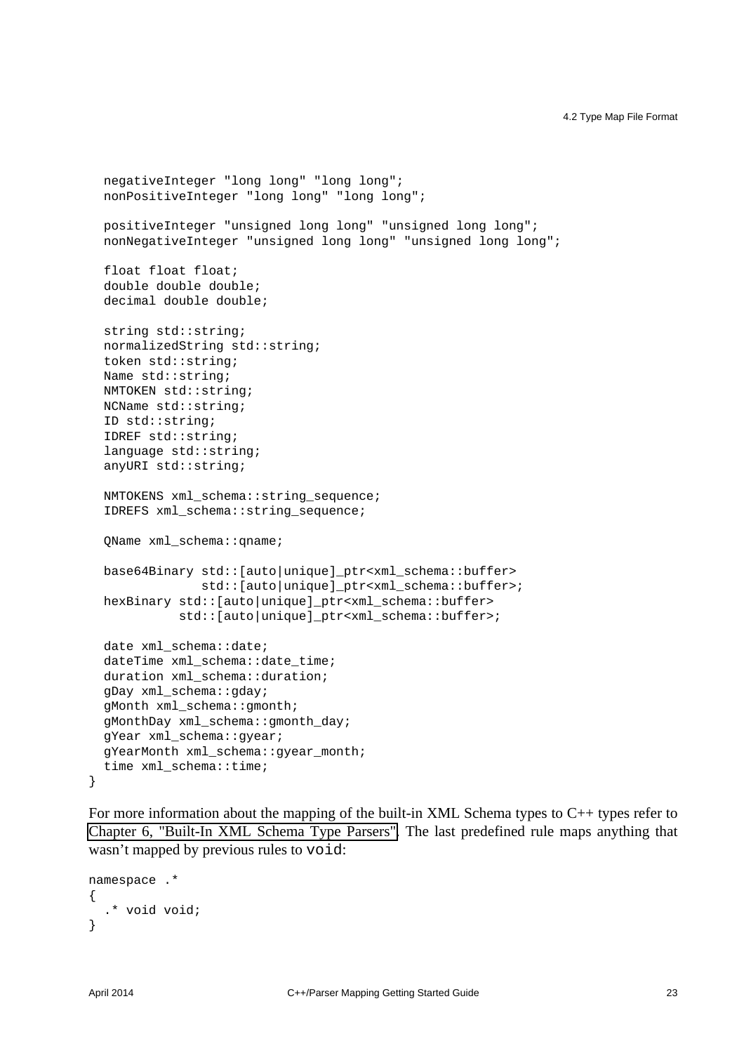```
  negativeInteger "long long" "long long";
  nonPositiveInteger "long long" "long long";

  positiveInteger "unsigned long long" "unsigned long long";
  nonNegativeInteger "unsigned long long" "unsigned long long";

  float float float;
  double double double;
  decimal double double;

  string std::string;
  normalizedString std::string;
  token std::string;
  Name std::string;
  NMTOKEN std::string;
  NCName std::string;
  ID std::string;
  IDREF std::string;
  language std::string;
  anyURI std::string;

  NMTOKENS xml_schema::string_sequence;
  IDREFS xml_schema::string_sequence;

  QName xml_schema::qname;

  base64Binary std::[auto|unique]_ptr<xml_schema::buffer>
               std::[auto|unique]_ptr<xml_schema::buffer>;
  hexBinary std::[auto|unique]_ptr<xml_schema::buffer>
            std::[auto|unique]_ptr<xml_schema::buffer>;

  date xml_schema::date;
  dateTime xml_schema::date_time;
  duration xml_schema::duration;
  gDay xml_schema::gday;
  gMonth xml_schema::gmonth;
  gMonthDay xml_schema::gmonth_day;
  gYear xml_schema::gyear;
  gYearMonth xml_schema::gyear_month;
  time xml_schema::time;
}
```

For more information about the mapping of the built-in XML Schema types to C++ types refer to Chapter 6, "Built-In XML Schema Type Parsers". The last predefined rule maps anything that wasn't mapped by previous rules to `void`:

```
namespace .*
{
  .* void void;
}
```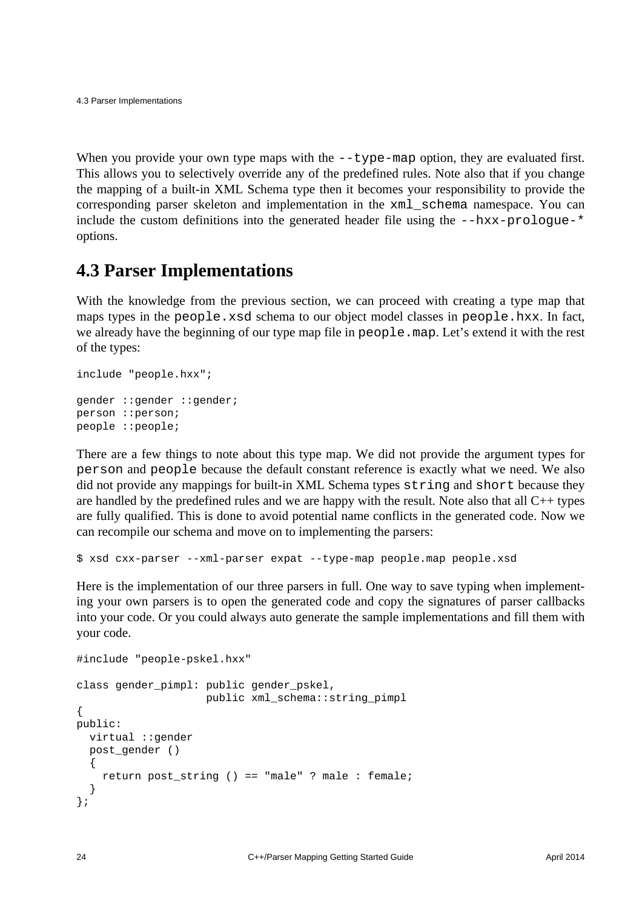When you provide your own type maps with the `--type-map` option, they are evaluated first. This allows you to selectively override any of the predefined rules. Note also that if you change the mapping of a built-in XML Schema type then it becomes your responsibility to provide the corresponding parser skeleton and implementation in the `xml_schema` namespace. You can include the custom definitions into the generated header file using the `--hxx-prologue-*` options.

## 4.3 Parser Implementations

With the knowledge from the previous section, we can proceed with creating a type map that maps types in the `people.xsd` schema to our object model classes in `people.hxx`. In fact, we already have the beginning of our type map file in `people.map`. Let's extend it with the rest of the types:

```
include "people.hxx";

gender ::gender ::gender;
person ::person;
people ::people;
```

There are a few things to note about this type map. We did not provide the argument types for `person` and `people` because the default constant reference is exactly what we need. We also did not provide any mappings for built-in XML Schema types `string` and `short` because they are handled by the predefined rules and we are happy with the result. Note also that all C++ types are fully qualified. This is done to avoid potential name conflicts in the generated code. Now we can recompile our schema and move on to implementing the parsers:

```
$ xsd cxx-parser --xml-parser expat --type-map people.map people.xsd
```

Here is the implementation of our three parsers in full. One way to save typing when implementing your own parsers is to open the generated code and copy the signatures of parser callbacks into your code. Or you could always auto generate the sample implementations and fill them with your code.

```
#include "people-pskel.hxx"

class gender_pimpl: public gender_pskel,
                    public xml_schema::string_pimpl
{
public:
  virtual ::gender
  post_gender ()
  {
    return post_string () == "male" ? male : female;
  }
};
```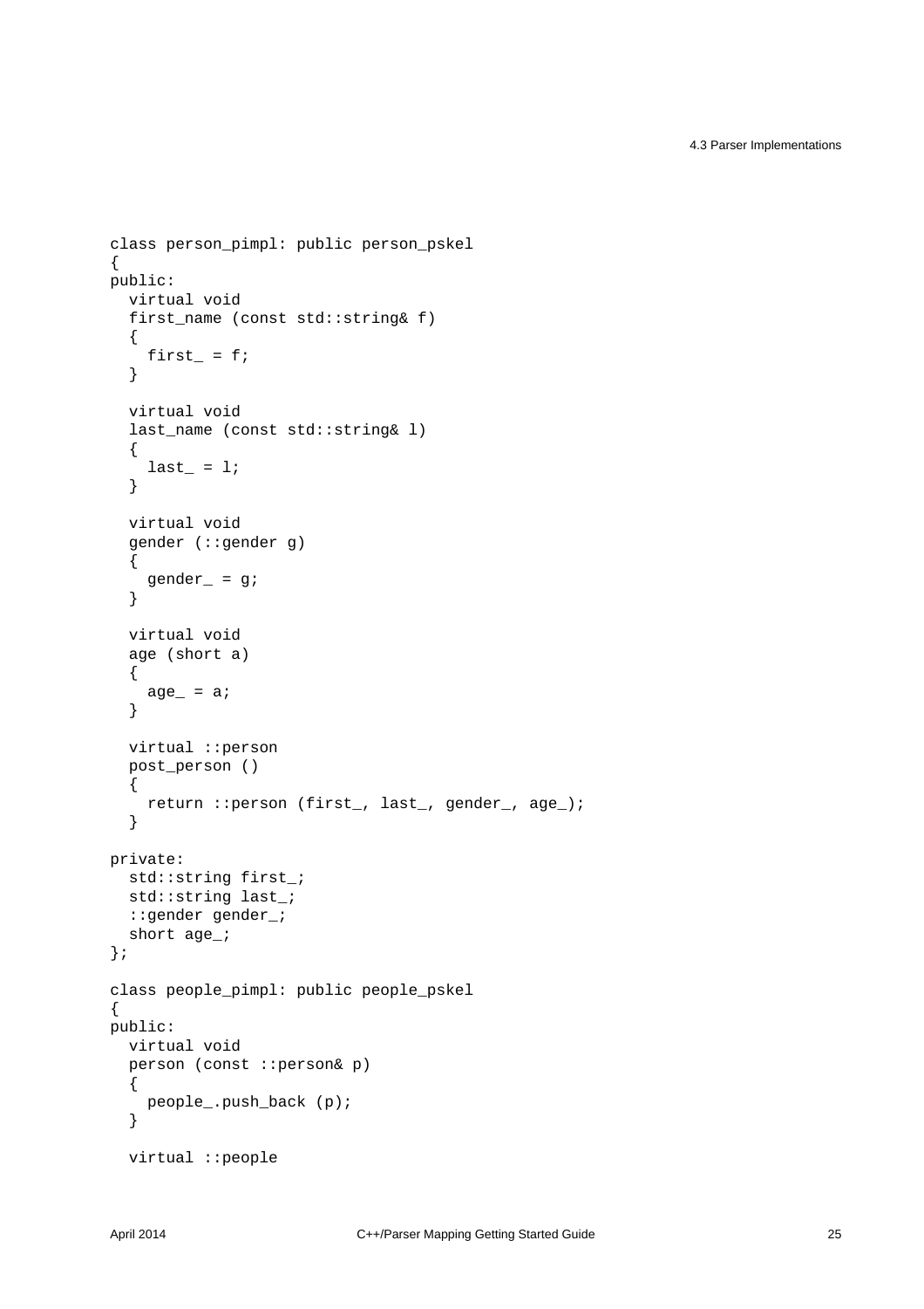```
class person_pimpl: public person_pskel
{
public:
  virtual void
  first_name (const std::string& f)
  {
    first_ = f;
  }

  virtual void
  last_name (const std::string& l)
  {
    last_ = l;
  }

  virtual void
  gender (::gender g)
  {
    gender_ = g;
  }

  virtual void
  age (short a)
  {
    age_ = a;
  }

  virtual ::person
  post_person ()
  {
    return ::person (first_, last_, gender_, age_);
  }

private:
  std::string first_;
  std::string last_;
  ::gender gender_;
  short age_;
};

class people_pimpl: public people_pskel
{
public:
  virtual void
  person (const ::person& p)
  {
    people_.push_back (p);
  }

  virtual ::people
```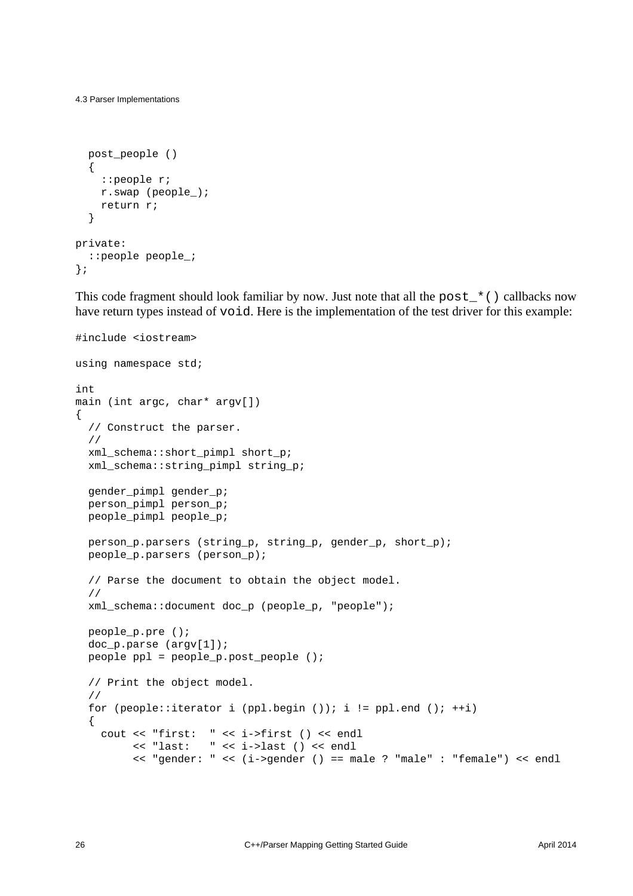```
  post_people ()
  {
    ::people r;
    r.swap (people_);
    return r;
  }

private:
  ::people people_;
};
```

This code fragment should look familiar by now. Just note that all the `post_*()` callbacks now have return types instead of `void`. Here is the implementation of the test driver for this example:

```
#include <iostream>

using namespace std;

int
main (int argc, char* argv[])
{
  // Construct the parser.
  //
  xml_schema::short_pimpl short_p;
  xml_schema::string_pimpl string_p;

  gender_pimpl gender_p;
  person_pimpl person_p;
  people_pimpl people_p;

  person_p.parsers (string_p, string_p, gender_p, short_p);
  people_p.parsers (person_p);

  // Parse the document to obtain the object model.
  //
  xml_schema::document doc_p (people_p, "people");

  people_p.pre ();
  doc_p.parse (argv[1]);
  people ppl = people_p.post_people ();

  // Print the object model.
  //
  for (people::iterator i (ppl.begin ()); i != ppl.end (); ++i)
  {
    cout << "first:  " << i->first () << endl
         << "last:   " << i->last () << endl
         << "gender: " << (i->gender () == male ? "male" : "female") << endl
```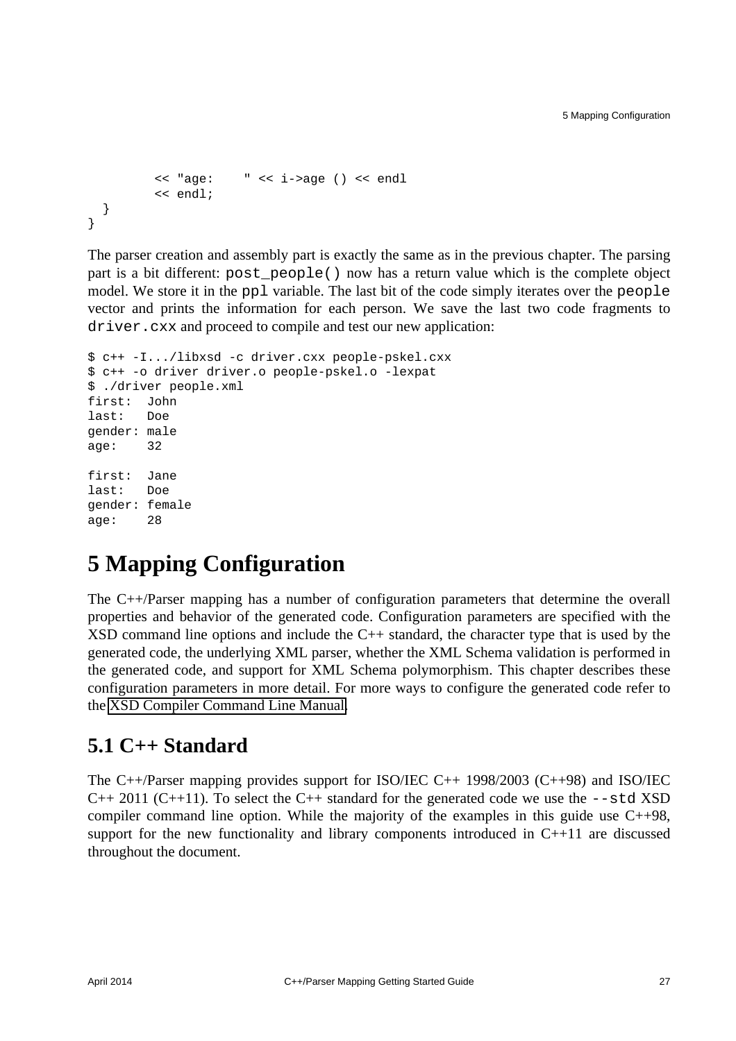```
        << "age:    " << i->age () << endl
        << endl;
  }
}
```

The parser creation and assembly part is exactly the same as in the previous chapter. The parsing part is a bit different: `post_people()` now has a return value which is the complete object model. We store it in the `ppl` variable. The last bit of the code simply iterates over the `people` vector and prints the information for each person. We save the last two code fragments to `driver.cxx` and proceed to compile and test our new application:

```
$ c++ -I.../libxsd -c driver.cxx people-pskel.cxx
$ c++ -o driver driver.o people-pskel.o -lexpat
$ ./driver people.xml
first:  John
last:   Doe
gender: male
age:    32

first:  Jane
last:   Doe
gender: female
age:    28
```

# 5 Mapping Configuration

The C++/Parser mapping has a number of configuration parameters that determine the overall properties and behavior of the generated code. Configuration parameters are specified with the XSD command line options and include the C++ standard, the character type that is used by the generated code, the underlying XML parser, whether the XML Schema validation is performed in the generated code, and support for XML Schema polymorphism. This chapter describes these configuration parameters in more detail. For more ways to configure the generated code refer to the XSD Compiler Command Line Manual.

## 5.1 C++ Standard

The C++/Parser mapping provides support for ISO/IEC C++ 1998/2003 (C++98) and ISO/IEC C++ 2011 (C++11). To select the C++ standard for the generated code we use the `--std` XSD compiler command line option. While the majority of the examples in this guide use C++98, support for the new functionality and library components introduced in C++11 are discussed throughout the document.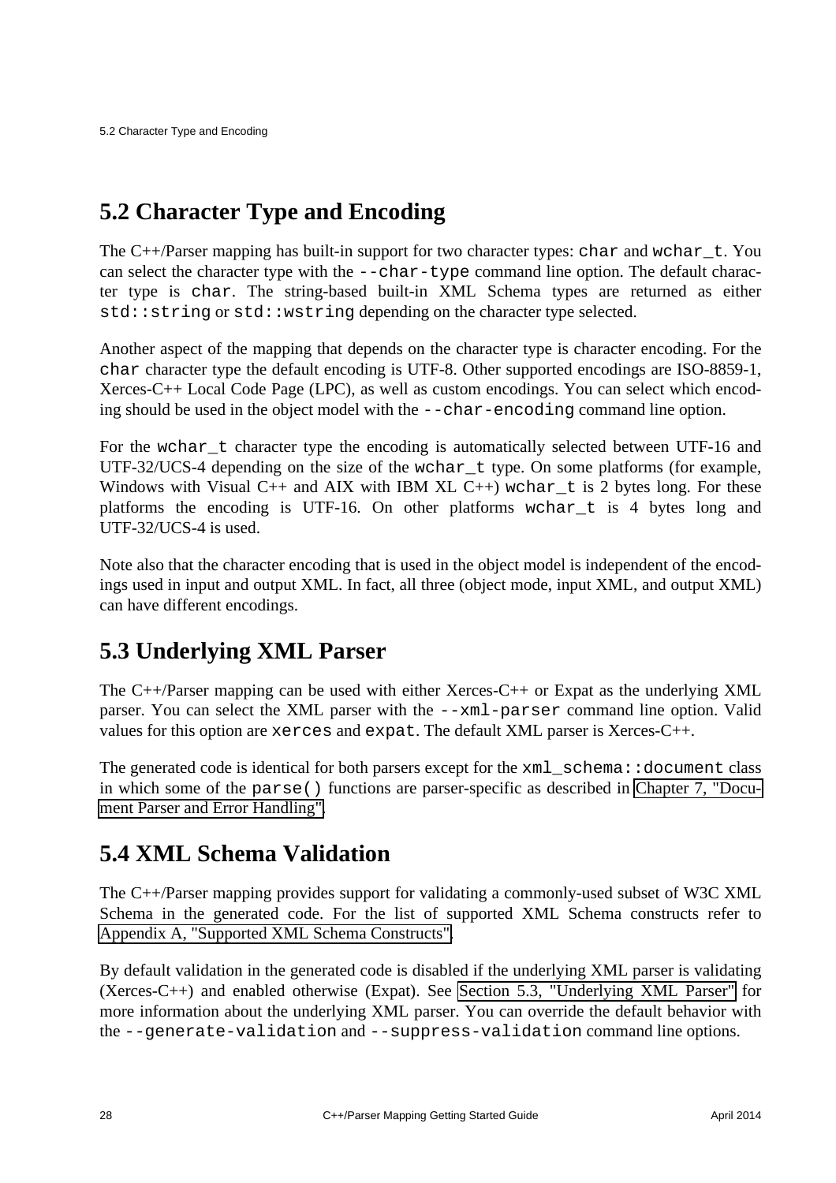## 5.2 Character Type and Encoding

The C++/Parser mapping has built-in support for two character types: `char` and `wchar_t`. You can select the character type with the `--char-type` command line option. The default character type is `char`. The string-based built-in XML Schema types are returned as either `std::string` or `std::wstring` depending on the character type selected.

Another aspect of the mapping that depends on the character type is character encoding. For the `char` character type the default encoding is UTF-8. Other supported encodings are ISO-8859-1, Xerces-C++ Local Code Page (LPC), as well as custom encodings. You can select which encoding should be used in the object model with the `--char-encoding` command line option.

For the `wchar_t` character type the encoding is automatically selected between UTF-16 and UTF-32/UCS-4 depending on the size of the `wchar_t` type. On some platforms (for example, Windows with Visual C++ and AIX with IBM XL C++) `wchar_t` is 2 bytes long. For these platforms the encoding is UTF-16. On other platforms `wchar_t` is 4 bytes long and UTF-32/UCS-4 is used.

Note also that the character encoding that is used in the object model is independent of the encodings used in input and output XML. In fact, all three (object mode, input XML, and output XML) can have different encodings.

## 5.3 Underlying XML Parser

The C++/Parser mapping can be used with either Xerces-C++ or Expat as the underlying XML parser. You can select the XML parser with the `--xml-parser` command line option. Valid values for this option are `xerces` and `expat`. The default XML parser is Xerces-C++.

The generated code is identical for both parsers except for the `xml_schema::document` class in which some of the `parse()` functions are parser-specific as described in Chapter 7, "Document Parser and Error Handling".

## 5.4 XML Schema Validation

The C++/Parser mapping provides support for validating a commonly-used subset of W3C XML Schema in the generated code. For the list of supported XML Schema constructs refer to Appendix A, "Supported XML Schema Constructs".

By default validation in the generated code is disabled if the underlying XML parser is validating (Xerces-C++) and enabled otherwise (Expat). See Section 5.3, "Underlying XML Parser" for more information about the underlying XML parser. You can override the default behavior with the `--generate-validation` and `--suppress-validation` command line options.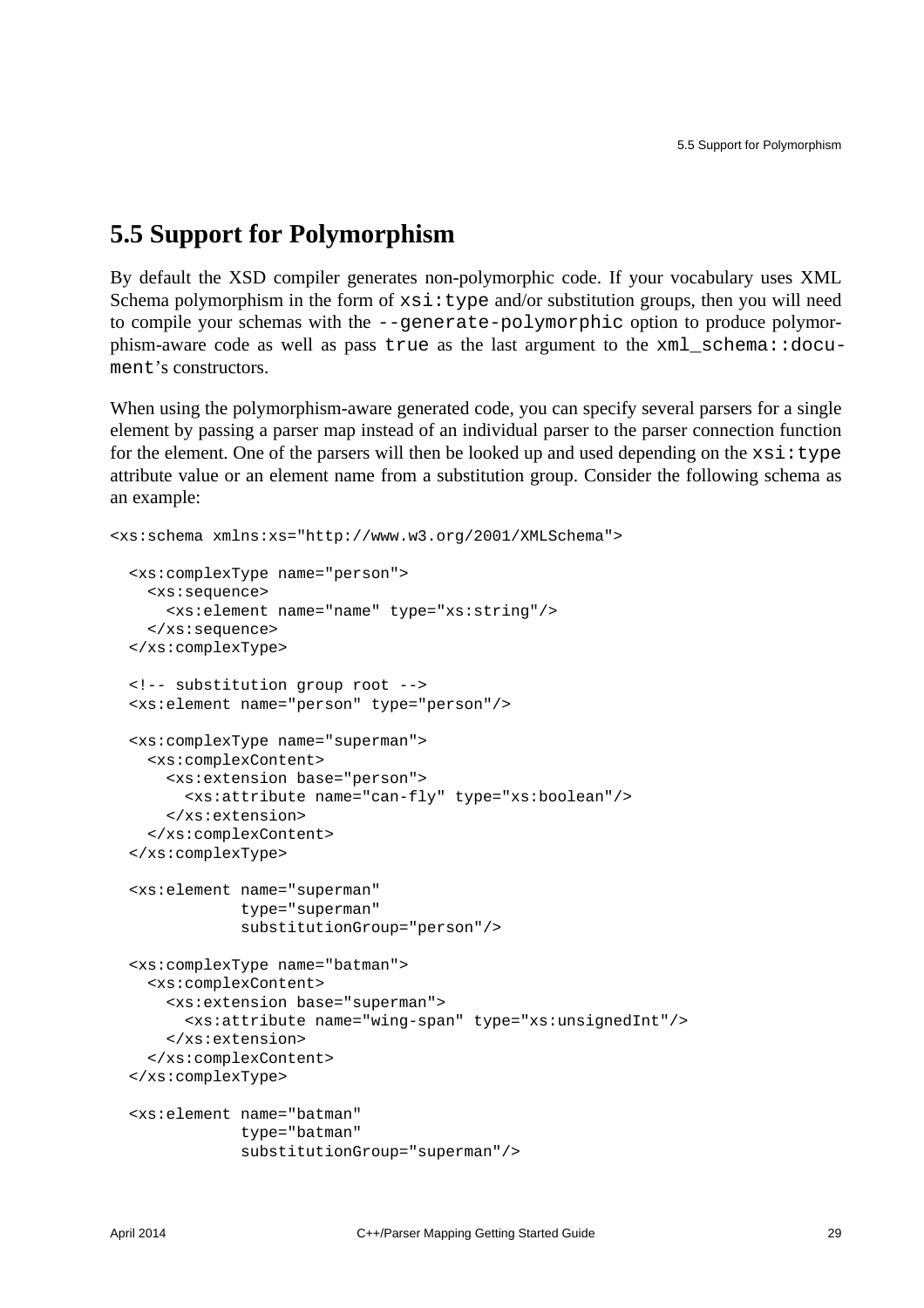## 5.5 Support for Polymorphism

By default the XSD compiler generates non-polymorphic code. If your vocabulary uses XML Schema polymorphism in the form of `xsi:type` and/or substitution groups, then you will need to compile your schemas with the `--generate-polymorphic` option to produce polymorphism-aware code as well as pass `true` as the last argument to the `xml_schema::document`'s constructors.

When using the polymorphism-aware generated code, you can specify several parsers for a single element by passing a parser map instead of an individual parser to the parser connection function for the element. One of the parsers will then be looked up and used depending on the `xsi:type` attribute value or an element name from a substitution group. Consider the following schema as an example:

```
<xs:schema xmlns:xs="http://www.w3.org/2001/XMLSchema">

  <xs:complexType name="person">
    <xs:sequence>
      <xs:element name="name" type="xs:string"/>
    </xs:sequence>
  </xs:complexType>

  <!-- substitution group root -->
  <xs:element name="person" type="person"/>

  <xs:complexType name="superman">
    <xs:complexContent>
      <xs:extension base="person">
        <xs:attribute name="can-fly" type="xs:boolean"/>
      </xs:extension>
    </xs:complexContent>
  </xs:complexType>

  <xs:element name="superman"
              type="superman"
              substitutionGroup="person"/>

  <xs:complexType name="batman">
    <xs:complexContent>
      <xs:extension base="superman">
        <xs:attribute name="wing-span" type="xs:unsignedInt"/>
      </xs:extension>
    </xs:complexContent>
  </xs:complexType>

  <xs:element name="batman"
              type="batman"
              substitutionGroup="superman"/>
```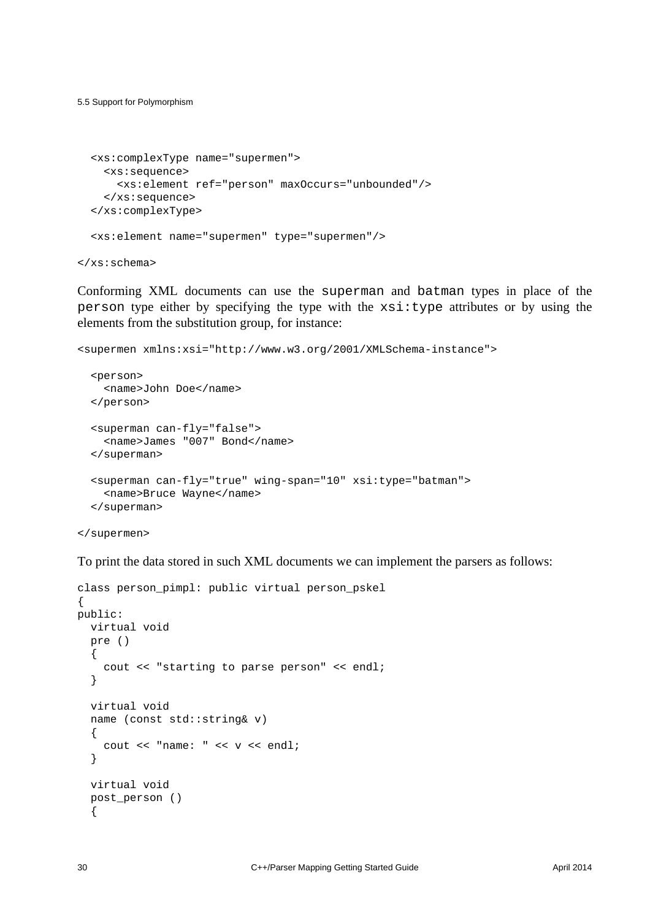```
  <xs:complexType name="supermen">
    <xs:sequence>
      <xs:element ref="person" maxOccurs="unbounded"/>
    </xs:sequence>
  </xs:complexType>

  <xs:element name="supermen" type="supermen"/>

</xs:schema>
```

Conforming XML documents can use the `superman` and `batman` types in place of the `person` type either by specifying the type with the `xsi:type` attributes or by using the elements from the substitution group, for instance:

```
<supermen xmlns:xsi="http://www.w3.org/2001/XMLSchema-instance">

  <person>
    <name>John Doe</name>
  </person>

  <superman can-fly="false">
    <name>James "007" Bond</name>
  </superman>

  <superman can-fly="true" wing-span="10" xsi:type="batman">
    <name>Bruce Wayne</name>
  </superman>

</supermen>
```

To print the data stored in such XML documents we can implement the parsers as follows:

```
class person_pimpl: public virtual person_pskel
{
public:
  virtual void
  pre ()
  {
    cout << "starting to parse person" << endl;
  }

  virtual void
  name (const std::string& v)
  {
    cout << "name: " << v << endl;
  }

  virtual void
  post_person ()
  {
```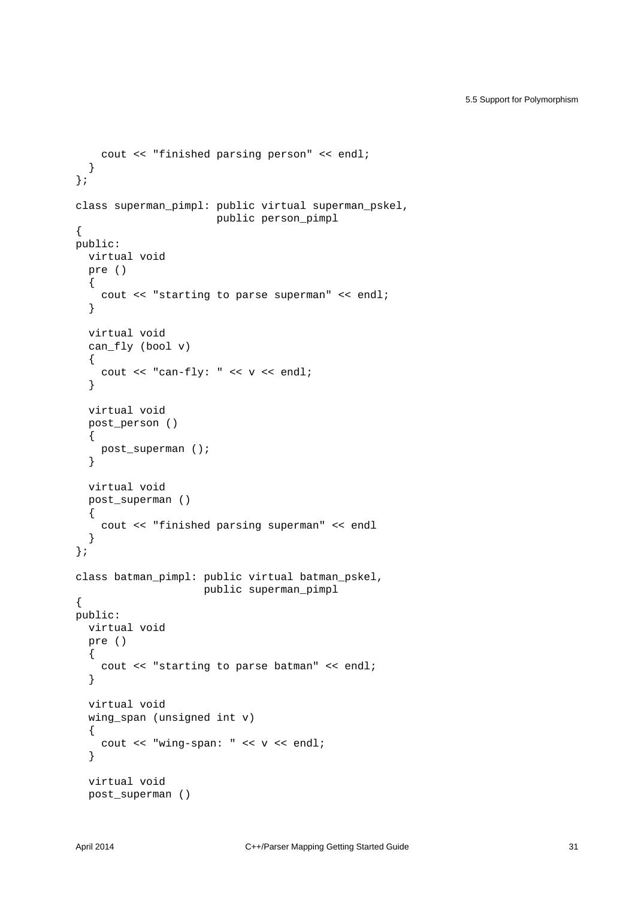```
    cout << "finished parsing person" << endl;
  }
};

class superman_pimpl: public virtual superman_pskel,
                      public person_pimpl
{
public:
  virtual void
  pre ()
  {
    cout << "starting to parse superman" << endl;
  }

  virtual void
  can_fly (bool v)
  {
    cout << "can-fly: " << v << endl;
  }

  virtual void
  post_person ()
  {
    post_superman ();
  }

  virtual void
  post_superman ()
  {
    cout << "finished parsing superman" << endl
  }
};

class batman_pimpl: public virtual batman_pskel,
                    public superman_pimpl
{
public:
  virtual void
  pre ()
  {
    cout << "starting to parse batman" << endl;
  }

  virtual void
  wing_span (unsigned int v)
  {
    cout << "wing-span: " << v << endl;
  }

  virtual void
  post_superman ()
```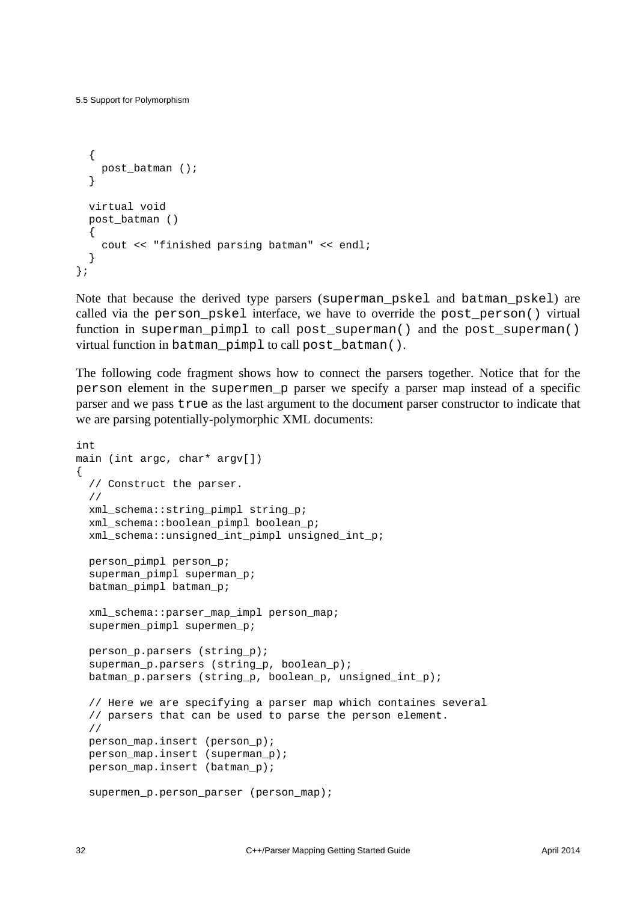```
  {
    post_batman ();
  }

  virtual void
  post_batman ()
  {
    cout << "finished parsing batman" << endl;
  }
};
```

Note that because the derived type parsers (`superman_pskel` and `batman_pskel`) are called via the `person_pskel` interface, we have to override the `post_person()` virtual function in `superman_pimpl` to call `post_superman()` and the `post_superman()` virtual function in `batman_pimpl` to call `post_batman()`.

The following code fragment shows how to connect the parsers together. Notice that for the `person` element in the `supermen_p` parser we specify a parser map instead of a specific parser and we pass `true` as the last argument to the document parser constructor to indicate that we are parsing potentially-polymorphic XML documents:

```
int
main (int argc, char* argv[])
{
  // Construct the parser.
  //
  xml_schema::string_pimpl string_p;
  xml_schema::boolean_pimpl boolean_p;
  xml_schema::unsigned_int_pimpl unsigned_int_p;

  person_pimpl person_p;
  superman_pimpl superman_p;
  batman_pimpl batman_p;

  xml_schema::parser_map_impl person_map;
  supermen_pimpl supermen_p;

  person_p.parsers (string_p);
  superman_p.parsers (string_p, boolean_p);
  batman_p.parsers (string_p, boolean_p, unsigned_int_p);

  // Here we are specifying a parser map which containes several
  // parsers that can be used to parse the person element.
  //
  person_map.insert (person_p);
  person_map.insert (superman_p);
  person_map.insert (batman_p);

  supermen_p.person_parser (person_map);
```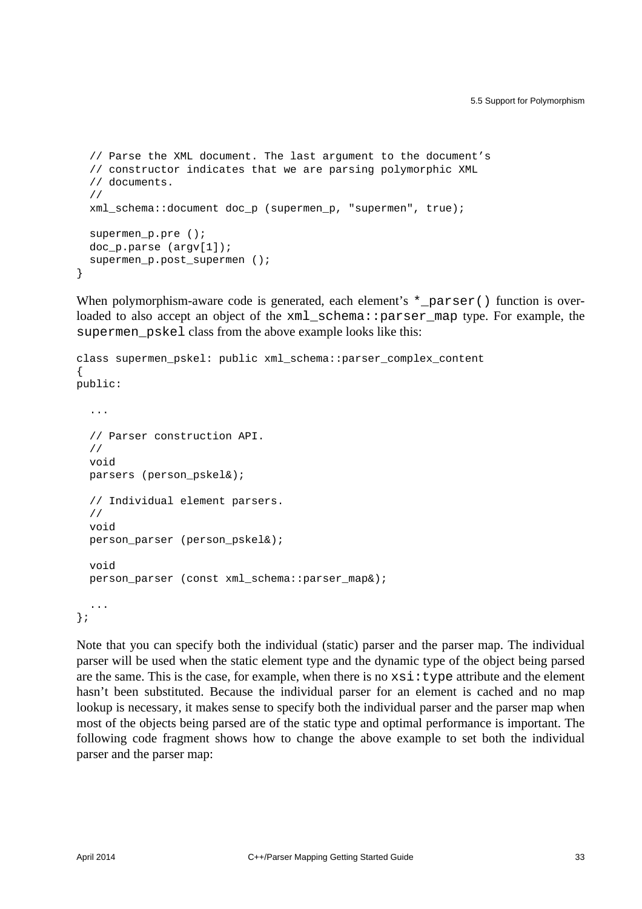```
  // Parse the XML document. The last argument to the document's
  // constructor indicates that we are parsing polymorphic XML
  // documents.
  //
  xml_schema::document doc_p (supermen_p, "supermen", true);

  supermen_p.pre ();
  doc_p.parse (argv[1]);
  supermen_p.post_supermen ();
}
```

When polymorphism-aware code is generated, each element's `*_parser()` function is overloaded to also accept an object of the `xml_schema::parser_map` type. For example, the `supermen_pskel` class from the above example looks like this:

```
class supermen_pskel: public xml_schema::parser_complex_content
{
public:

  ...

  // Parser construction API.
  //
  void
  parsers (person_pskel&);

  // Individual element parsers.
  //
  void
  person_parser (person_pskel&);

  void
  person_parser (const xml_schema::parser_map&);

  ...
};
```

Note that you can specify both the individual (static) parser and the parser map. The individual parser will be used when the static element type and the dynamic type of the object being parsed are the same. This is the case, for example, when there is no `xsi:type` attribute and the element hasn't been substituted. Because the individual parser for an element is cached and no map lookup is necessary, it makes sense to specify both the individual parser and the parser map when most of the objects being parsed are of the static type and optimal performance is important. The following code fragment shows how to change the above example to set both the individual parser and the parser map: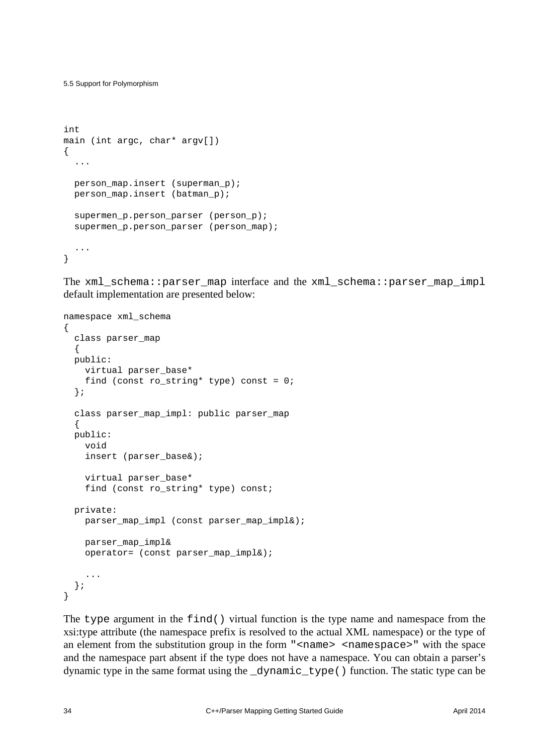```
int
main (int argc, char* argv[])
{
  ...

  person_map.insert (superman_p);
  person_map.insert (batman_p);

  supermen_p.person_parser (person_p);
  supermen_p.person_parser (person_map);

  ...
}
```

The `xml_schema::parser_map` interface and the `xml_schema::parser_map_impl` default implementation are presented below:

```
namespace xml_schema
{
  class parser_map
  {
  public:
    virtual parser_base*
    find (const ro_string* type) const = 0;
  };

  class parser_map_impl: public parser_map
  {
  public:
    void
    insert (parser_base&);

    virtual parser_base*
    find (const ro_string* type) const;

  private:
    parser_map_impl (const parser_map_impl&);

    parser_map_impl&
    operator= (const parser_map_impl&);

    ...
  };
}
```

The `type` argument in the `find()` virtual function is the type name and namespace from the xsi:type attribute (the namespace prefix is resolved to the actual XML namespace) or the type of an element from the substitution group in the form `"<name> <namespace>"` with the space and the namespace part absent if the type does not have a namespace. You can obtain a parser's dynamic type in the same format using the `_dynamic_type()` function. The static type can be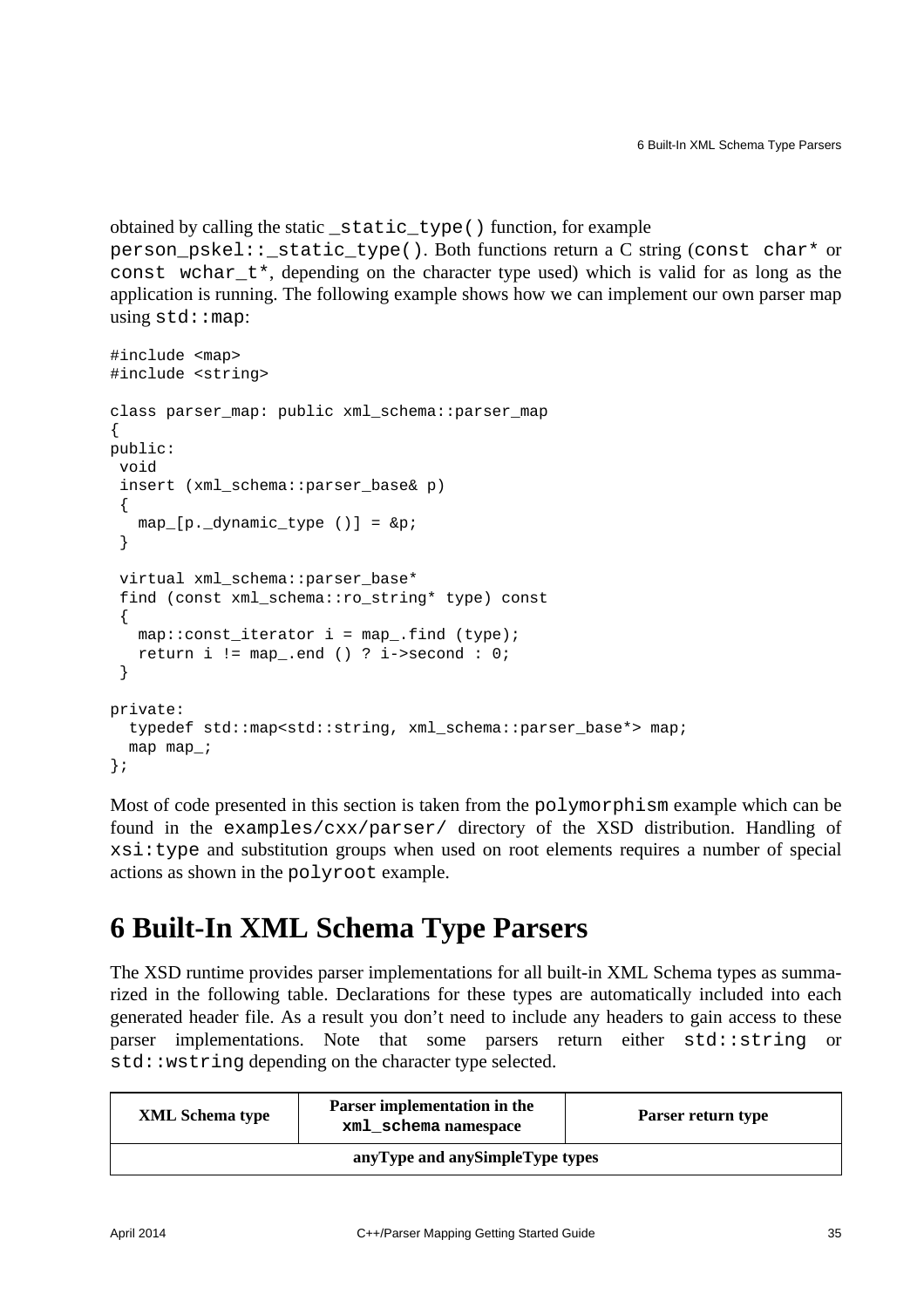obtained by calling the static `_static_type()` function, for example `person_pskel::_static_type()`. Both functions return a C string (`const char*` or `const wchar_t*`, depending on the character type used) which is valid for as long as the application is running. The following example shows how we can implement our own parser map using `std::map`:

```
#include <map>
#include <string>

class parser_map: public xml_schema::parser_map
{
public:
 void
 insert (xml_schema::parser_base& p)
 {
   map_[p._dynamic_type ()] = &p;
 }

 virtual xml_schema::parser_base*
 find (const xml_schema::ro_string* type) const
 {
   map::const_iterator i = map_.find (type);
   return i != map_.end () ? i->second : 0;
 }

private:
  typedef std::map<std::string, xml_schema::parser_base*> map;
  map map_;
};
```

Most of code presented in this section is taken from the `polymorphism` example which can be found in the `examples/cxx/parser/` directory of the XSD distribution. Handling of `xsi:type` and substitution groups when used on root elements requires a number of special actions as shown in the `polyroot` example.

# 6 Built-In XML Schema Type Parsers

The XSD runtime provides parser implementations for all built-in XML Schema types as summarized in the following table. Declarations for these types are automatically included into each generated header file. As a result you don't need to include any headers to gain access to these parser implementations. Note that some parsers return either `std::string` or `std::wstring` depending on the character type selected.

| XML Schema type | Parser implementation in the `xml_schema` namespace | Parser return type |
|---|---|---|
| **anyType and anySimpleType types** | | |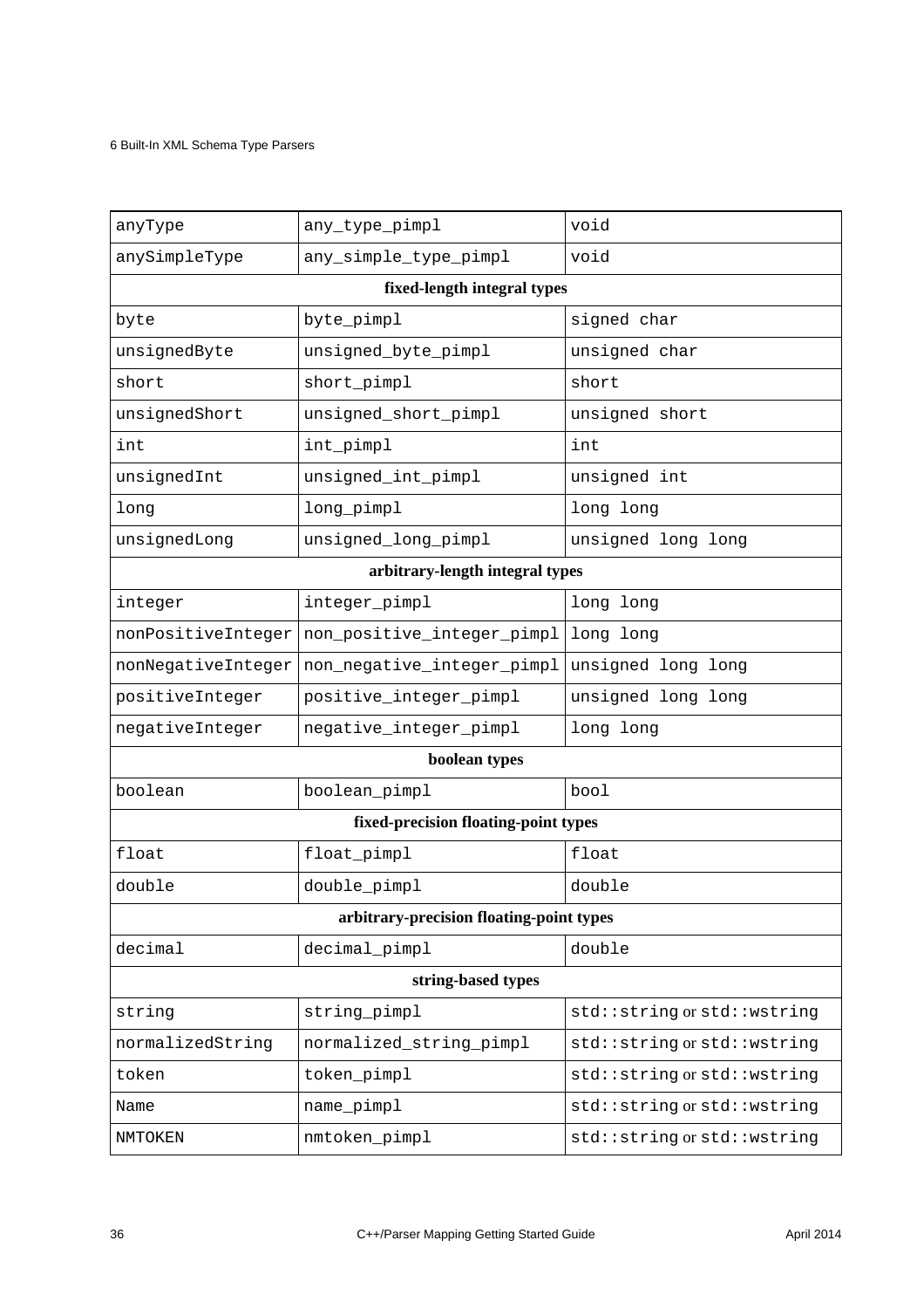| | | |
|---|---|---|
| anyType | any_type_pimpl | void |
| anySimpleType | any_simple_type_pimpl | void |
| **fixed-length integral types** | | |
| byte | byte_pimpl | signed char |
| unsignedByte | unsigned_byte_pimpl | unsigned char |
| short | short_pimpl | short |
| unsignedShort | unsigned_short_pimpl | unsigned short |
| int | int_pimpl | int |
| unsignedInt | unsigned_int_pimpl | unsigned int |
| long | long_pimpl | long long |
| unsignedLong | unsigned_long_pimpl | unsigned long long |
| **arbitrary-length integral types** | | |
| integer | integer_pimpl | long long |
| nonPositiveInteger | non_positive_integer_pimpl | long long |
| nonNegativeInteger | non_negative_integer_pimpl | unsigned long long |
| positiveInteger | positive_integer_pimpl | unsigned long long |
| negativeInteger | negative_integer_pimpl | long long |
| **boolean types** | | |
| boolean | boolean_pimpl | bool |
| **fixed-precision floating-point types** | | |
| float | float_pimpl | float |
| double | double_pimpl | double |
| **arbitrary-precision floating-point types** | | |
| decimal | decimal_pimpl | double |
| **string-based types** | | |
| string | string_pimpl | std::string or std::wstring |
| normalizedString | normalized_string_pimpl | std::string or std::wstring |
| token | token_pimpl | std::string or std::wstring |
| Name | name_pimpl | std::string or std::wstring |
| NMTOKEN | nmtoken_pimpl | std::string or std::wstring |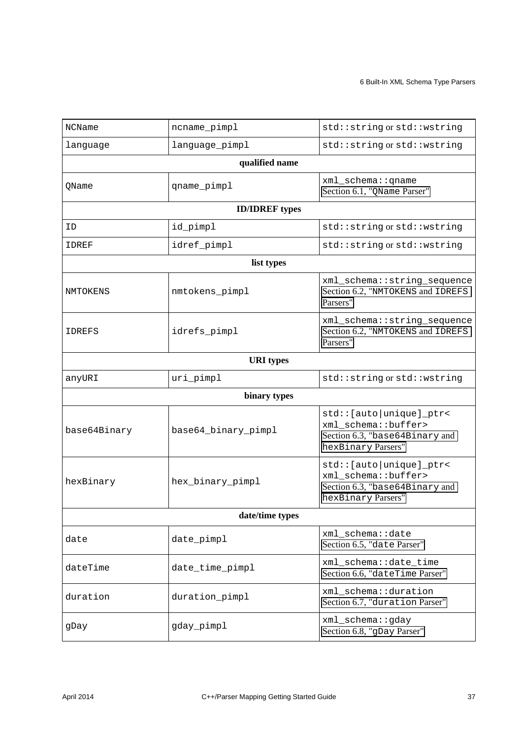| | | |
|---|---|---|
| NCName | ncname_pimpl | std::string or std::wstring |
| language | language_pimpl | std::string or std::wstring |
| **qualified name** | | |
| QName | qname_pimpl | xml_schema::qname Section 6.1, "QName Parser" |
| **ID/IDREF types** | | |
| ID | id_pimpl | std::string or std::wstring |
| IDREF | idref_pimpl | std::string or std::wstring |
| **list types** | | |
| NMTOKENS | nmtokens_pimpl | xml_schema::string_sequence Section 6.2, "NMTOKENS and IDREFS Parsers" |
| IDREFS | idrefs_pimpl | xml_schema::string_sequence Section 6.2, "NMTOKENS and IDREFS Parsers" |
| **URI types** | | |
| anyURI | uri_pimpl | std::string or std::wstring |
| **binary types** | | |
| base64Binary | base64_binary_pimpl | std::[auto\|unique]_ptr< xml_schema::buffer> Section 6.3, "base64Binary and hexBinary Parsers" |
| hexBinary | hex_binary_pimpl | std::[auto\|unique]_ptr< xml_schema::buffer> Section 6.3, "base64Binary and hexBinary Parsers" |
| **date/time types** | | |
| date | date_pimpl | xml_schema::date Section 6.5, "date Parser" |
| dateTime | date_time_pimpl | xml_schema::date_time Section 6.6, "dateTime Parser" |
| duration | duration_pimpl | xml_schema::duration Section 6.7, "duration Parser" |
| gDay | gday_pimpl | xml_schema::gday Section 6.8, "gDay Parser" |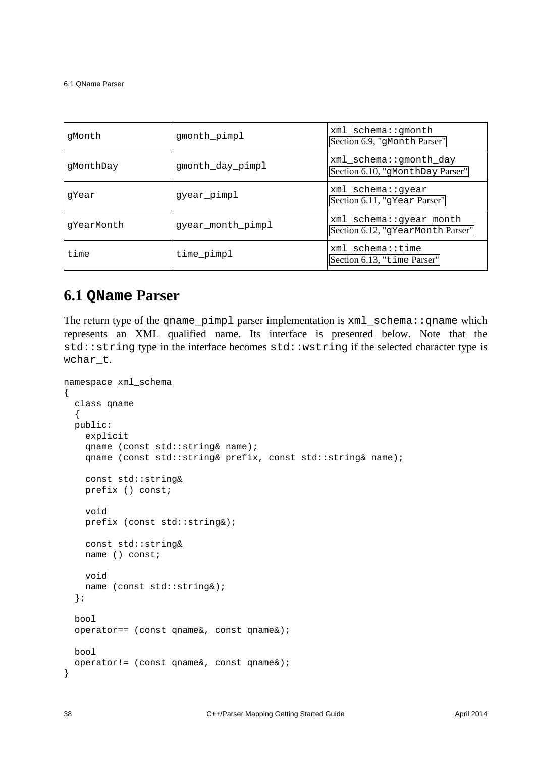| gMonth | gmonth_pimpl | xml_schema::gmonth Section 6.9, "gMonth Parser" |
|---|---|---|
| gMonthDay | gmonth_day_pimpl | xml_schema::gmonth_day Section 6.10, "gMonthDay Parser" |
| gYear | gyear_pimpl | xml_schema::gyear Section 6.11, "gYear Parser" |
| gYearMonth | gyear_month_pimpl | xml_schema::gyear_month Section 6.12, "gYearMonth Parser" |
| time | time_pimpl | xml_schema::time Section 6.13, "time Parser" |

## 6.1 QName Parser

The return type of the qname_pimpl parser implementation is xml_schema::qname which represents an XML qualified name. Its interface is presented below. Note that the std::string type in the interface becomes std::wstring if the selected character type is wchar_t.

```
namespace xml_schema
{
  class qname
  {
  public:
    explicit
    qname (const std::string& name);
    qname (const std::string& prefix, const std::string& name);

    const std::string&
    prefix () const;

    void
    prefix (const std::string&);

    const std::string&
    name () const;

    void
    name (const std::string&);
  };

  bool
  operator== (const qname&, const qname&);

  bool
  operator!= (const qname&, const qname&);
}
```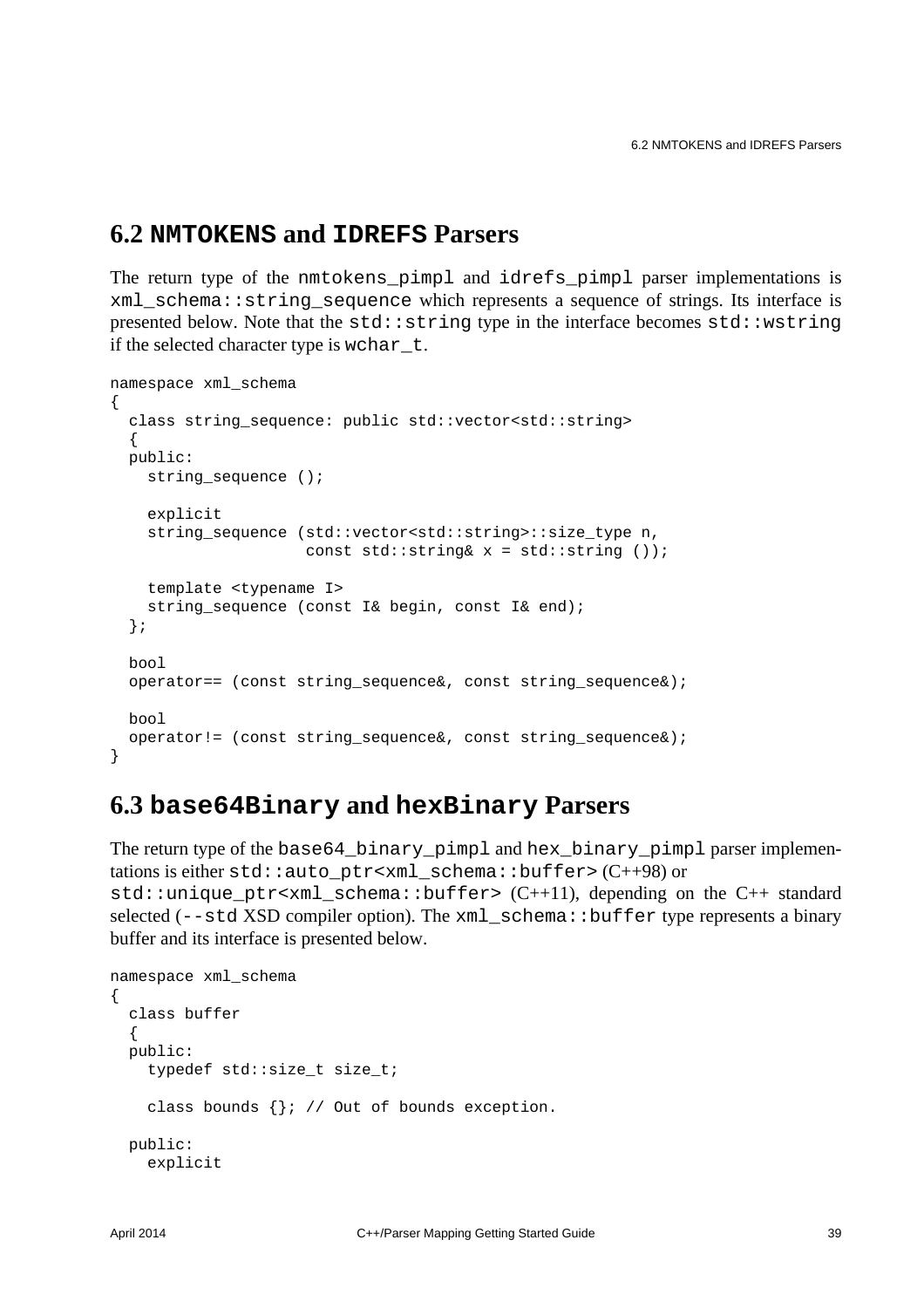## 6.2 `NMTOKENS` and `IDREFS` Parsers

The return type of the `nmtokens_pimpl` and `idrefs_pimpl` parser implementations is `xml_schema::string_sequence` which represents a sequence of strings. Its interface is presented below. Note that the `std::string` type in the interface becomes `std::wstring` if the selected character type is `wchar_t`.

```
namespace xml_schema
{
  class string_sequence: public std::vector<std::string>
  {
  public:
    string_sequence ();

    explicit
    string_sequence (std::vector<std::string>::size_type n,
                     const std::string& x = std::string ());

    template <typename I>
    string_sequence (const I& begin, const I& end);
  };

  bool
  operator== (const string_sequence&, const string_sequence&);

  bool
  operator!= (const string_sequence&, const string_sequence&);
}
```

## 6.3 `base64Binary` and `hexBinary` Parsers

The return type of the `base64_binary_pimpl` and `hex_binary_pimpl` parser implementations is either `std::auto_ptr<xml_schema::buffer>` (C++98) or `std::unique_ptr<xml_schema::buffer>` (C++11), depending on the C++ standard selected (`--std` XSD compiler option). The `xml_schema::buffer` type represents a binary buffer and its interface is presented below.

```
namespace xml_schema
{
  class buffer
  {
  public:
    typedef std::size_t size_t;

    class bounds {}; // Out of bounds exception.

  public:
    explicit
```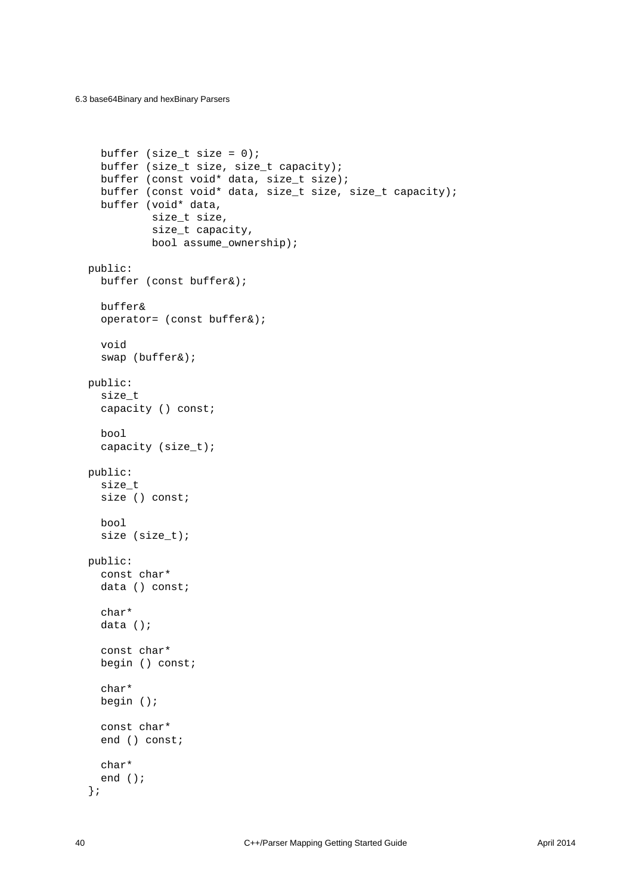```
    buffer (size_t size = 0);
    buffer (size_t size, size_t capacity);
    buffer (const void* data, size_t size);
    buffer (const void* data, size_t size, size_t capacity);
    buffer (void* data,
            size_t size,
            size_t capacity,
            bool assume_ownership);

  public:
    buffer (const buffer&);

    buffer&
    operator= (const buffer&);

    void
    swap (buffer&);

  public:
    size_t
    capacity () const;

    bool
    capacity (size_t);

  public:
    size_t
    size () const;

    bool
    size (size_t);

  public:
    const char*
    data () const;

    char*
    data ();

    const char*
    begin () const;

    char*
    begin ();

    const char*
    end () const;

    char*
    end ();
  };
```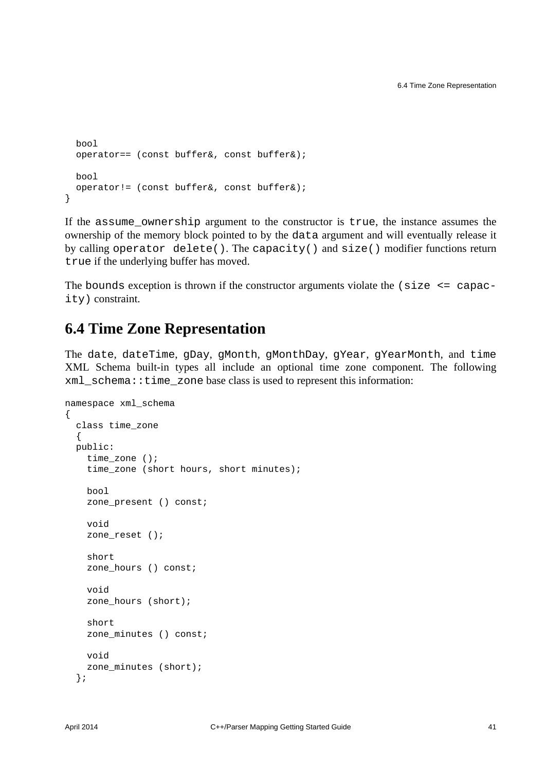```
  bool
  operator== (const buffer&, const buffer&);

  bool
  operator!= (const buffer&, const buffer&);
}
```

If the `assume_ownership` argument to the constructor is `true`, the instance assumes the ownership of the memory block pointed to by the `data` argument and will eventually release it by calling `operator delete()`. The `capacity()` and `size()` modifier functions return `true` if the underlying buffer has moved.

The `bounds` exception is thrown if the constructor arguments violate the `(size <= capacity)` constraint.

## 6.4 Time Zone Representation

The `date`, `dateTime`, `gDay`, `gMonth`, `gMonthDay`, `gYear`, `gYearMonth`, and `time` XML Schema built-in types all include an optional time zone component. The following `xml_schema::time_zone` base class is used to represent this information:

```
namespace xml_schema
{
  class time_zone
  {
  public:
    time_zone ();
    time_zone (short hours, short minutes);

    bool
    zone_present () const;

    void
    zone_reset ();

    short
    zone_hours () const;

    void
    zone_hours (short);

    short
    zone_minutes () const;

    void
    zone_minutes (short);
  };
```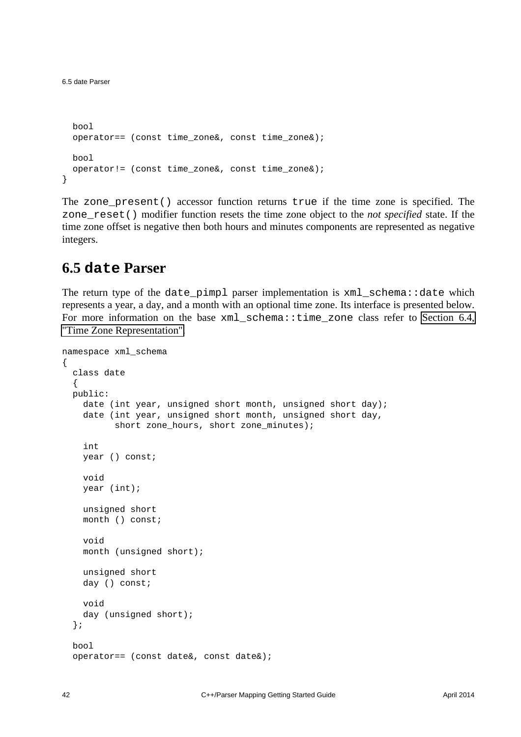```
  bool
  operator== (const time_zone&, const time_zone&);

  bool
  operator!= (const time_zone&, const time_zone&);
}
```

The `zone_present()` accessor function returns `true` if the time zone is specified. The `zone_reset()` modifier function resets the time zone object to the *not specified* state. If the time zone offset is negative then both hours and minutes components are represented as negative integers.

## 6.5 `date` Parser

The return type of the `date_pimpl` parser implementation is `xml_schema::date` which represents a year, a day, and a month with an optional time zone. Its interface is presented below. For more information on the base `xml_schema::time_zone` class refer to Section 6.4, "Time Zone Representation".

```
namespace xml_schema
{
  class date
  {
  public:
    date (int year, unsigned short month, unsigned short day);
    date (int year, unsigned short month, unsigned short day,
          short zone_hours, short zone_minutes);

    int
    year () const;

    void
    year (int);

    unsigned short
    month () const;

    void
    month (unsigned short);

    unsigned short
    day () const;

    void
    day (unsigned short);
  };

  bool
  operator== (const date&, const date&);
```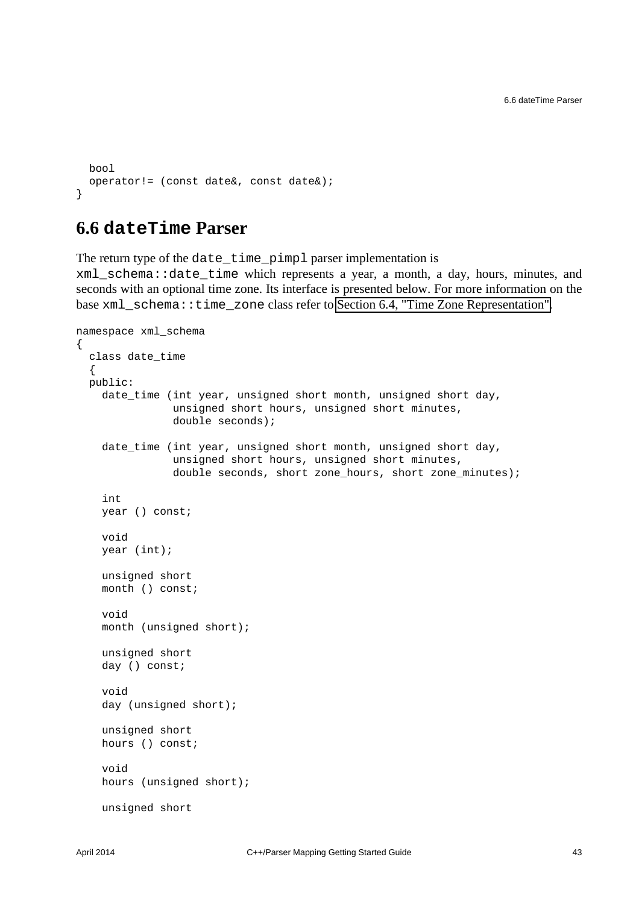```
  bool
  operator!= (const date&, const date&);
}
```

## 6.6 `dateTime` Parser

The return type of the `date_time_pimpl` parser implementation is `xml_schema::date_time` which represents a year, a month, a day, hours, minutes, and seconds with an optional time zone. Its interface is presented below. For more information on the base `xml_schema::time_zone` class refer to Section 6.4, "Time Zone Representation".

```
namespace xml_schema
{
  class date_time
  {
  public:
    date_time (int year, unsigned short month, unsigned short day,
               unsigned short hours, unsigned short minutes,
               double seconds);

    date_time (int year, unsigned short month, unsigned short day,
               unsigned short hours, unsigned short minutes,
               double seconds, short zone_hours, short zone_minutes);

    int
    year () const;

    void
    year (int);

    unsigned short
    month () const;

    void
    month (unsigned short);

    unsigned short
    day () const;

    void
    day (unsigned short);

    unsigned short
    hours () const;

    void
    hours (unsigned short);

    unsigned short
```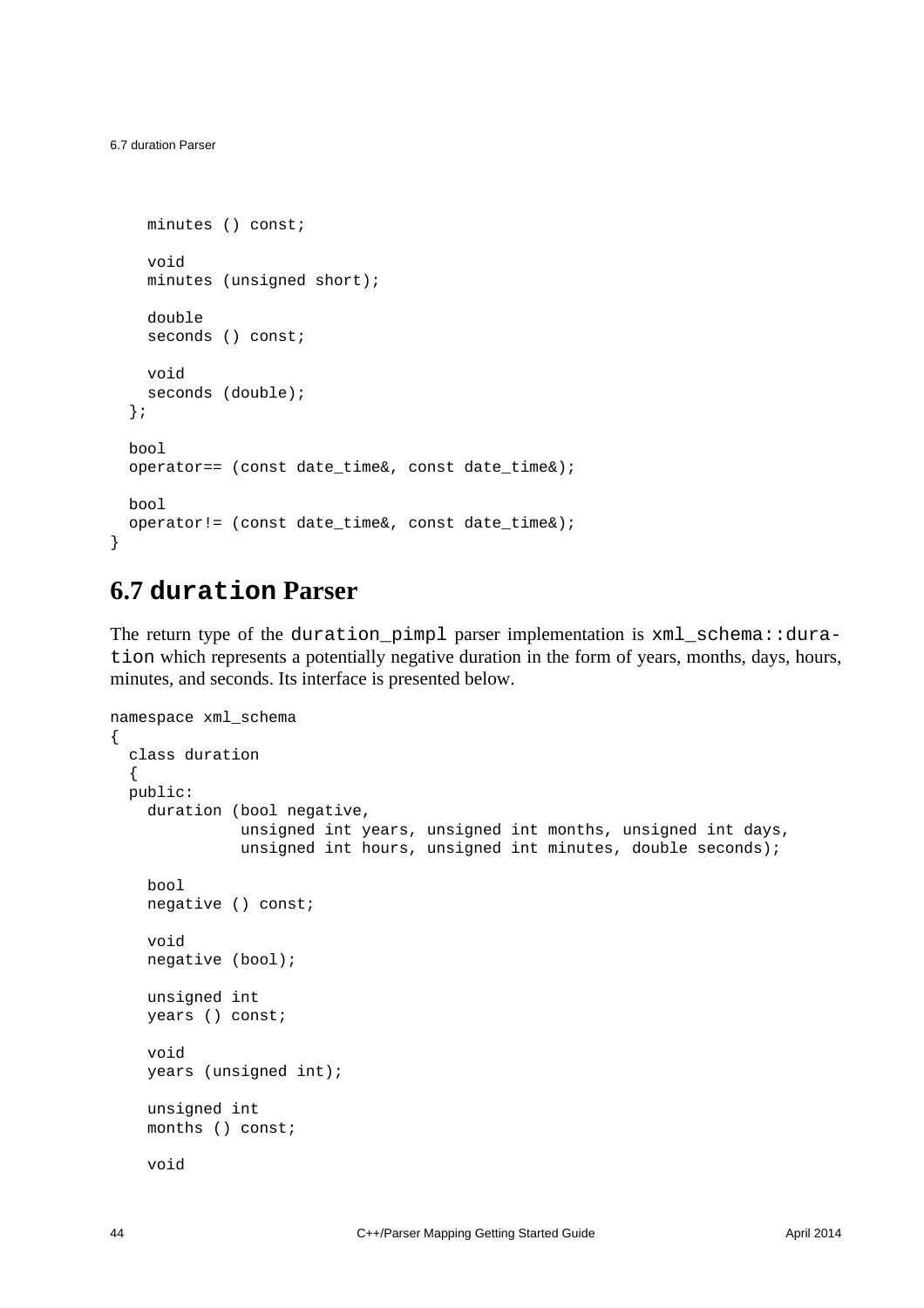```
    minutes () const;

    void
    minutes (unsigned short);

    double
    seconds () const;

    void
    seconds (double);
  };

  bool
  operator== (const date_time&, const date_time&);

  bool
  operator!= (const date_time&, const date_time&);
}
```

## 6.7 duration Parser

The return type of the `duration_pimpl` parser implementation is `xml_schema::duration` which represents a potentially negative duration in the form of years, months, days, hours, minutes, and seconds. Its interface is presented below.

```
namespace xml_schema
{
  class duration
  {
  public:
    duration (bool negative,
              unsigned int years, unsigned int months, unsigned int days,
              unsigned int hours, unsigned int minutes, double seconds);

    bool
    negative () const;

    void
    negative (bool);

    unsigned int
    years () const;

    void
    years (unsigned int);

    unsigned int
    months () const;

    void
```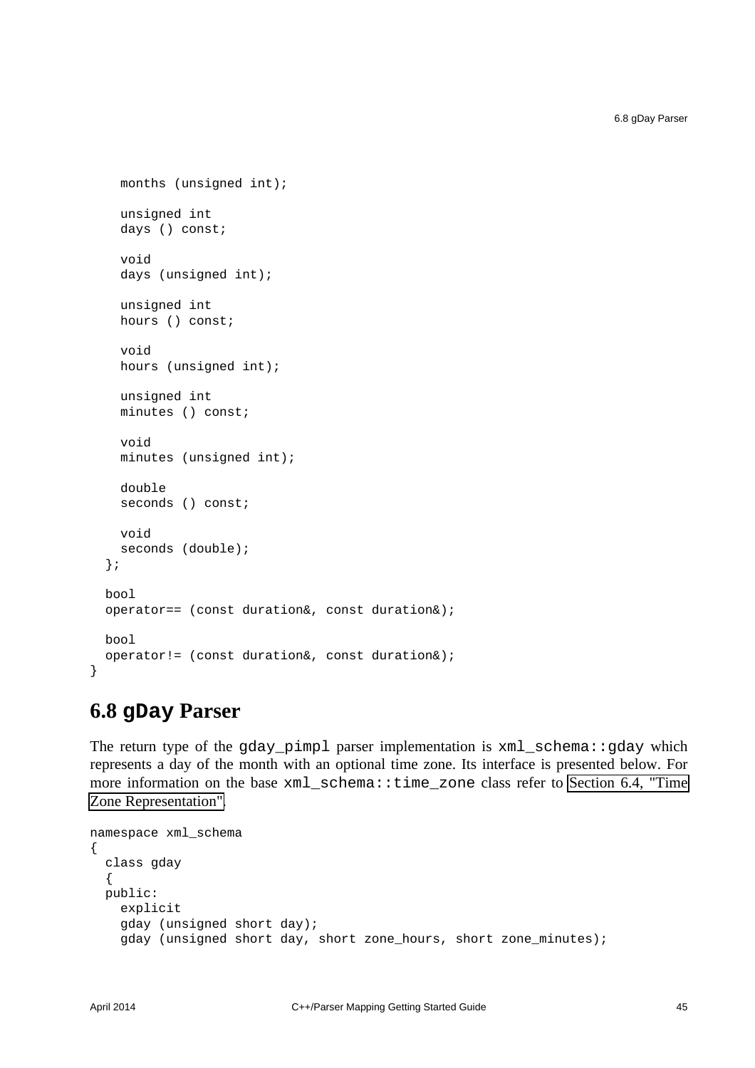```
    months (unsigned int);

    unsigned int
    days () const;

    void
    days (unsigned int);

    unsigned int
    hours () const;

    void
    hours (unsigned int);

    unsigned int
    minutes () const;

    void
    minutes (unsigned int);

    double
    seconds () const;

    void
    seconds (double);
  };

  bool
  operator== (const duration&, const duration&);

  bool
  operator!= (const duration&, const duration&);
}
```

## 6.8 `gDay` Parser

The return type of the `gday_pimpl` parser implementation is `xml_schema::gday` which represents a day of the month with an optional time zone. Its interface is presented below. For more information on the base `xml_schema::time_zone` class refer to Section 6.4, "Time Zone Representation".

```
namespace xml_schema
{
  class gday
  {
  public:
    explicit
    gday (unsigned short day);
    gday (unsigned short day, short zone_hours, short zone_minutes);
```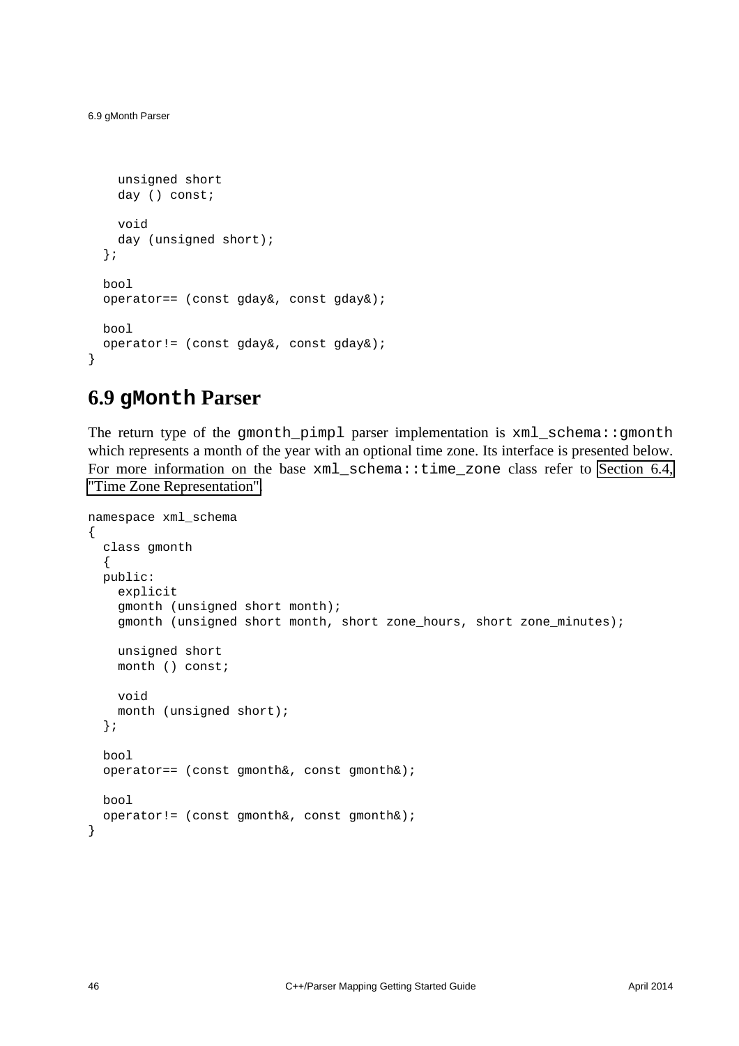```
    unsigned short
    day () const;

    void
    day (unsigned short);
  };

  bool
  operator== (const gday&, const gday&);

  bool
  operator!= (const gday&, const gday&);
}
```

## 6.9 gMonth Parser

The return type of the gmonth_pimpl parser implementation is xml_schema::gmonth which represents a month of the year with an optional time zone. Its interface is presented below. For more information on the base xml_schema::time_zone class refer to Section 6.4, "Time Zone Representation".

```
namespace xml_schema
{
  class gmonth
  {
  public:
    explicit
    gmonth (unsigned short month);
    gmonth (unsigned short month, short zone_hours, short zone_minutes);

    unsigned short
    month () const;

    void
    month (unsigned short);
  };

  bool
  operator== (const gmonth&, const gmonth&);

  bool
  operator!= (const gmonth&, const gmonth&);
}
```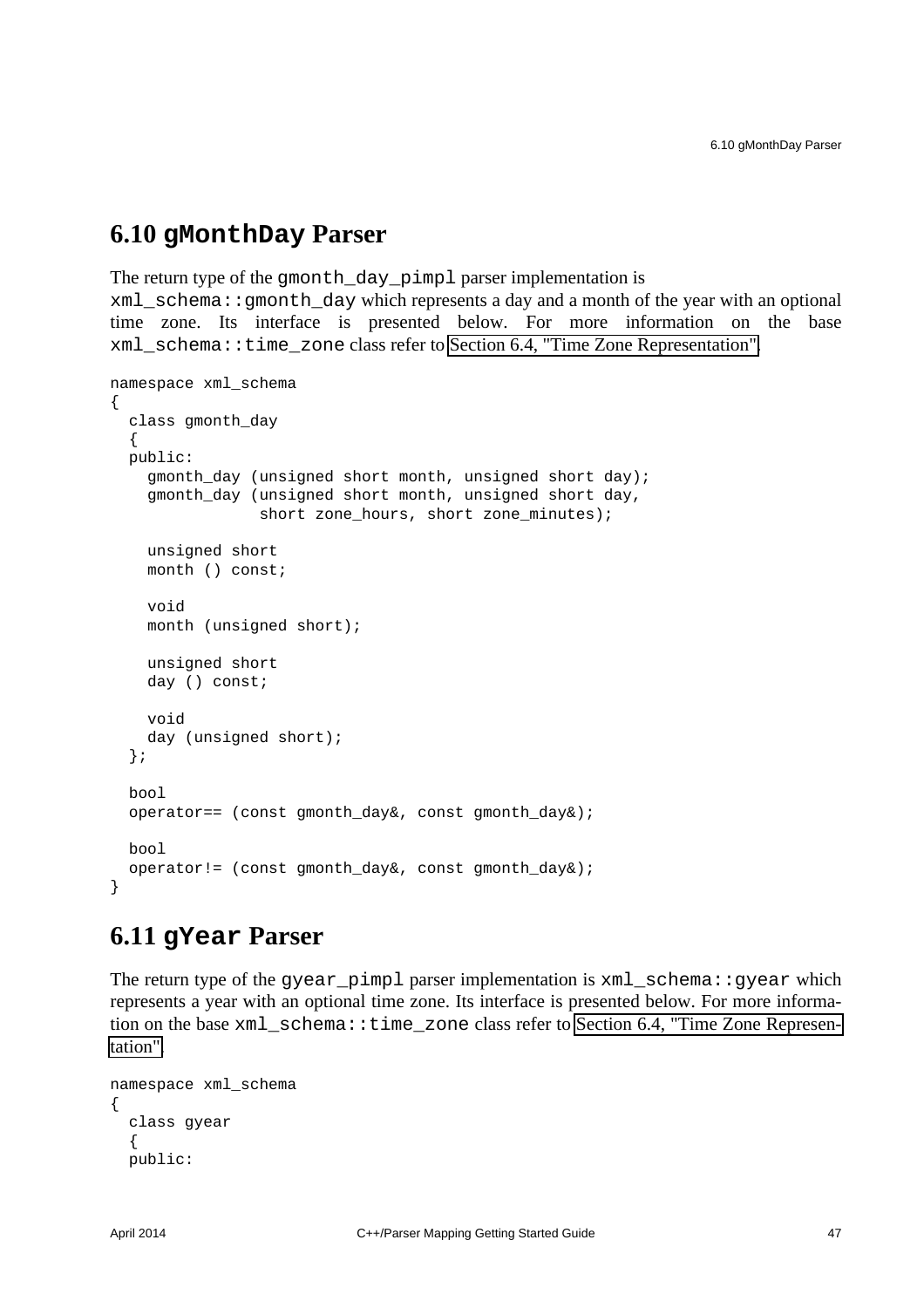## 6.10 `gMonthDay` Parser

The return type of the `gmonth_day_pimpl` parser implementation is `xml_schema::gmonth_day` which represents a day and a month of the year with an optional time zone. Its interface is presented below. For more information on the base `xml_schema::time_zone` class refer to Section 6.4, "Time Zone Representation".

```
namespace xml_schema
{
  class gmonth_day
  {
  public:
    gmonth_day (unsigned short month, unsigned short day);
    gmonth_day (unsigned short month, unsigned short day,
                short zone_hours, short zone_minutes);

    unsigned short
    month () const;

    void
    month (unsigned short);

    unsigned short
    day () const;

    void
    day (unsigned short);
  };

  bool
  operator== (const gmonth_day&, const gmonth_day&);

  bool
  operator!= (const gmonth_day&, const gmonth_day&);
}
```

## 6.11 `gYear` Parser

The return type of the `gyear_pimpl` parser implementation is `xml_schema::gyear` which represents a year with an optional time zone. Its interface is presented below. For more information on the base `xml_schema::time_zone` class refer to Section 6.4, "Time Zone Representation".

```
namespace xml_schema
{
  class gyear
  {
  public:
```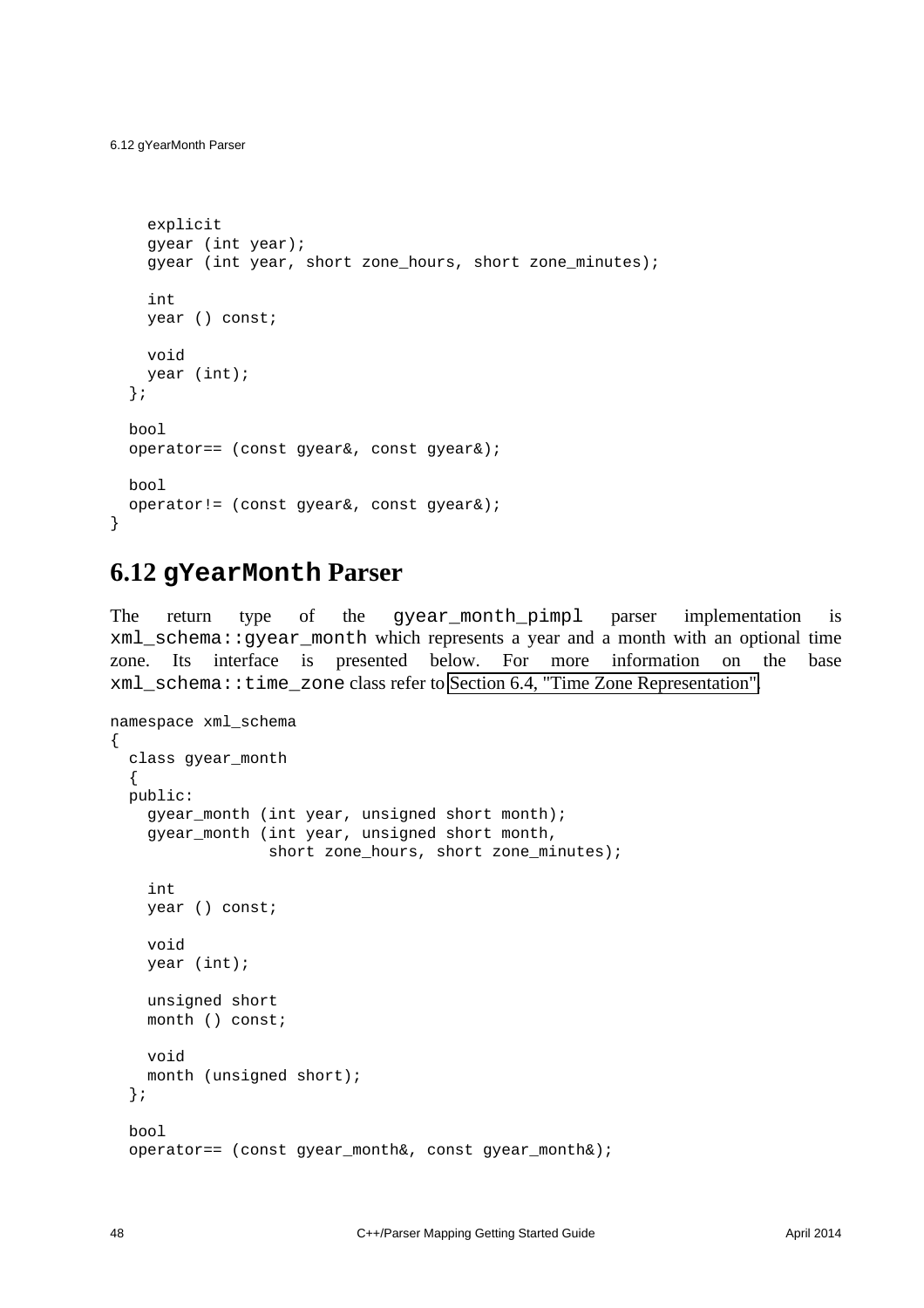```
    explicit
    gyear (int year);
    gyear (int year, short zone_hours, short zone_minutes);

    int
    year () const;

    void
    year (int);
  };

  bool
  operator== (const gyear&, const gyear&);

  bool
  operator!= (const gyear&, const gyear&);
}
```

## 6.12 `gYearMonth` Parser

The return type of the `gyear_month_pimpl` parser implementation is `xml_schema::gyear_month` which represents a year and a month with an optional time zone. Its interface is presented below. For more information on the base `xml_schema::time_zone` class refer to Section 6.4, "Time Zone Representation".

```
namespace xml_schema
{
  class gyear_month
  {
  public:
    gyear_month (int year, unsigned short month);
    gyear_month (int year, unsigned short month,
                 short zone_hours, short zone_minutes);

    int
    year () const;

    void
    year (int);

    unsigned short
    month () const;

    void
    month (unsigned short);
  };

  bool
  operator== (const gyear_month&, const gyear_month&);
```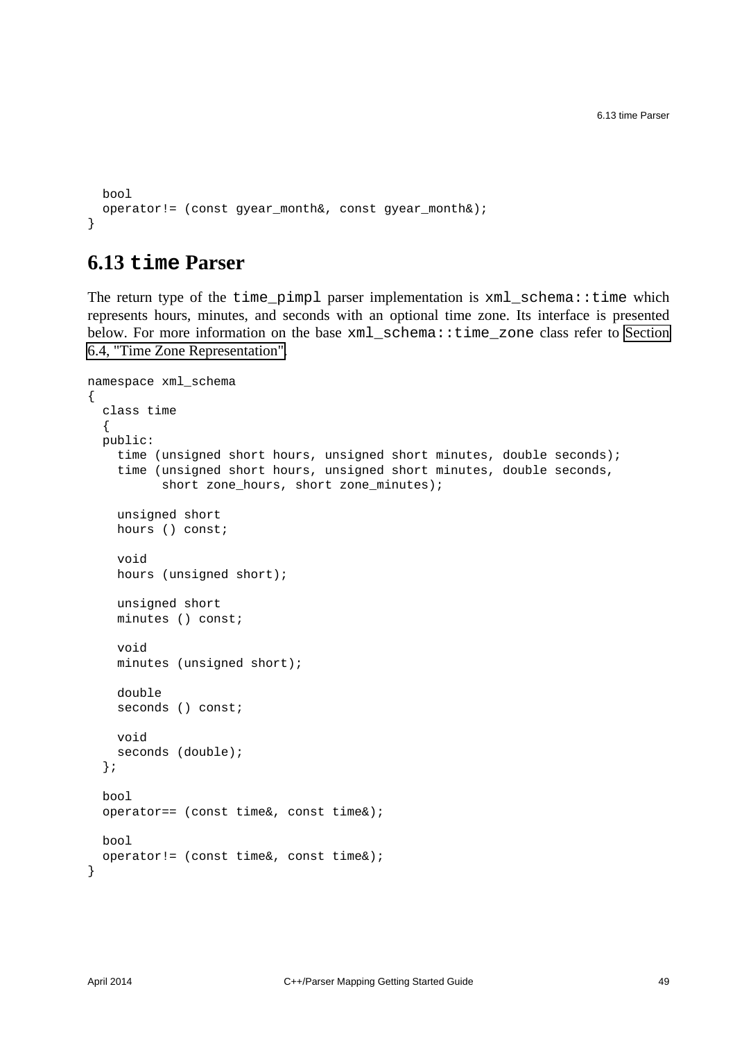```
  bool
  operator!= (const gyear_month&, const gyear_month&);
}
```

## 6.13 `time` Parser

The return type of the `time_pimpl` parser implementation is `xml_schema::time` which represents hours, minutes, and seconds with an optional time zone. Its interface is presented below. For more information on the base `xml_schema::time_zone` class refer to Section 6.4, "Time Zone Representation".

```
namespace xml_schema
{
  class time
  {
  public:
    time (unsigned short hours, unsigned short minutes, double seconds);
    time (unsigned short hours, unsigned short minutes, double seconds,
          short zone_hours, short zone_minutes);

    unsigned short
    hours () const;

    void
    hours (unsigned short);

    unsigned short
    minutes () const;

    void
    minutes (unsigned short);

    double
    seconds () const;

    void
    seconds (double);
  };

  bool
  operator== (const time&, const time&);

  bool
  operator!= (const time&, const time&);
}
```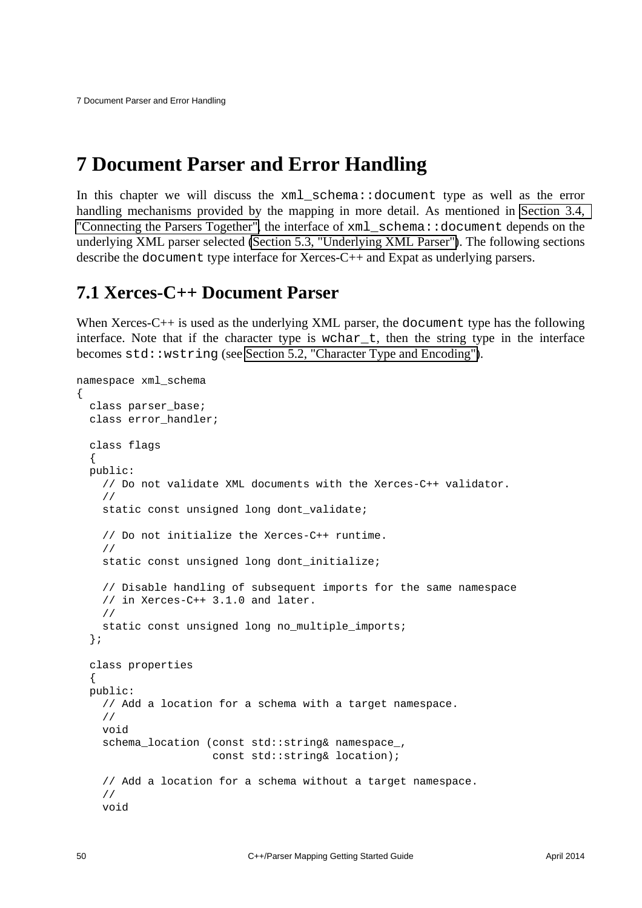# 7 Document Parser and Error Handling

In this chapter we will discuss the `xml_schema::document` type as well as the error handling mechanisms provided by the mapping in more detail. As mentioned in Section 3.4, "Connecting the Parsers Together", the interface of `xml_schema::document` depends on the underlying XML parser selected (Section 5.3, "Underlying XML Parser"). The following sections describe the `document` type interface for Xerces-C++ and Expat as underlying parsers.

## 7.1 Xerces-C++ Document Parser

When Xerces-C++ is used as the underlying XML parser, the `document` type has the following interface. Note that if the character type is `wchar_t`, then the string type in the interface becomes `std::wstring` (see Section 5.2, "Character Type and Encoding").

```
namespace xml_schema
{
  class parser_base;
  class error_handler;

  class flags
  {
  public:
    // Do not validate XML documents with the Xerces-C++ validator.
    //
    static const unsigned long dont_validate;

    // Do not initialize the Xerces-C++ runtime.
    //
    static const unsigned long dont_initialize;

    // Disable handling of subsequent imports for the same namespace
    // in Xerces-C++ 3.1.0 and later.
    //
    static const unsigned long no_multiple_imports;
  };

  class properties
  {
  public:
    // Add a location for a schema with a target namespace.
    //
    void
    schema_location (const std::string& namespace_,
                     const std::string& location);

    // Add a location for a schema without a target namespace.
    //
    void
```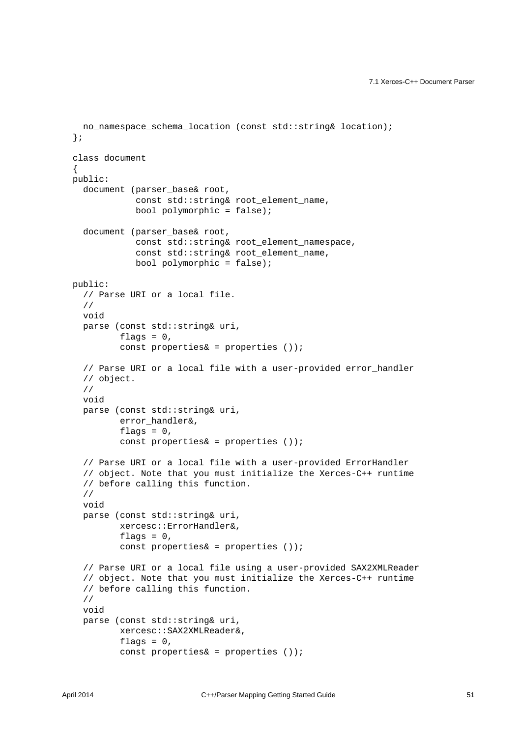```
  no_namespace_schema_location (const std::string& location);
};

class document
{
public:
  document (parser_base& root,
            const std::string& root_element_name,
            bool polymorphic = false);

  document (parser_base& root,
            const std::string& root_element_namespace,
            const std::string& root_element_name,
            bool polymorphic = false);

public:
  // Parse URI or a local file.
  //
  void
  parse (const std::string& uri,
         flags = 0,
         const properties& = properties ());

  // Parse URI or a local file with a user-provided error_handler
  // object.
  //
  void
  parse (const std::string& uri,
         error_handler&,
         flags = 0,
         const properties& = properties ());

  // Parse URI or a local file with a user-provided ErrorHandler
  // object. Note that you must initialize the Xerces-C++ runtime
  // before calling this function.
  //
  void
  parse (const std::string& uri,
         xercesc::ErrorHandler&,
         flags = 0,
         const properties& = properties ());

  // Parse URI or a local file using a user-provided SAX2XMLReader
  // object. Note that you must initialize the Xerces-C++ runtime
  // before calling this function.
  //
  void
  parse (const std::string& uri,
         xercesc::SAX2XMLReader&,
         flags = 0,
         const properties& = properties ());
```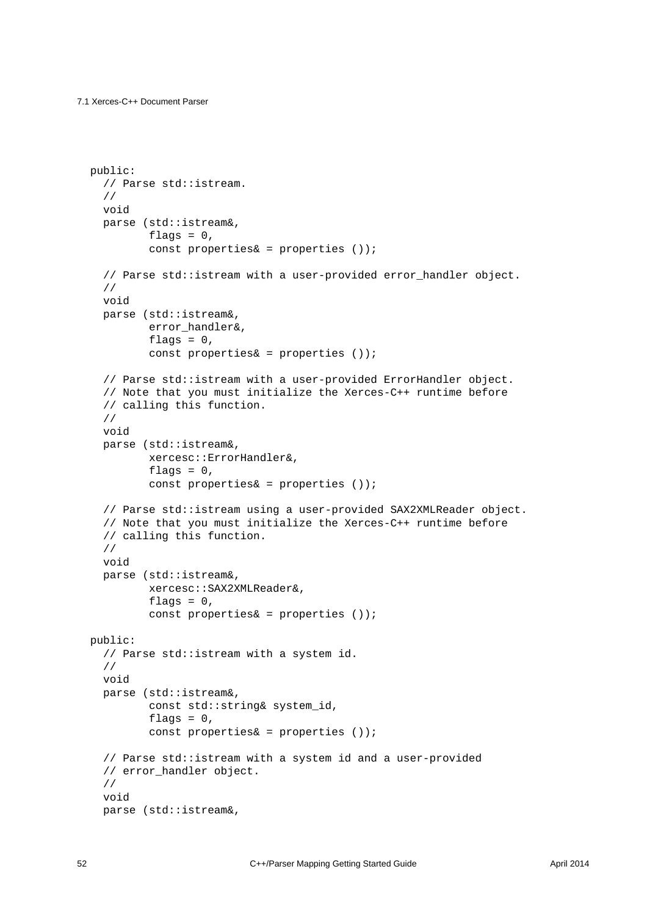```
  public:
    // Parse std::istream.
    //
    void
    parse (std::istream&,
           flags = 0,
           const properties& = properties ());

    // Parse std::istream with a user-provided error_handler object.
    //
    void
    parse (std::istream&,
           error_handler&,
           flags = 0,
           const properties& = properties ());

    // Parse std::istream with a user-provided ErrorHandler object.
    // Note that you must initialize the Xerces-C++ runtime before
    // calling this function.
    //
    void
    parse (std::istream&,
           xercesc::ErrorHandler&,
           flags = 0,
           const properties& = properties ());

    // Parse std::istream using a user-provided SAX2XMLReader object.
    // Note that you must initialize the Xerces-C++ runtime before
    // calling this function.
    //
    void
    parse (std::istream&,
           xercesc::SAX2XMLReader&,
           flags = 0,
           const properties& = properties ());

  public:
    // Parse std::istream with a system id.
    //
    void
    parse (std::istream&,
           const std::string& system_id,
           flags = 0,
           const properties& = properties ());

    // Parse std::istream with a system id and a user-provided
    // error_handler object.
    //
    void
    parse (std::istream&,
```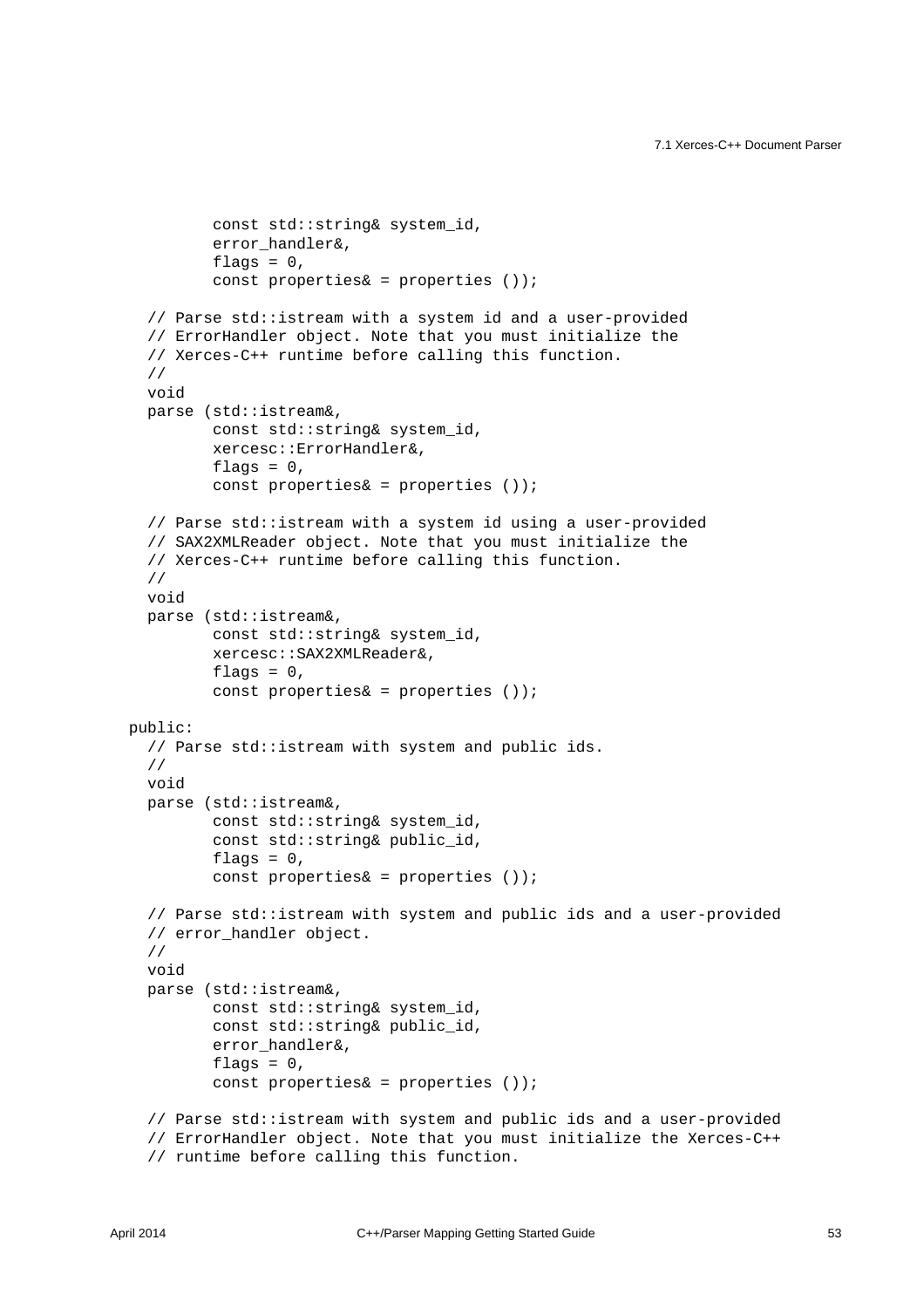```
          const std::string& system_id,
          error_handler&,
          flags = 0,
          const properties& = properties ());

    // Parse std::istream with a system id and a user-provided
    // ErrorHandler object. Note that you must initialize the
    // Xerces-C++ runtime before calling this function.
    //
    void
    parse (std::istream&,
           const std::string& system_id,
           xercesc::ErrorHandler&,
           flags = 0,
           const properties& = properties ());

    // Parse std::istream with a system id using a user-provided
    // SAX2XMLReader object. Note that you must initialize the
    // Xerces-C++ runtime before calling this function.
    //
    void
    parse (std::istream&,
           const std::string& system_id,
           xercesc::SAX2XMLReader&,
           flags = 0,
           const properties& = properties ());

  public:
    // Parse std::istream with system and public ids.
    //
    void
    parse (std::istream&,
           const std::string& system_id,
           const std::string& public_id,
           flags = 0,
           const properties& = properties ());

    // Parse std::istream with system and public ids and a user-provided
    // error_handler object.
    //
    void
    parse (std::istream&,
           const std::string& system_id,
           const std::string& public_id,
           error_handler&,
           flags = 0,
           const properties& = properties ());

    // Parse std::istream with system and public ids and a user-provided
    // ErrorHandler object. Note that you must initialize the Xerces-C++
    // runtime before calling this function.
```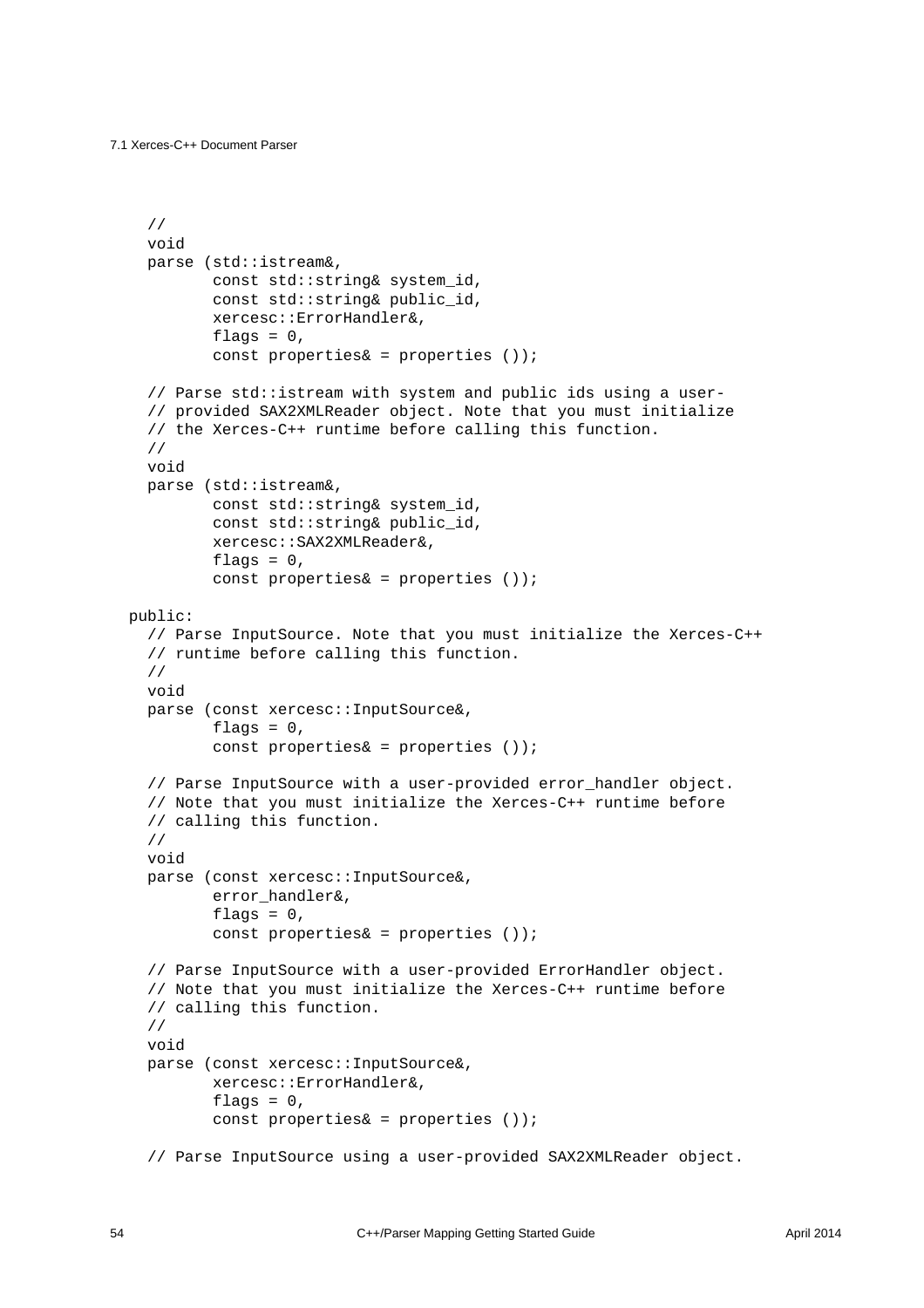```
    //
    void
    parse (std::istream&,
           const std::string& system_id,
           const std::string& public_id,
           xercesc::ErrorHandler&,
           flags = 0,
           const properties& = properties ());

    // Parse std::istream with system and public ids using a user-
    // provided SAX2XMLReader object. Note that you must initialize
    // the Xerces-C++ runtime before calling this function.
    //
    void
    parse (std::istream&,
           const std::string& system_id,
           const std::string& public_id,
           xercesc::SAX2XMLReader&,
           flags = 0,
           const properties& = properties ());

  public:
    // Parse InputSource. Note that you must initialize the Xerces-C++
    // runtime before calling this function.
    //
    void
    parse (const xercesc::InputSource&,
           flags = 0,
           const properties& = properties ());

    // Parse InputSource with a user-provided error_handler object.
    // Note that you must initialize the Xerces-C++ runtime before
    // calling this function.
    //
    void
    parse (const xercesc::InputSource&,
           error_handler&,
           flags = 0,
           const properties& = properties ());

    // Parse InputSource with a user-provided ErrorHandler object.
    // Note that you must initialize the Xerces-C++ runtime before
    // calling this function.
    //
    void
    parse (const xercesc::InputSource&,
           xercesc::ErrorHandler&,
           flags = 0,
           const properties& = properties ());

    // Parse InputSource using a user-provided SAX2XMLReader object.
```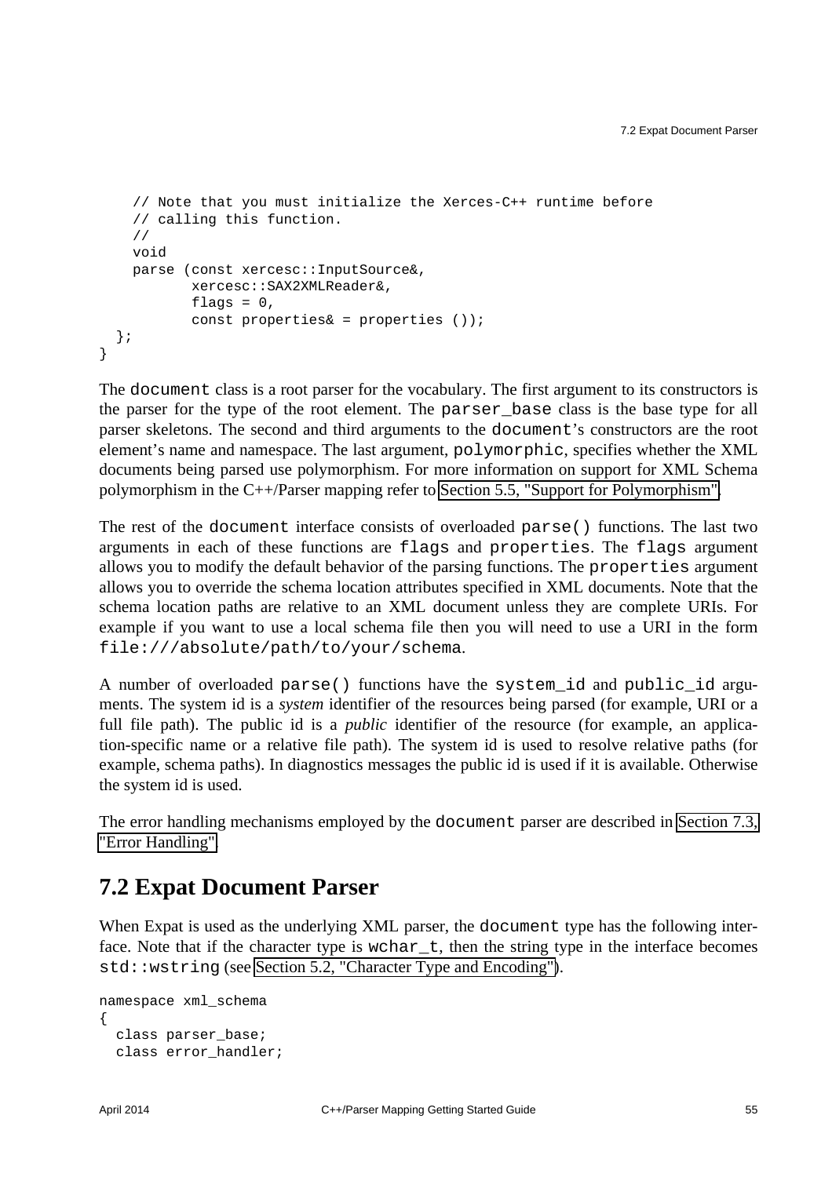```
    // Note that you must initialize the Xerces-C++ runtime before
    // calling this function.
    //
    void
    parse (const xercesc::InputSource&,
           xercesc::SAX2XMLReader&,
           flags = 0,
           const properties& = properties ());
  };
}
```

The `document` class is a root parser for the vocabulary. The first argument to its constructors is the parser for the type of the root element. The `parser_base` class is the base type for all parser skeletons. The second and third arguments to the `document`'s constructors are the root element's name and namespace. The last argument, `polymorphic`, specifies whether the XML documents being parsed use polymorphism. For more information on support for XML Schema polymorphism in the C++/Parser mapping refer to Section 5.5, "Support for Polymorphism".

The rest of the `document` interface consists of overloaded `parse()` functions. The last two arguments in each of these functions are `flags` and `properties`. The `flags` argument allows you to modify the default behavior of the parsing functions. The `properties` argument allows you to override the schema location attributes specified in XML documents. Note that the schema location paths are relative to an XML document unless they are complete URIs. For example if you want to use a local schema file then you will need to use a URI in the form `file:///absolute/path/to/your/schema`.

A number of overloaded `parse()` functions have the `system_id` and `public_id` arguments. The system id is a *system* identifier of the resources being parsed (for example, URI or a full file path). The public id is a *public* identifier of the resource (for example, an application-specific name or a relative file path). The system id is used to resolve relative paths (for example, schema paths). In diagnostics messages the public id is used if it is available. Otherwise the system id is used.

The error handling mechanisms employed by the `document` parser are described in Section 7.3, "Error Handling".

## 7.2 Expat Document Parser

When Expat is used as the underlying XML parser, the `document` type has the following interface. Note that if the character type is `wchar_t`, then the string type in the interface becomes `std::wstring` (see Section 5.2, "Character Type and Encoding").

```
namespace xml_schema
{
  class parser_base;
  class error_handler;
```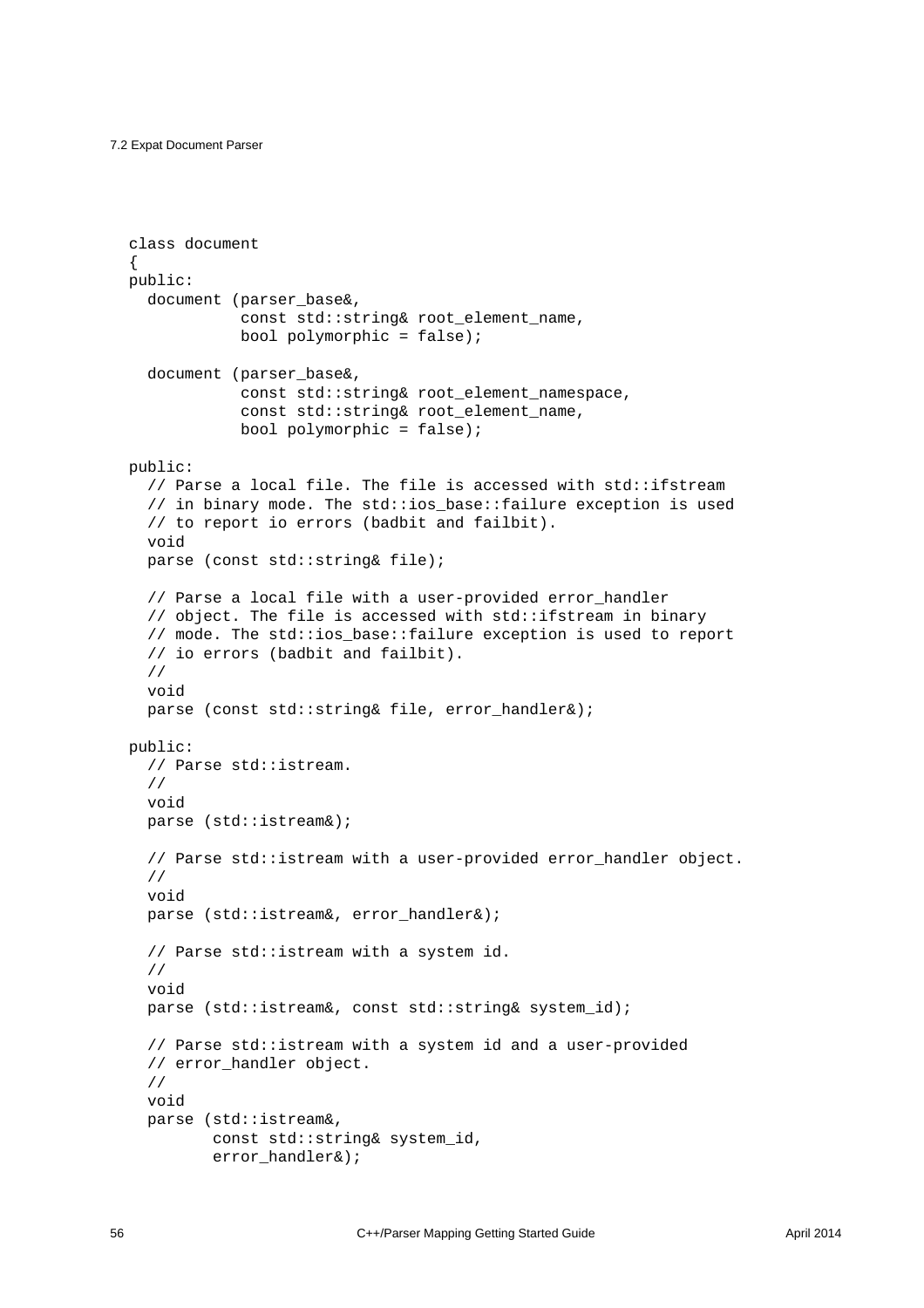```
class document
{
public:
  document (parser_base&,
            const std::string& root_element_name,
            bool polymorphic = false);

  document (parser_base&,
            const std::string& root_element_namespace,
            const std::string& root_element_name,
            bool polymorphic = false);

public:
  // Parse a local file. The file is accessed with std::ifstream
  // in binary mode. The std::ios_base::failure exception is used
  // to report io errors (badbit and failbit).
  void
  parse (const std::string& file);

  // Parse a local file with a user-provided error_handler
  // object. The file is accessed with std::ifstream in binary
  // mode. The std::ios_base::failure exception is used to report
  // io errors (badbit and failbit).
  //
  void
  parse (const std::string& file, error_handler&);

public:
  // Parse std::istream.
  //
  void
  parse (std::istream&);

  // Parse std::istream with a user-provided error_handler object.
  //
  void
  parse (std::istream&, error_handler&);

  // Parse std::istream with a system id.
  //
  void
  parse (std::istream&, const std::string& system_id);

  // Parse std::istream with a system id and a user-provided
  // error_handler object.
  //
  void
  parse (std::istream&,
         const std::string& system_id,
         error_handler&);
```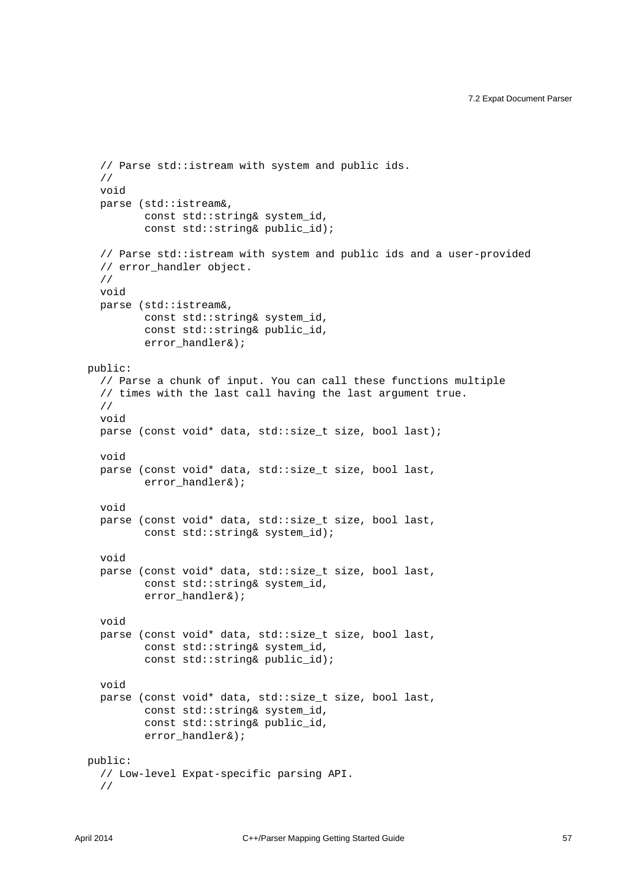```
    // Parse std::istream with system and public ids.
    //
    void
    parse (std::istream&,
           const std::string& system_id,
           const std::string& public_id);

    // Parse std::istream with system and public ids and a user-provided
    // error_handler object.
    //
    void
    parse (std::istream&,
           const std::string& system_id,
           const std::string& public_id,
           error_handler&);

  public:
    // Parse a chunk of input. You can call these functions multiple
    // times with the last call having the last argument true.
    //
    void
    parse (const void* data, std::size_t size, bool last);

    void
    parse (const void* data, std::size_t size, bool last,
           error_handler&);

    void
    parse (const void* data, std::size_t size, bool last,
           const std::string& system_id);

    void
    parse (const void* data, std::size_t size, bool last,
           const std::string& system_id,
           error_handler&);

    void
    parse (const void* data, std::size_t size, bool last,
           const std::string& system_id,
           const std::string& public_id);

    void
    parse (const void* data, std::size_t size, bool last,
           const std::string& system_id,
           const std::string& public_id,
           error_handler&);

  public:
    // Low-level Expat-specific parsing API.
    //
```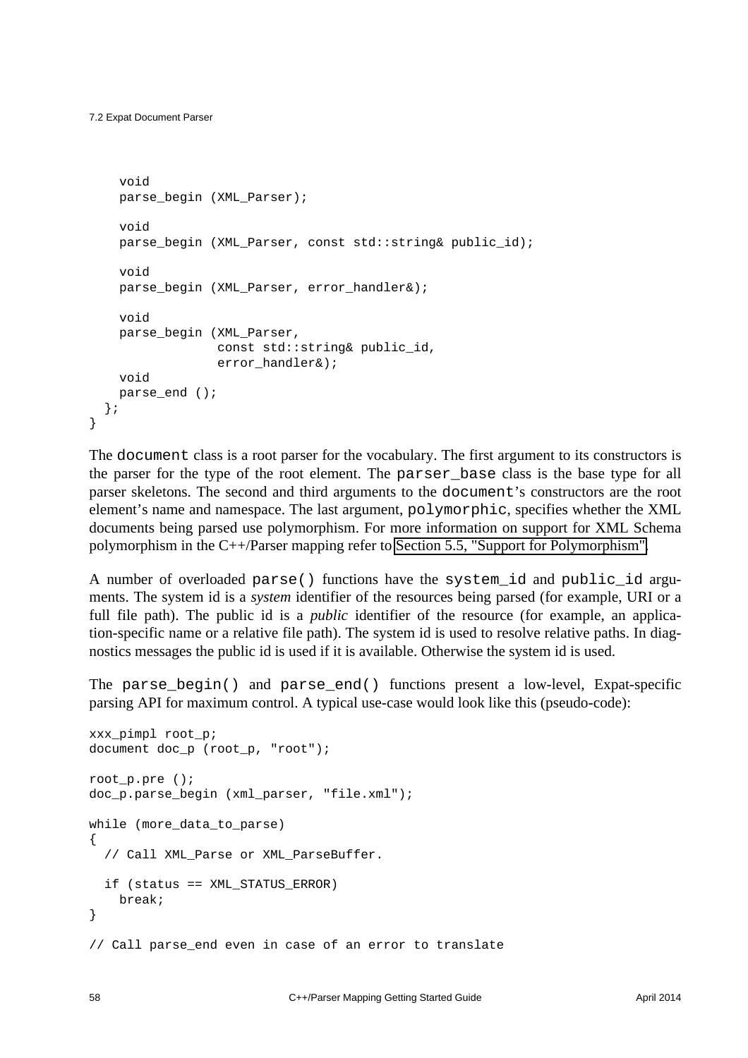```
    void
    parse_begin (XML_Parser);

    void
    parse_begin (XML_Parser, const std::string& public_id);

    void
    parse_begin (XML_Parser, error_handler&);

    void
    parse_begin (XML_Parser,
                 const std::string& public_id,
                 error_handler&);
    void
    parse_end ();
  };
}
```

The `document` class is a root parser for the vocabulary. The first argument to its constructors is the parser for the type of the root element. The `parser_base` class is the base type for all parser skeletons. The second and third arguments to the `document`'s constructors are the root element's name and namespace. The last argument, `polymorphic`, specifies whether the XML documents being parsed use polymorphism. For more information on support for XML Schema polymorphism in the C++/Parser mapping refer to Section 5.5, "Support for Polymorphism".

A number of overloaded `parse()` functions have the `system_id` and `public_id` arguments. The system id is a *system* identifier of the resources being parsed (for example, URI or a full file path). The public id is a *public* identifier of the resource (for example, an application-specific name or a relative file path). The system id is used to resolve relative paths. In diagnostics messages the public id is used if it is available. Otherwise the system id is used.

The `parse_begin()` and `parse_end()` functions present a low-level, Expat-specific parsing API for maximum control. A typical use-case would look like this (pseudo-code):

```
xxx_pimpl root_p;
document doc_p (root_p, "root");

root_p.pre ();
doc_p.parse_begin (xml_parser, "file.xml");

while (more_data_to_parse)
{
  // Call XML_Parse or XML_ParseBuffer.

  if (status == XML_STATUS_ERROR)
    break;
}

// Call parse_end even in case of an error to translate
```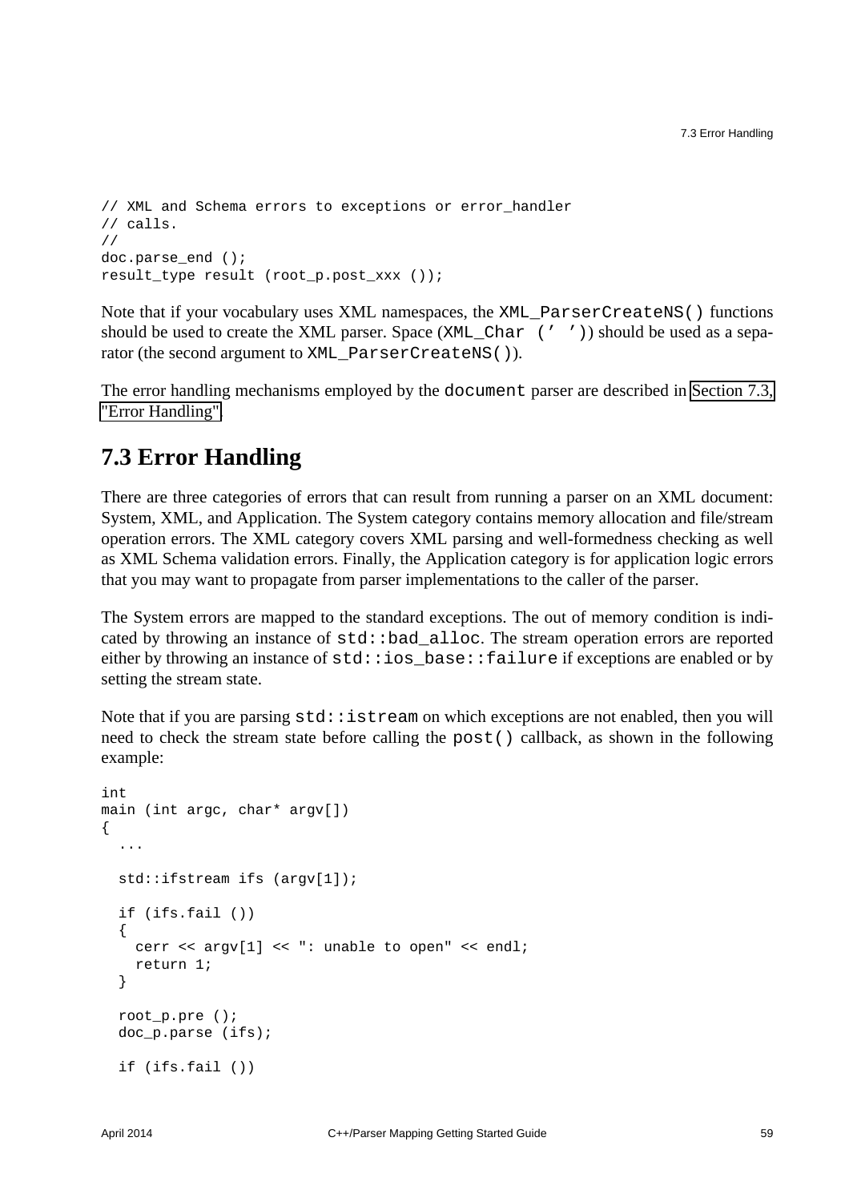```
// XML and Schema errors to exceptions or error_handler
// calls.
//
doc.parse_end ();
result_type result (root_p.post_xxx ());
```

Note that if your vocabulary uses XML namespaces, the `XML_ParserCreateNS()` functions should be used to create the XML parser. Space (`XML_Char (' ')`) should be used as a separator (the second argument to `XML_ParserCreateNS()`).

The error handling mechanisms employed by the `document` parser are described in Section 7.3, "Error Handling".

## 7.3 Error Handling

There are three categories of errors that can result from running a parser on an XML document: System, XML, and Application. The System category contains memory allocation and file/stream operation errors. The XML category covers XML parsing and well-formedness checking as well as XML Schema validation errors. Finally, the Application category is for application logic errors that you may want to propagate from parser implementations to the caller of the parser.

The System errors are mapped to the standard exceptions. The out of memory condition is indicated by throwing an instance of `std::bad_alloc`. The stream operation errors are reported either by throwing an instance of `std::ios_base::failure` if exceptions are enabled or by setting the stream state.

Note that if you are parsing `std::istream` on which exceptions are not enabled, then you will need to check the stream state before calling the `post()` callback, as shown in the following example:

```
int
main (int argc, char* argv[])
{
  ...

  std::ifstream ifs (argv[1]);

  if (ifs.fail ())
  {
    cerr << argv[1] << ": unable to open" << endl;
    return 1;
  }

  root_p.pre ();
  doc_p.parse (ifs);

  if (ifs.fail ())
```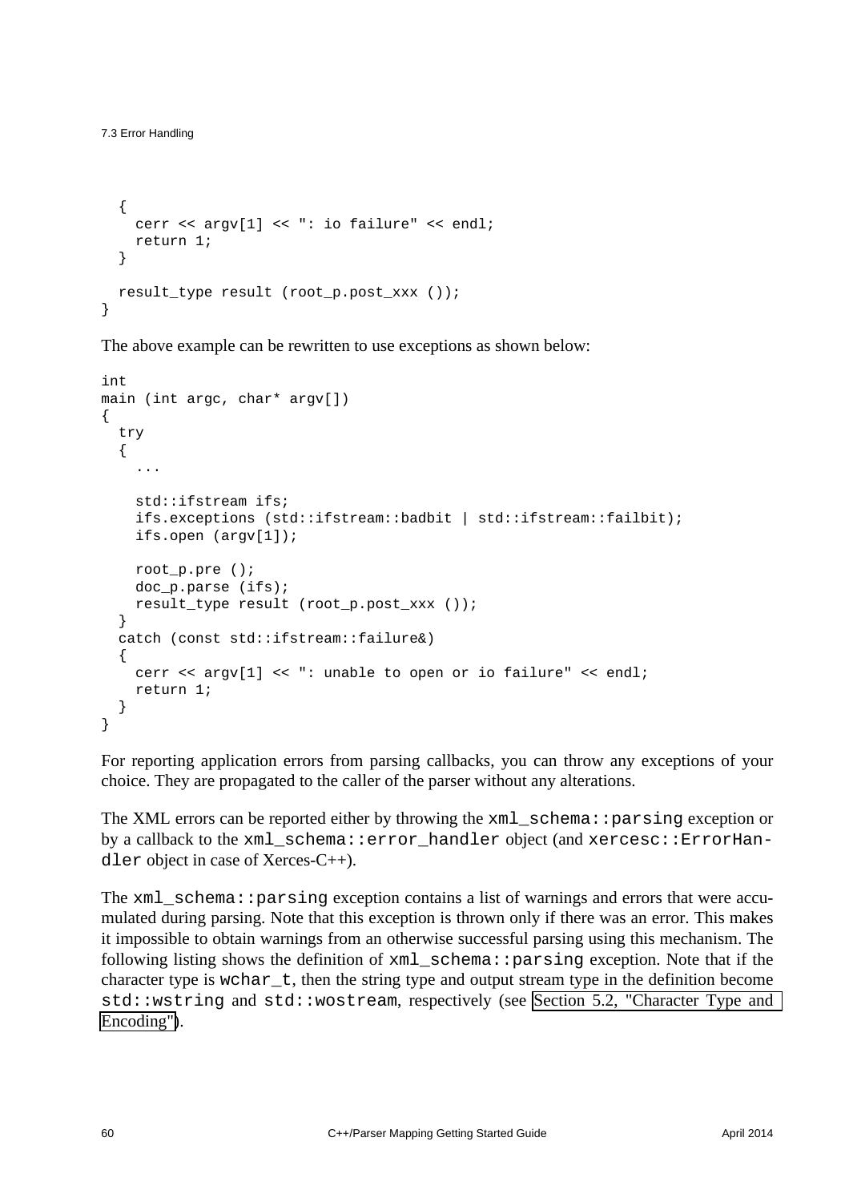```
  {
    cerr << argv[1] << ": io failure" << endl;
    return 1;
  }

  result_type result (root_p.post_xxx ());
}
```

The above example can be rewritten to use exceptions as shown below:

```
int
main (int argc, char* argv[])
{
  try
  {
    ...

    std::ifstream ifs;
    ifs.exceptions (std::ifstream::badbit | std::ifstream::failbit);
    ifs.open (argv[1]);

    root_p.pre ();
    doc_p.parse (ifs);
    result_type result (root_p.post_xxx ());
  }
  catch (const std::ifstream::failure&)
  {
    cerr << argv[1] << ": unable to open or io failure" << endl;
    return 1;
  }
}
```

For reporting application errors from parsing callbacks, you can throw any exceptions of your choice. They are propagated to the caller of the parser without any alterations.

The XML errors can be reported either by throwing the `xml_schema::parsing` exception or by a callback to the `xml_schema::error_handler` object (and `xercesc::ErrorHandler` object in case of Xerces-C++).

The `xml_schema::parsing` exception contains a list of warnings and errors that were accumulated during parsing. Note that this exception is thrown only if there was an error. This makes it impossible to obtain warnings from an otherwise successful parsing using this mechanism. The following listing shows the definition of `xml_schema::parsing` exception. Note that if the character type is `wchar_t`, then the string type and output stream type in the definition become `std::wstring` and `std::wostream`, respectively (see Section 5.2, "Character Type and Encoding").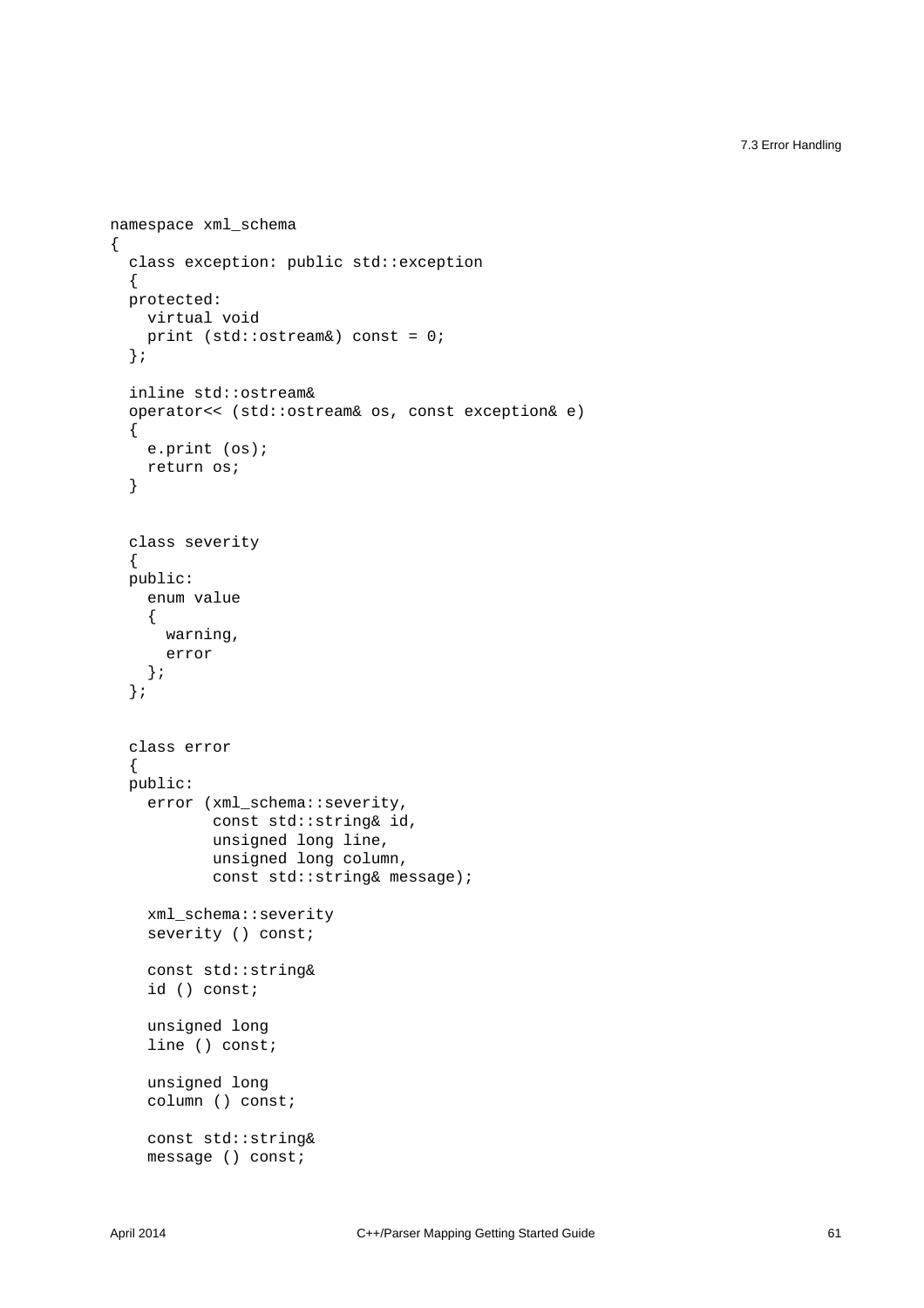```
namespace xml_schema
{
  class exception: public std::exception
  {
  protected:
    virtual void
    print (std::ostream&) const = 0;
  };

  inline std::ostream&
  operator<< (std::ostream& os, const exception& e)
  {
    e.print (os);
    return os;
  }


  class severity
  {
  public:
    enum value
    {
      warning,
      error
    };
  };


  class error
  {
  public:
    error (xml_schema::severity,
           const std::string& id,
           unsigned long line,
           unsigned long column,
           const std::string& message);

    xml_schema::severity
    severity () const;

    const std::string&
    id () const;

    unsigned long
    line () const;

    unsigned long
    column () const;

    const std::string&
    message () const;
```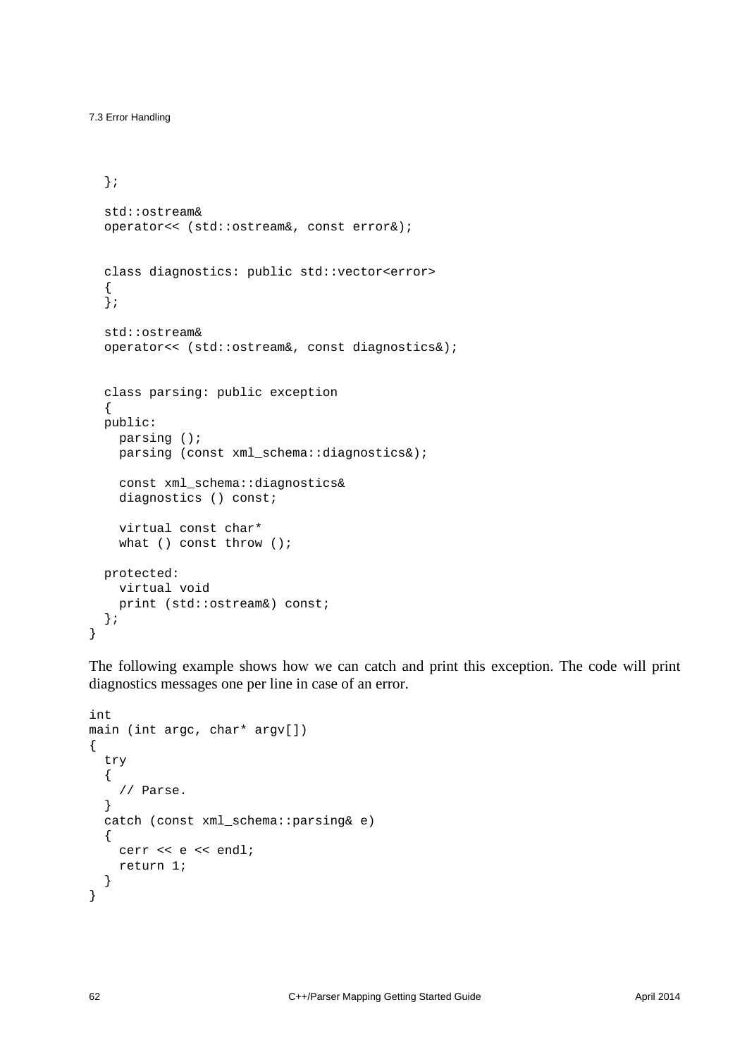```
  };

  std::ostream&
  operator<< (std::ostream&, const error&);


  class diagnostics: public std::vector<error>
  {
  };

  std::ostream&
  operator<< (std::ostream&, const diagnostics&);


  class parsing: public exception
  {
  public:
    parsing ();
    parsing (const xml_schema::diagnostics&);

    const xml_schema::diagnostics&
    diagnostics () const;

    virtual const char*
    what () const throw ();

  protected:
    virtual void
    print (std::ostream&) const;
  };
}
```

The following example shows how we can catch and print this exception. The code will print diagnostics messages one per line in case of an error.

```
int
main (int argc, char* argv[])
{
  try
  {
    // Parse.
  }
  catch (const xml_schema::parsing& e)
  {
    cerr << e << endl;
    return 1;
  }
}
```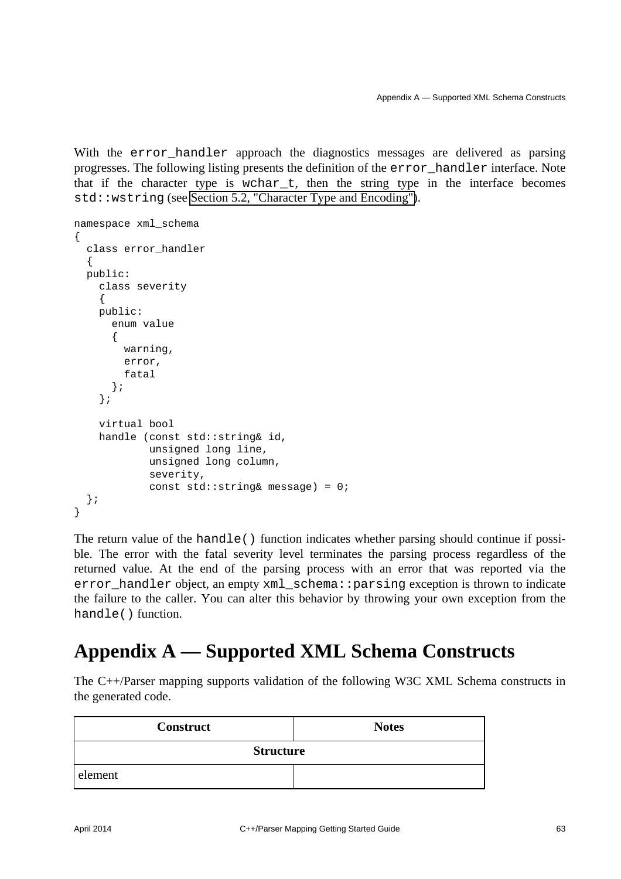With the `error_handler` approach the diagnostics messages are delivered as parsing progresses. The following listing presents the definition of the `error_handler` interface. Note that if the character type is `wchar_t`, then the string type in the interface becomes `std::wstring` (see Section 5.2, "Character Type and Encoding").

```
namespace xml_schema
{
  class error_handler
  {
  public:
    class severity
    {
    public:
      enum value
      {
        warning,
        error,
        fatal
      };
    };

    virtual bool
    handle (const std::string& id,
            unsigned long line,
            unsigned long column,
            severity,
            const std::string& message) = 0;
  };
}
```

The return value of the `handle()` function indicates whether parsing should continue if possible. The error with the fatal severity level terminates the parsing process regardless of the returned value. At the end of the parsing process with an error that was reported via the `error_handler` object, an empty `xml_schema::parsing` exception is thrown to indicate the failure to the caller. You can alter this behavior by throwing your own exception from the `handle()` function.

# Appendix A — Supported XML Schema Constructs

The C++/Parser mapping supports validation of the following W3C XML Schema constructs in the generated code.

| Construct | Notes |
| --- | --- |
| **Structure** | |
| element | |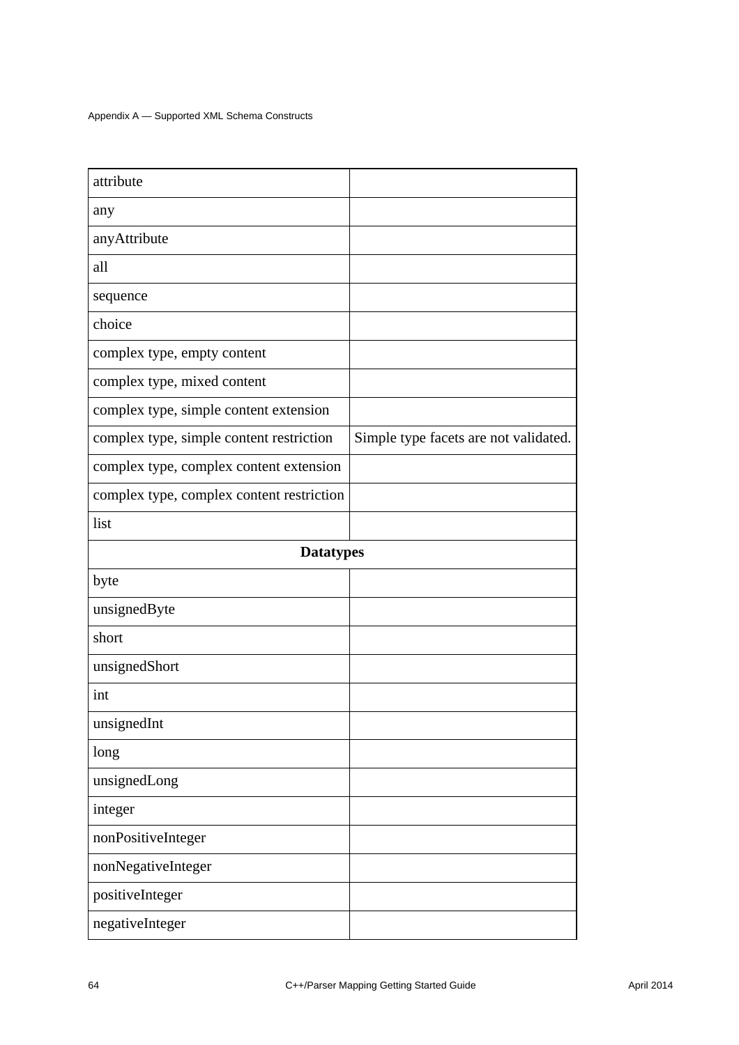| | |
|---|---|
| attribute | |
| any | |
| anyAttribute | |
| all | |
| sequence | |
| choice | |
| complex type, empty content | |
| complex type, mixed content | |
| complex type, simple content extension | |
| complex type, simple content restriction | Simple type facets are not validated. |
| complex type, complex content extension | |
| complex type, complex content restriction | |
| list | |
| **Datatypes** | |
| byte | |
| unsignedByte | |
| short | |
| unsignedShort | |
| int | |
| unsignedInt | |
| long | |
| unsignedLong | |
| integer | |
| nonPositiveInteger | |
| nonNegativeInteger | |
| positiveInteger | |
| negativeInteger | |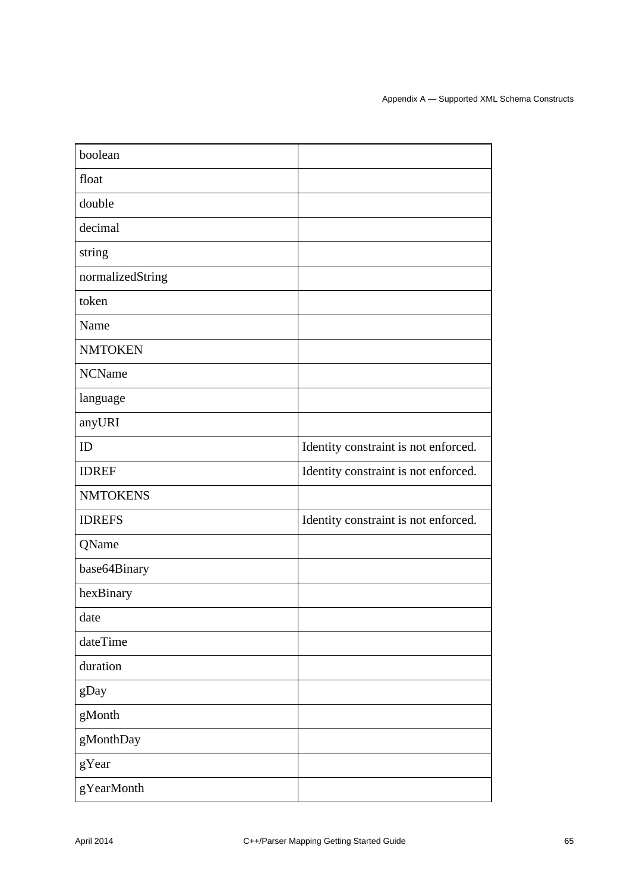| | |
|---|---|
| boolean | |
| float | |
| double | |
| decimal | |
| string | |
| normalizedString | |
| token | |
| Name | |
| NMTOKEN | |
| NCName | |
| language | |
| anyURI | |
| ID | Identity constraint is not enforced. |
| IDREF | Identity constraint is not enforced. |
| NMTOKENS | |
| IDREFS | Identity constraint is not enforced. |
| QName | |
| base64Binary | |
| hexBinary | |
| date | |
| dateTime | |
| duration | |
| gDay | |
| gMonth | |
| gMonthDay | |
| gYear | |
| gYearMonth | |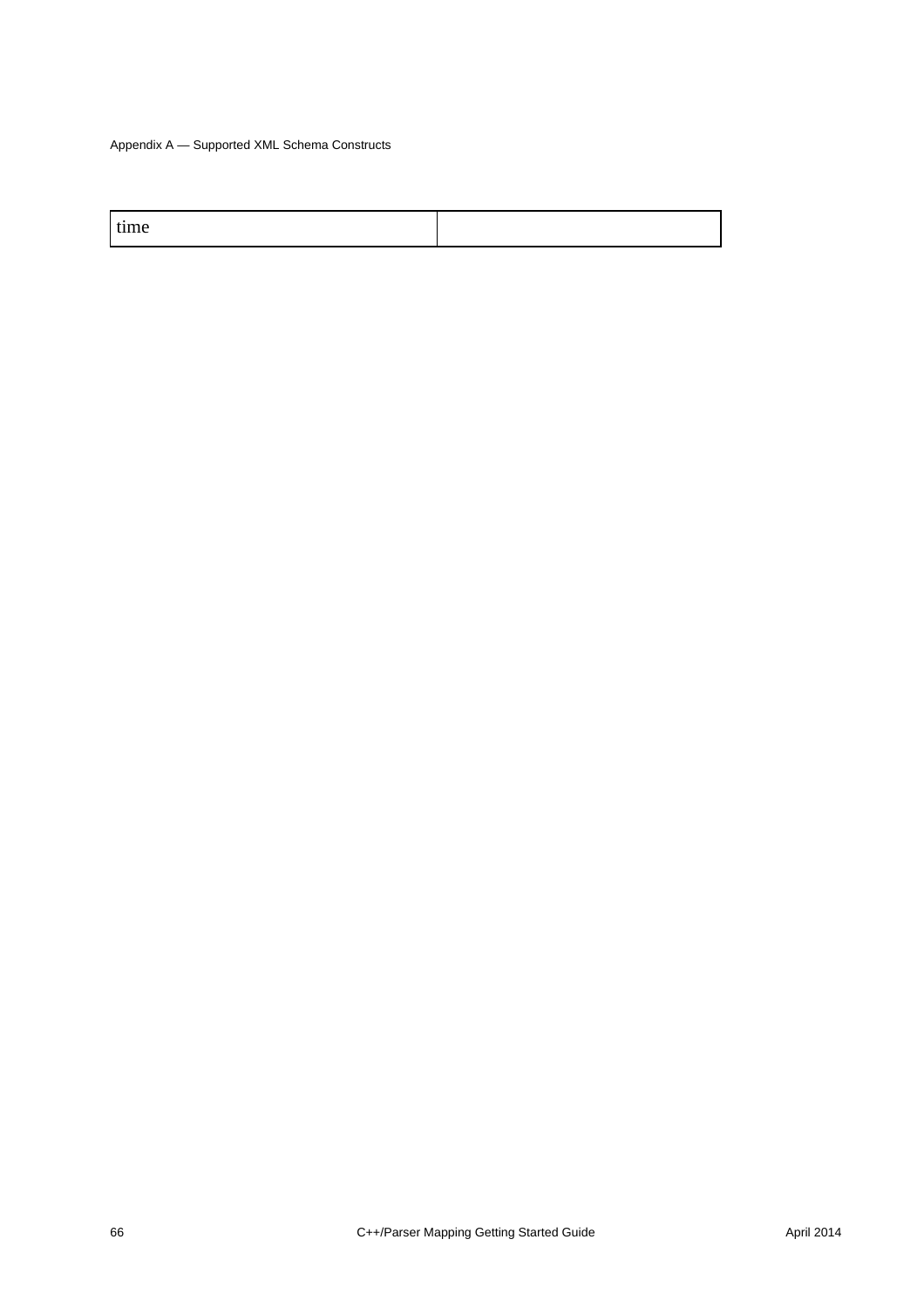| | |
|---|---|
| time | |